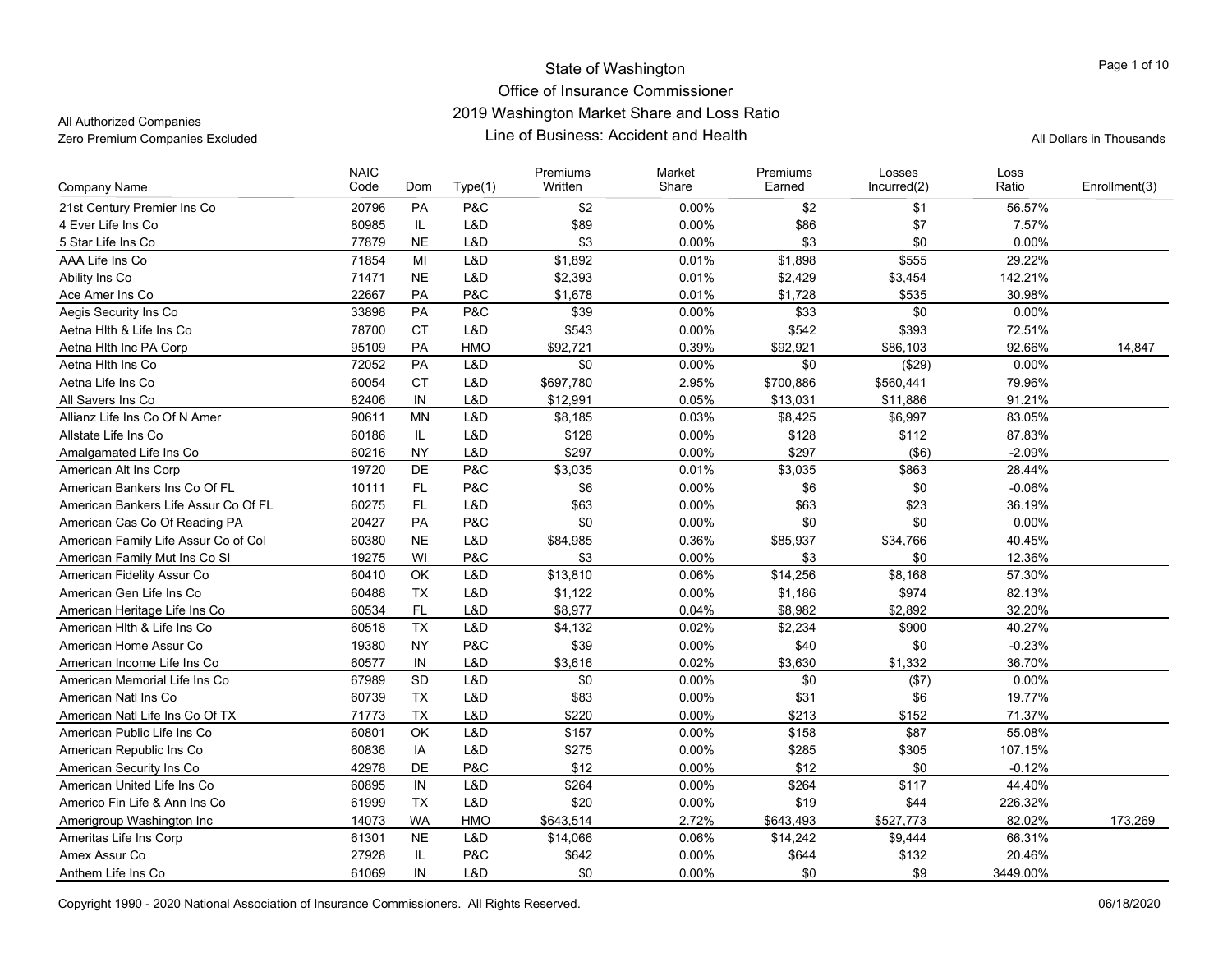State of Washington
Office of Insurance Commissioner
2019 Washington Market Share and Loss Ratio
Line of Business: Accident and Health

All Authorized Companies
Zero Premium Companies Excluded

All Dollars in Thousands

| Company Name | NAIC Code | Dom | Type(1) | Premiums Written | Market Share | Premiums Earned | Losses Incurred(2) | Loss Ratio | Enrollment(3) |
|---|---|---|---|---|---|---|---|---|---|
| 21st Century Premier Ins Co | 20796 | PA | P&C | $2 | 0.00% | $2 | $1 | 56.57% | |
| 4 Ever Life Ins Co | 80985 | IL | L&D | $89 | 0.00% | $86 | $7 | 7.57% | |
| 5 Star Life Ins Co | 77879 | NE | L&D | $3 | 0.00% | $3 | $0 | 0.00% | |
| AAA Life Ins Co | 71854 | MI | L&D | $1,892 | 0.01% | $1,898 | $555 | 29.22% | |
| Ability Ins Co | 71471 | NE | L&D | $2,393 | 0.01% | $2,429 | $3,454 | 142.21% | |
| Ace Amer Ins Co | 22667 | PA | P&C | $1,678 | 0.01% | $1,728 | $535 | 30.98% | |
| Aegis Security Ins Co | 33898 | PA | P&C | $39 | 0.00% | $33 | $0 | 0.00% | |
| Aetna Hlth & Life Ins Co | 78700 | CT | L&D | $543 | 0.00% | $542 | $393 | 72.51% | |
| Aetna Hlth Inc PA Corp | 95109 | PA | HMO | $92,721 | 0.39% | $92,921 | $86,103 | 92.66% | 14,847 |
| Aetna Hlth Ins Co | 72052 | PA | L&D | $0 | 0.00% | $0 | ($29) | 0.00% | |
| Aetna Life Ins Co | 60054 | CT | L&D | $697,780 | 2.95% | $700,886 | $560,441 | 79.96% | |
| All Savers Ins Co | 82406 | IN | L&D | $12,991 | 0.05% | $13,031 | $11,886 | 91.21% | |
| Allianz Life Ins Co Of N Amer | 90611 | MN | L&D | $8,185 | 0.03% | $8,425 | $6,997 | 83.05% | |
| Allstate Life Ins Co | 60186 | IL | L&D | $128 | 0.00% | $128 | $112 | 87.83% | |
| Amalgamated Life Ins Co | 60216 | NY | L&D | $297 | 0.00% | $297 | ($6) | -2.09% | |
| American Alt Ins Corp | 19720 | DE | P&C | $3,035 | 0.01% | $3,035 | $863 | 28.44% | |
| American Bankers Ins Co Of FL | 10111 | FL | P&C | $6 | 0.00% | $6 | $0 | -0.06% | |
| American Bankers Life Assur Co Of FL | 60275 | FL | L&D | $63 | 0.00% | $63 | $23 | 36.19% | |
| American Cas Co Of Reading PA | 20427 | PA | P&C | $0 | 0.00% | $0 | $0 | 0.00% | |
| American Family Life Assur Co of Col | 60380 | NE | L&D | $84,985 | 0.36% | $85,937 | $34,766 | 40.45% | |
| American Family Mut Ins Co SI | 19275 | WI | P&C | $3 | 0.00% | $3 | $0 | 12.36% | |
| American Fidelity Assur Co | 60410 | OK | L&D | $13,810 | 0.06% | $14,256 | $8,168 | 57.30% | |
| American Gen Life Ins Co | 60488 | TX | L&D | $1,122 | 0.00% | $1,186 | $974 | 82.13% | |
| American Heritage Life Ins Co | 60534 | FL | L&D | $8,977 | 0.04% | $8,982 | $2,892 | 32.20% | |
| American Hlth & Life Ins Co | 60518 | TX | L&D | $4,132 | 0.02% | $2,234 | $900 | 40.27% | |
| American Home Assur Co | 19380 | NY | P&C | $39 | 0.00% | $40 | $0 | -0.23% | |
| American Income Life Ins Co | 60577 | IN | L&D | $3,616 | 0.02% | $3,630 | $1,332 | 36.70% | |
| American Memorial Life Ins Co | 67989 | SD | L&D | $0 | 0.00% | $0 | ($7) | 0.00% | |
| American Natl Ins Co | 60739 | TX | L&D | $83 | 0.00% | $31 | $6 | 19.77% | |
| American Natl Life Ins Co Of TX | 71773 | TX | L&D | $220 | 0.00% | $213 | $152 | 71.37% | |
| American Public Life Ins Co | 60801 | OK | L&D | $157 | 0.00% | $158 | $87 | 55.08% | |
| American Republic Ins Co | 60836 | IA | L&D | $275 | 0.00% | $285 | $305 | 107.15% | |
| American Security Ins Co | 42978 | DE | P&C | $12 | 0.00% | $12 | $0 | -0.12% | |
| American United Life Ins Co | 60895 | IN | L&D | $264 | 0.00% | $264 | $117 | 44.40% | |
| Americo Fin Life & Ann Ins Co | 61999 | TX | L&D | $20 | 0.00% | $19 | $44 | 226.32% | |
| Amerigroup Washington Inc | 14073 | WA | HMO | $643,514 | 2.72% | $643,493 | $527,773 | 82.02% | 173,269 |
| Ameritas Life Ins Corp | 61301 | NE | L&D | $14,066 | 0.06% | $14,242 | $9,444 | 66.31% | |
| Amex Assur Co | 27928 | IL | P&C | $642 | 0.00% | $644 | $132 | 20.46% | |
| Anthem Life Ins Co | 61069 | IN | L&D | $0 | 0.00% | $0 | $9 | 3449.00% | |

Copyright 1990 - 2020 National Association of Insurance Commissioners. All Rights Reserved. 06/18/2020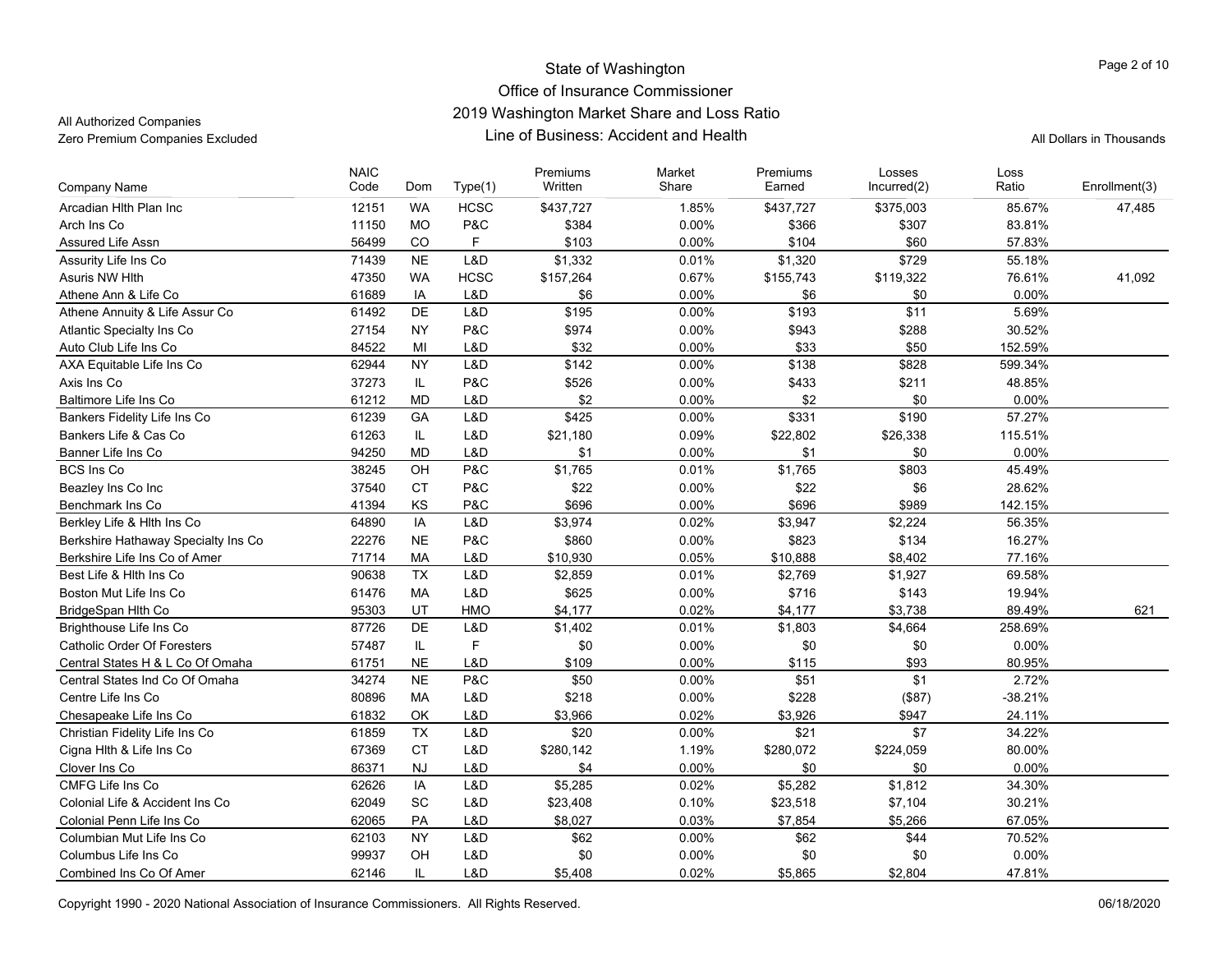# State of Washington
## Office of Insurance Commissioner
## 2019 Washington Market Share and Loss Ratio
## Line of Business: Accident and Health

All Authorized Companies
Zero Premium Companies Excluded

All Dollars in Thousands

| Company Name | NAIC Code | Dom | Type(1) | Premiums Written | Market Share | Premiums Earned | Losses Incurred(2) | Loss Ratio | Enrollment(3) |
|---|---|---|---|---|---|---|---|---|---|
| Arcadian Hlth Plan Inc | 12151 | WA | HCSC | $437,727 | 1.85% | $437,727 | $375,003 | 85.67% | 47,485 |
| Arch Ins Co | 11150 | MO | P&C | $384 | 0.00% | $366 | $307 | 83.81% | |
| Assured Life Assn | 56499 | CO | F | $103 | 0.00% | $104 | $60 | 57.83% | |
| Assurity Life Ins Co | 71439 | NE | L&D | $1,332 | 0.01% | $1,320 | $729 | 55.18% | |
| Asuris NW Hlth | 47350 | WA | HCSC | $157,264 | 0.67% | $155,743 | $119,322 | 76.61% | 41,092 |
| Athene Ann & Life Co | 61689 | IA | L&D | $6 | 0.00% | $6 | $0 | 0.00% | |
| Athene Annuity & Life Assur Co | 61492 | DE | L&D | $195 | 0.00% | $193 | $11 | 5.69% | |
| Atlantic Specialty Ins Co | 27154 | NY | P&C | $974 | 0.00% | $943 | $288 | 30.52% | |
| Auto Club Life Ins Co | 84522 | MI | L&D | $32 | 0.00% | $33 | $50 | 152.59% | |
| AXA Equitable Life Ins Co | 62944 | NY | L&D | $142 | 0.00% | $138 | $828 | 599.34% | |
| Axis Ins Co | 37273 | IL | P&C | $526 | 0.00% | $433 | $211 | 48.85% | |
| Baltimore Life Ins Co | 61212 | MD | L&D | $2 | 0.00% | $2 | $0 | 0.00% | |
| Bankers Fidelity Life Ins Co | 61239 | GA | L&D | $425 | 0.00% | $331 | $190 | 57.27% | |
| Bankers Life & Cas Co | 61263 | IL | L&D | $21,180 | 0.09% | $22,802 | $26,338 | 115.51% | |
| Banner Life Ins Co | 94250 | MD | L&D | $1 | 0.00% | $1 | $0 | 0.00% | |
| BCS Ins Co | 38245 | OH | P&C | $1,765 | 0.01% | $1,765 | $803 | 45.49% | |
| Beazley Ins Co Inc | 37540 | CT | P&C | $22 | 0.00% | $22 | $6 | 28.62% | |
| Benchmark Ins Co | 41394 | KS | P&C | $696 | 0.00% | $696 | $989 | 142.15% | |
| Berkley Life & Hlth Ins Co | 64890 | IA | L&D | $3,974 | 0.02% | $3,947 | $2,224 | 56.35% | |
| Berkshire Hathaway Specialty Ins Co | 22276 | NE | P&C | $860 | 0.00% | $823 | $134 | 16.27% | |
| Berkshire Life Ins Co of Amer | 71714 | MA | L&D | $10,930 | 0.05% | $10,888 | $8,402 | 77.16% | |
| Best Life & Hlth Ins Co | 90638 | TX | L&D | $2,859 | 0.01% | $2,769 | $1,927 | 69.58% | |
| Boston Mut Life Ins Co | 61476 | MA | L&D | $625 | 0.00% | $716 | $143 | 19.94% | |
| BridgeSpan Hlth Co | 95303 | UT | HMO | $4,177 | 0.02% | $4,177 | $3,738 | 89.49% | 621 |
| Brighthouse Life Ins Co | 87726 | DE | L&D | $1,402 | 0.01% | $1,803 | $4,664 | 258.69% | |
| Catholic Order Of Foresters | 57487 | IL | F | $0 | 0.00% | $0 | $0 | 0.00% | |
| Central States H & L Co Of Omaha | 61751 | NE | L&D | $109 | 0.00% | $115 | $93 | 80.95% | |
| Central States Ind Co Of Omaha | 34274 | NE | P&C | $50 | 0.00% | $51 | $1 | 2.72% | |
| Centre Life Ins Co | 80896 | MA | L&D | $218 | 0.00% | $228 | ($87) | -38.21% | |
| Chesapeake Life Ins Co | 61832 | OK | L&D | $3,966 | 0.02% | $3,926 | $947 | 24.11% | |
| Christian Fidelity Life Ins Co | 61859 | TX | L&D | $20 | 0.00% | $21 | $7 | 34.22% | |
| Cigna Hlth & Life Ins Co | 67369 | CT | L&D | $280,142 | 1.19% | $280,072 | $224,059 | 80.00% | |
| Clover Ins Co | 86371 | NJ | L&D | $4 | 0.00% | $0 | $0 | 0.00% | |
| CMFG Life Ins Co | 62626 | IA | L&D | $5,285 | 0.02% | $5,282 | $1,812 | 34.30% | |
| Colonial Life & Accident Ins Co | 62049 | SC | L&D | $23,408 | 0.10% | $23,518 | $7,104 | 30.21% | |
| Colonial Penn Life Ins Co | 62065 | PA | L&D | $8,027 | 0.03% | $7,854 | $5,266 | 67.05% | |
| Columbian Mut Life Ins Co | 62103 | NY | L&D | $62 | 0.00% | $62 | $44 | 70.52% | |
| Columbus Life Ins Co | 99937 | OH | L&D | $0 | 0.00% | $0 | $0 | 0.00% | |
| Combined Ins Co Of Amer | 62146 | IL | L&D | $5,408 | 0.02% | $5,865 | $2,804 | 47.81% | |

Copyright 1990 - 2020 National Association of Insurance Commissioners. All Rights Reserved.

06/18/2020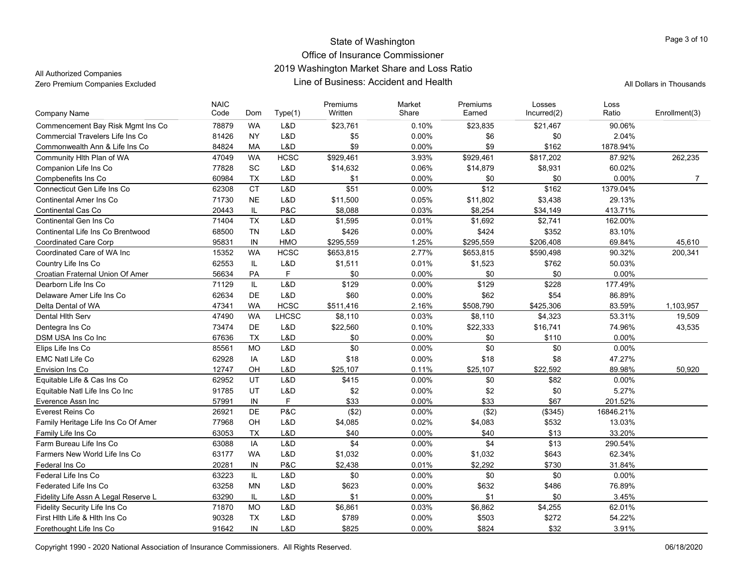State of Washington
Office of Insurance Commissioner
2019 Washington Market Share and Loss Ratio
Line of Business: Accident and Health

All Authorized Companies
Zero Premium Companies Excluded

All Dollars in Thousands

| Company Name | NAIC Code | Dom | Type(1) | Premiums Written | Market Share | Premiums Earned | Losses Incurred(2) | Loss Ratio | Enrollment(3) |
|---|---|---|---|---|---|---|---|---|---|
| Commencement Bay Risk Mgmt Ins Co | 78879 | WA | L&D | $23,761 | 0.10% | $23,835 | $21,467 | 90.06% | |
| Commercial Travelers Life Ins Co | 81426 | NY | L&D | $5 | 0.00% | $6 | $0 | 2.04% | |
| Commonwealth Ann & Life Ins Co | 84824 | MA | L&D | $9 | 0.00% | $9 | $162 | 1878.94% | |
| Community Hlth Plan of WA | 47049 | WA | HCSC | $929,461 | 3.93% | $929,461 | $817,202 | 87.92% | 262,235 |
| Companion Life Ins Co | 77828 | SC | L&D | $14,632 | 0.06% | $14,879 | $8,931 | 60.02% | |
| Compbenefits Ins Co | 60984 | TX | L&D | $1 | 0.00% | $0 | $0 | 0.00% | 7 |
| Connecticut Gen Life Ins Co | 62308 | CT | L&D | $51 | 0.00% | $12 | $162 | 1379.04% | |
| Continental Amer Ins Co | 71730 | NE | L&D | $11,500 | 0.05% | $11,802 | $3,438 | 29.13% | |
| Continental Cas Co | 20443 | IL | P&C | $8,088 | 0.03% | $8,254 | $34,149 | 413.71% | |
| Continental Gen Ins Co | 71404 | TX | L&D | $1,595 | 0.01% | $1,692 | $2,741 | 162.00% | |
| Continental Life Ins Co Brentwood | 68500 | TN | L&D | $426 | 0.00% | $424 | $352 | 83.10% | |
| Coordinated Care Corp | 95831 | IN | HMO | $295,559 | 1.25% | $295,559 | $206,408 | 69.84% | 45,610 |
| Coordinated Care of WA Inc | 15352 | WA | HCSC | $653,815 | 2.77% | $653,815 | $590,498 | 90.32% | 200,341 |
| Country Life Ins Co | 62553 | IL | L&D | $1,511 | 0.01% | $1,523 | $762 | 50.03% | |
| Croatian Fraternal Union Of Amer | 56634 | PA | F | $0 | 0.00% | $0 | $0 | 0.00% | |
| Dearborn Life Ins Co | 71129 | IL | L&D | $129 | 0.00% | $129 | $228 | 177.49% | |
| Delaware Amer Life Ins Co | 62634 | DE | L&D | $60 | 0.00% | $62 | $54 | 86.89% | |
| Delta Dental of WA | 47341 | WA | HCSC | $511,416 | 2.16% | $508,790 | $425,306 | 83.59% | 1,103,957 |
| Dental Hlth Serv | 47490 | WA | LHCSC | $8,110 | 0.03% | $8,110 | $4,323 | 53.31% | 19,509 |
| Dentegra Ins Co | 73474 | DE | L&D | $22,560 | 0.10% | $22,333 | $16,741 | 74.96% | 43,535 |
| DSM USA Ins Co Inc | 67636 | TX | L&D | $0 | 0.00% | $0 | $110 | 0.00% | |
| Elips Life Ins Co | 85561 | MO | L&D | $0 | 0.00% | $0 | $0 | 0.00% | |
| EMC Natl Life Co | 62928 | IA | L&D | $18 | 0.00% | $18 | $8 | 47.27% | |
| Envision Ins Co | 12747 | OH | L&D | $25,107 | 0.11% | $25,107 | $22,592 | 89.98% | 50,920 |
| Equitable Life & Cas Ins Co | 62952 | UT | L&D | $415 | 0.00% | $0 | $82 | 0.00% | |
| Equitable Natl Life Ins Co Inc | 91785 | UT | L&D | $2 | 0.00% | $2 | $0 | 5.27% | |
| Everence Assn Inc | 57991 | IN | F | $33 | 0.00% | $33 | $67 | 201.52% | |
| Everest Reins Co | 26921 | DE | P&C | ($2) | 0.00% | ($2) | ($345) | 16846.21% | |
| Family Heritage Life Ins Co Of Amer | 77968 | OH | L&D | $4,085 | 0.02% | $4,083 | $532 | 13.03% | |
| Family Life Ins Co | 63053 | TX | L&D | $40 | 0.00% | $40 | $13 | 33.20% | |
| Farm Bureau Life Ins Co | 63088 | IA | L&D | $4 | 0.00% | $4 | $13 | 290.54% | |
| Farmers New World Life Ins Co | 63177 | WA | L&D | $1,032 | 0.00% | $1,032 | $643 | 62.34% | |
| Federal Ins Co | 20281 | IN | P&C | $2,438 | 0.01% | $2,292 | $730 | 31.84% | |
| Federal Life Ins Co | 63223 | IL | L&D | $0 | 0.00% | $0 | $0 | 0.00% | |
| Federated Life Ins Co | 63258 | MN | L&D | $623 | 0.00% | $632 | $486 | 76.89% | |
| Fidelity Life Assn A Legal Reserve L | 63290 | IL | L&D | $1 | 0.00% | $1 | $0 | 3.45% | |
| Fidelity Security Life Ins Co | 71870 | MO | L&D | $6,861 | 0.03% | $6,862 | $4,255 | 62.01% | |
| First Hlth Life & Hlth Ins Co | 90328 | TX | L&D | $789 | 0.00% | $503 | $272 | 54.22% | |
| Forethought Life Ins Co | 91642 | IN | L&D | $825 | 0.00% | $824 | $32 | 3.91% | |

Copyright 1990 - 2020 National Association of Insurance Commissioners. All Rights Reserved.

06/18/2020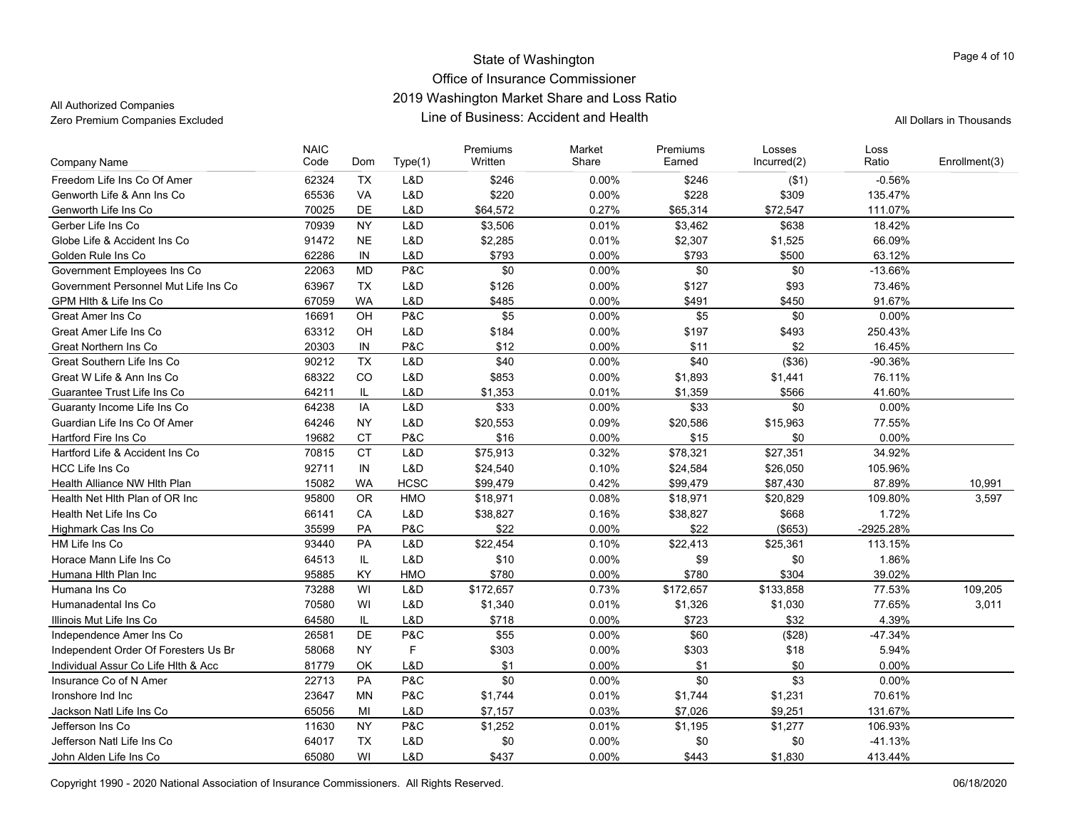State of Washington
Office of Insurance Commissioner
2019 Washington Market Share and Loss Ratio
Line of Business: Accident and Health

All Authorized Companies
Zero Premium Companies Excluded

All Dollars in Thousands

| Company Name | NAIC Code | Dom | Type(1) | Premiums Written | Market Share | Premiums Earned | Losses Incurred(2) | Loss Ratio | Enrollment(3) |
|---|---|---|---|---|---|---|---|---|---|
| Freedom Life Ins Co Of Amer | 62324 | TX | L&D | $246 | 0.00% | $246 | ($1) | -0.56% | |
| Genworth Life & Ann Ins Co | 65536 | VA | L&D | $220 | 0.00% | $228 | $309 | 135.47% | |
| Genworth Life Ins Co | 70025 | DE | L&D | $64,572 | 0.27% | $65,314 | $72,547 | 111.07% | |
| Gerber Life Ins Co | 70939 | NY | L&D | $3,506 | 0.01% | $3,462 | $638 | 18.42% | |
| Globe Life & Accident Ins Co | 91472 | NE | L&D | $2,285 | 0.01% | $2,307 | $1,525 | 66.09% | |
| Golden Rule Ins Co | 62286 | IN | L&D | $793 | 0.00% | $793 | $500 | 63.12% | |
| Government Employees Ins Co | 22063 | MD | P&C | $0 | 0.00% | $0 | $0 | -13.66% | |
| Government Personnel Mut Life Ins Co | 63967 | TX | L&D | $126 | 0.00% | $127 | $93 | 73.46% | |
| GPM Hlth & Life Ins Co | 67059 | WA | L&D | $485 | 0.00% | $491 | $450 | 91.67% | |
| Great Amer Ins Co | 16691 | OH | P&C | $5 | 0.00% | $5 | $0 | 0.00% | |
| Great Amer Life Ins Co | 63312 | OH | L&D | $184 | 0.00% | $197 | $493 | 250.43% | |
| Great Northern Ins Co | 20303 | IN | P&C | $12 | 0.00% | $11 | $2 | 16.45% | |
| Great Southern Life Ins Co | 90212 | TX | L&D | $40 | 0.00% | $40 | ($36) | -90.36% | |
| Great W Life & Ann Ins Co | 68322 | CO | L&D | $853 | 0.00% | $1,893 | $1,441 | 76.11% | |
| Guarantee Trust Life Ins Co | 64211 | IL | L&D | $1,353 | 0.01% | $1,359 | $566 | 41.60% | |
| Guaranty Income Life Ins Co | 64238 | IA | L&D | $33 | 0.00% | $33 | $0 | 0.00% | |
| Guardian Life Ins Co Of Amer | 64246 | NY | L&D | $20,553 | 0.09% | $20,586 | $15,963 | 77.55% | |
| Hartford Fire Ins Co | 19682 | CT | P&C | $16 | 0.00% | $15 | $0 | 0.00% | |
| Hartford Life & Accident Ins Co | 70815 | CT | L&D | $75,913 | 0.32% | $78,321 | $27,351 | 34.92% | |
| HCC Life Ins Co | 92711 | IN | L&D | $24,540 | 0.10% | $24,584 | $26,050 | 105.96% | |
| Health Alliance NW Hlth Plan | 15082 | WA | HCSC | $99,479 | 0.42% | $99,479 | $87,430 | 87.89% | 10,991 |
| Health Net Hlth Plan of OR Inc | 95800 | OR | HMO | $18,971 | 0.08% | $18,971 | $20,829 | 109.80% | 3,597 |
| Health Net Life Ins Co | 66141 | CA | L&D | $38,827 | 0.16% | $38,827 | $668 | 1.72% | |
| Highmark Cas Ins Co | 35599 | PA | P&C | $22 | 0.00% | $22 | ($653) | -2925.28% | |
| HM Life Ins Co | 93440 | PA | L&D | $22,454 | 0.10% | $22,413 | $25,361 | 113.15% | |
| Horace Mann Life Ins Co | 64513 | IL | L&D | $10 | 0.00% | $9 | $0 | 1.86% | |
| Humana Hlth Plan Inc | 95885 | KY | HMO | $780 | 0.00% | $780 | $304 | 39.02% | |
| Humana Ins Co | 73288 | WI | L&D | $172,657 | 0.73% | $172,657 | $133,858 | 77.53% | 109,205 |
| Humanadental Ins Co | 70580 | WI | L&D | $1,340 | 0.01% | $1,326 | $1,030 | 77.65% | 3,011 |
| Illinois Mut Life Ins Co | 64580 | IL | L&D | $718 | 0.00% | $723 | $32 | 4.39% | |
| Independence Amer Ins Co | 26581 | DE | P&C | $55 | 0.00% | $60 | ($28) | -47.34% | |
| Independent Order Of Foresters Us Br | 58068 | NY | F | $303 | 0.00% | $303 | $18 | 5.94% | |
| Individual Assur Co Life Hlth & Acc | 81779 | OK | L&D | $1 | 0.00% | $1 | $0 | 0.00% | |
| Insurance Co of N Amer | 22713 | PA | P&C | $0 | 0.00% | $0 | $3 | 0.00% | |
| Ironshore Ind Inc | 23647 | MN | P&C | $1,744 | 0.01% | $1,744 | $1,231 | 70.61% | |
| Jackson Natl Life Ins Co | 65056 | MI | L&D | $7,157 | 0.03% | $7,026 | $9,251 | 131.67% | |
| Jefferson Ins Co | 11630 | NY | P&C | $1,252 | 0.01% | $1,195 | $1,277 | 106.93% | |
| Jefferson Natl Life Ins Co | 64017 | TX | L&D | $0 | 0.00% | $0 | $0 | -41.13% | |
| John Alden Life Ins Co | 65080 | WI | L&D | $437 | 0.00% | $443 | $1,830 | 413.44% | |

Copyright 1990 - 2020 National Association of Insurance Commissioners. All Rights Reserved.

06/18/2020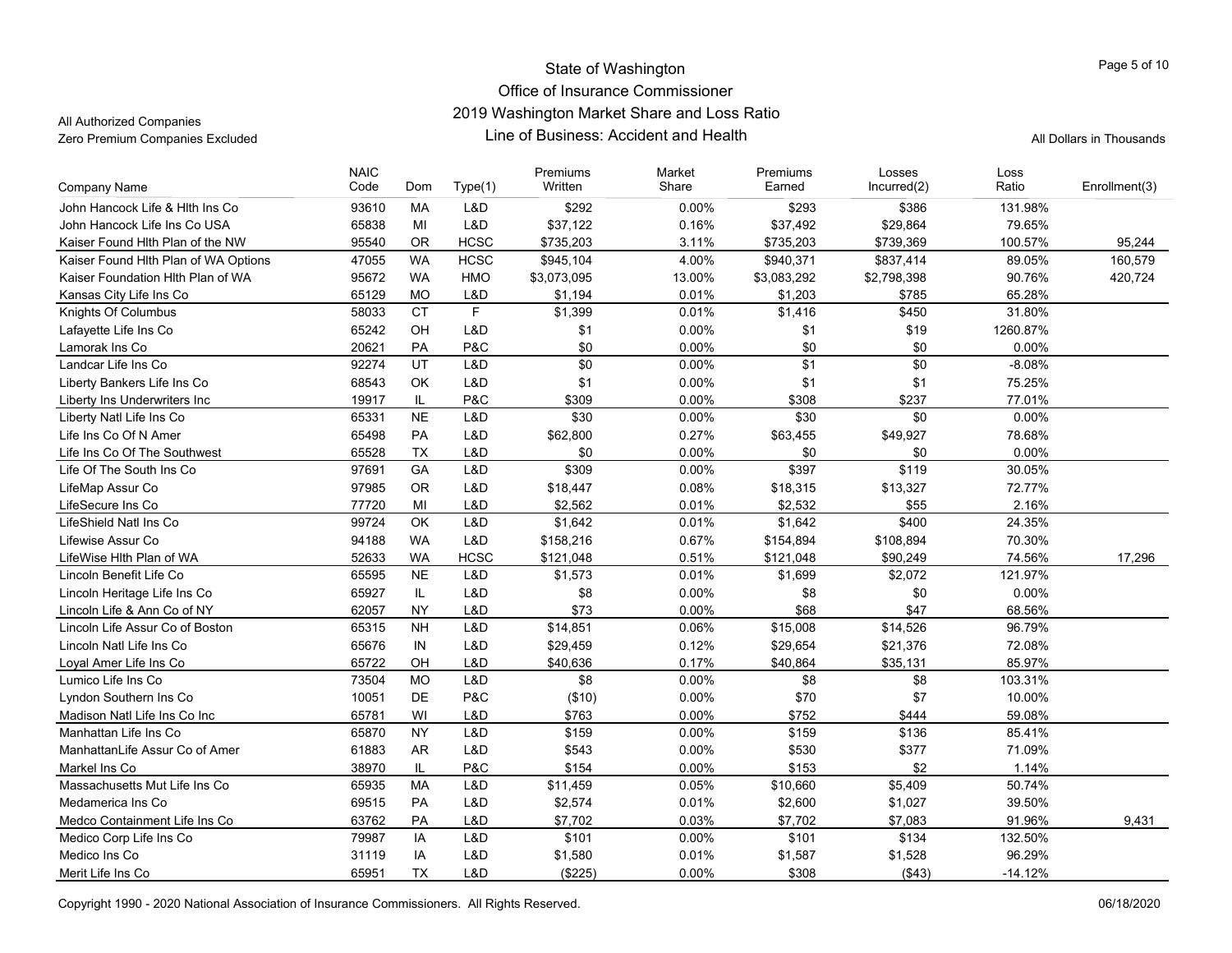All Authorized Companies
Zero Premium Companies Excluded

# State of Washington
## Office of Insurance Commissioner
## 2019 Washington Market Share and Loss Ratio
## Line of Business: Accident and Health

All Dollars in Thousands

| Company Name | NAIC Code | Dom | Type(1) | Premiums Written | Market Share | Premiums Earned | Losses Incurred(2) | Loss Ratio | Enrollment(3) |
|---|---|---|---|---|---|---|---|---|---|
| John Hancock Life & Hlth Ins Co | 93610 | MA | L&D | $292 | 0.00% | $293 | $386 | 131.98% | |
| John Hancock Life Ins Co USA | 65838 | MI | L&D | $37,122 | 0.16% | $37,492 | $29,864 | 79.65% | |
| Kaiser Found Hlth Plan of the NW | 95540 | OR | HCSC | $735,203 | 3.11% | $735,203 | $739,369 | 100.57% | 95,244 |
| Kaiser Found Hlth Plan of WA Options | 47055 | WA | HCSC | $945,104 | 4.00% | $940,371 | $837,414 | 89.05% | 160,579 |
| Kaiser Foundation Hlth Plan of WA | 95672 | WA | HMO | $3,073,095 | 13.00% | $3,083,292 | $2,798,398 | 90.76% | 420,724 |
| Kansas City Life Ins Co | 65129 | MO | L&D | $1,194 | 0.01% | $1,203 | $785 | 65.28% | |
| Knights Of Columbus | 58033 | CT | F | $1,399 | 0.01% | $1,416 | $450 | 31.80% | |
| Lafayette Life Ins Co | 65242 | OH | L&D | $1 | 0.00% | $1 | $19 | 1260.87% | |
| Lamorak Ins Co | 20621 | PA | P&C | $0 | 0.00% | $0 | $0 | 0.00% | |
| Landcar Life Ins Co | 92274 | UT | L&D | $0 | 0.00% | $1 | $0 | -8.08% | |
| Liberty Bankers Life Ins Co | 68543 | OK | L&D | $1 | 0.00% | $1 | $1 | 75.25% | |
| Liberty Ins Underwriters Inc | 19917 | IL | P&C | $309 | 0.00% | $308 | $237 | 77.01% | |
| Liberty Natl Life Ins Co | 65331 | NE | L&D | $30 | 0.00% | $30 | $0 | 0.00% | |
| Life Ins Co Of N Amer | 65498 | PA | L&D | $62,800 | 0.27% | $63,455 | $49,927 | 78.68% | |
| Life Ins Co Of The Southwest | 65528 | TX | L&D | $0 | 0.00% | $0 | $0 | 0.00% | |
| Life Of The South Ins Co | 97691 | GA | L&D | $309 | 0.00% | $397 | $119 | 30.05% | |
| LifeMap Assur Co | 97985 | OR | L&D | $18,447 | 0.08% | $18,315 | $13,327 | 72.77% | |
| LifeSecure Ins Co | 77720 | MI | L&D | $2,562 | 0.01% | $2,532 | $55 | 2.16% | |
| LifeShield Natl Ins Co | 99724 | OK | L&D | $1,642 | 0.01% | $1,642 | $400 | 24.35% | |
| Lifewise Assur Co | 94188 | WA | L&D | $158,216 | 0.67% | $154,894 | $108,894 | 70.30% | |
| LifeWise Hlth Plan of WA | 52633 | WA | HCSC | $121,048 | 0.51% | $121,048 | $90,249 | 74.56% | 17,296 |
| Lincoln Benefit Life Co | 65595 | NE | L&D | $1,573 | 0.01% | $1,699 | $2,072 | 121.97% | |
| Lincoln Heritage Life Ins Co | 65927 | IL | L&D | $8 | 0.00% | $8 | $0 | 0.00% | |
| Lincoln Life & Ann Co of NY | 62057 | NY | L&D | $73 | 0.00% | $68 | $47 | 68.56% | |
| Lincoln Life Assur Co of Boston | 65315 | NH | L&D | $14,851 | 0.06% | $15,008 | $14,526 | 96.79% | |
| Lincoln Natl Life Ins Co | 65676 | IN | L&D | $29,459 | 0.12% | $29,654 | $21,376 | 72.08% | |
| Loyal Amer Life Ins Co | 65722 | OH | L&D | $40,636 | 0.17% | $40,864 | $35,131 | 85.97% | |
| Lumico Life Ins Co | 73504 | MO | L&D | $8 | 0.00% | $8 | $8 | 103.31% | |
| Lyndon Southern Ins Co | 10051 | DE | P&C | ($10) | 0.00% | $70 | $7 | 10.00% | |
| Madison Natl Life Ins Co Inc | 65781 | WI | L&D | $763 | 0.00% | $752 | $444 | 59.08% | |
| Manhattan Life Ins Co | 65870 | NY | L&D | $159 | 0.00% | $159 | $136 | 85.41% | |
| ManhattanLife Assur Co of Amer | 61883 | AR | L&D | $543 | 0.00% | $530 | $377 | 71.09% | |
| Markel Ins Co | 38970 | IL | P&C | $154 | 0.00% | $153 | $2 | 1.14% | |
| Massachusetts Mut Life Ins Co | 65935 | MA | L&D | $11,459 | 0.05% | $10,660 | $5,409 | 50.74% | |
| Medamerica Ins Co | 69515 | PA | L&D | $2,574 | 0.01% | $2,600 | $1,027 | 39.50% | |
| Medco Containment Life Ins Co | 63762 | PA | L&D | $7,702 | 0.03% | $7,702 | $7,083 | 91.96% | 9,431 |
| Medico Corp Life Ins Co | 79987 | IA | L&D | $101 | 0.00% | $101 | $134 | 132.50% | |
| Medico Ins Co | 31119 | IA | L&D | $1,580 | 0.01% | $1,587 | $1,528 | 96.29% | |
| Merit Life Ins Co | 65951 | TX | L&D | ($225) | 0.00% | $308 | ($43) | -14.12% | |

Copyright 1990 - 2020 National Association of Insurance Commissioners. All Rights Reserved.

06/18/2020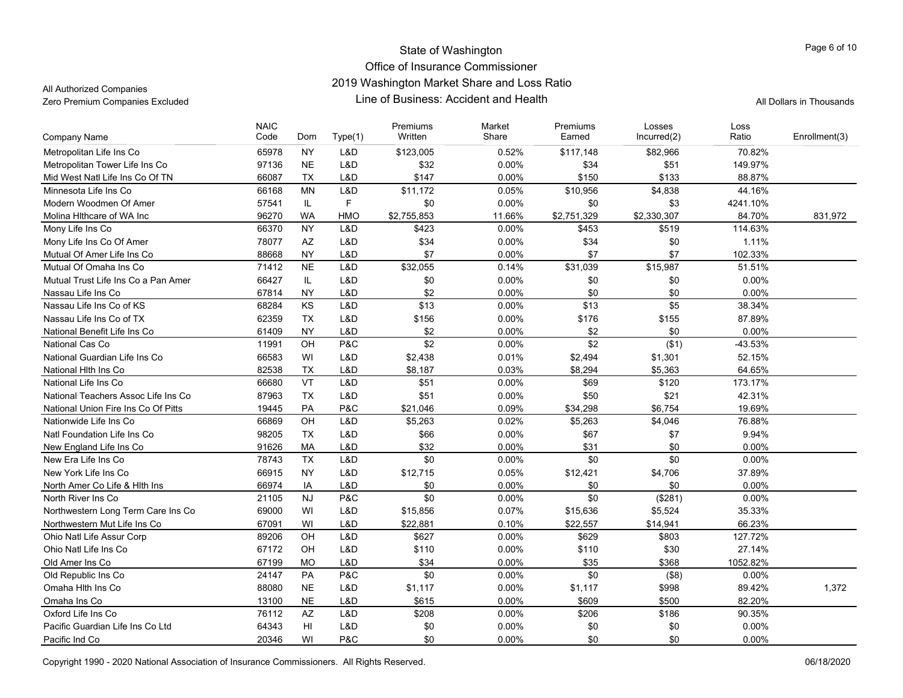# State of Washington
## Office of Insurance Commissioner
## 2019 Washington Market Share and Loss Ratio
### Line of Business: Accident and Health

All Authorized Companies
Zero Premium Companies Excluded

All Dollars in Thousands

| Company Name | NAIC Code | Dom | Type(1) | Premiums Written | Market Share | Premiums Earned | Losses Incurred(2) | Loss Ratio | Enrollment(3) |
|---|---|---|---|---|---|---|---|---|---|
| Metropolitan Life Ins Co | 65978 | NY | L&D | $123,005 | 0.52% | $117,148 | $82,966 | 70.82% | |
| Metropolitan Tower Life Ins Co | 97136 | NE | L&D | $32 | 0.00% | $34 | $51 | 149.97% | |
| Mid West Natl Life Ins Co Of TN | 66087 | TX | L&D | $147 | 0.00% | $150 | $133 | 88.87% | |
| Minnesota Life Ins Co | 66168 | MN | L&D | $11,172 | 0.05% | $10,956 | $4,838 | 44.16% | |
| Modern Woodmen Of Amer | 57541 | IL | F | $0 | 0.00% | $0 | $3 | 4241.10% | |
| Molina Hlthcare of WA Inc | 96270 | WA | HMO | $2,755,853 | 11.66% | $2,751,329 | $2,330,307 | 84.70% | 831,972 |
| Mony Life Ins Co | 66370 | NY | L&D | $423 | 0.00% | $453 | $519 | 114.63% | |
| Mony Life Ins Co Of Amer | 78077 | AZ | L&D | $34 | 0.00% | $34 | $0 | 1.11% | |
| Mutual Of Amer Life Ins Co | 88668 | NY | L&D | $7 | 0.00% | $7 | $7 | 102.33% | |
| Mutual Of Omaha Ins Co | 71412 | NE | L&D | $32,055 | 0.14% | $31,039 | $15,987 | 51.51% | |
| Mutual Trust Life Ins Co a Pan Amer | 66427 | IL | L&D | $0 | 0.00% | $0 | $0 | 0.00% | |
| Nassau Life Ins Co | 67814 | NY | L&D | $2 | 0.00% | $0 | $0 | 0.00% | |
| Nassau Life Ins Co of KS | 68284 | KS | L&D | $13 | 0.00% | $13 | $5 | 38.34% | |
| Nassau Life Ins Co of TX | 62359 | TX | L&D | $156 | 0.00% | $176 | $155 | 87.89% | |
| National Benefit Life Ins Co | 61409 | NY | L&D | $2 | 0.00% | $2 | $0 | 0.00% | |
| National Cas Co | 11991 | OH | P&C | $2 | 0.00% | $2 | ($1) | -43.53% | |
| National Guardian Life Ins Co | 66583 | WI | L&D | $2,438 | 0.01% | $2,494 | $1,301 | 52.15% | |
| National Hlth Ins Co | 82538 | TX | L&D | $8,187 | 0.03% | $8,294 | $5,363 | 64.65% | |
| National Life Ins Co | 66680 | VT | L&D | $51 | 0.00% | $69 | $120 | 173.17% | |
| National Teachers Assoc Life Ins Co | 87963 | TX | L&D | $51 | 0.00% | $50 | $21 | 42.31% | |
| National Union Fire Ins Co Of Pitts | 19445 | PA | P&C | $21,046 | 0.09% | $34,298 | $6,754 | 19.69% | |
| Nationwide Life Ins Co | 66869 | OH | L&D | $5,263 | 0.02% | $5,263 | $4,046 | 76.88% | |
| Natl Foundation Life Ins Co | 98205 | TX | L&D | $66 | 0.00% | $67 | $7 | 9.94% | |
| New England Life Ins Co | 91626 | MA | L&D | $32 | 0.00% | $31 | $0 | 0.00% | |
| New Era Life Ins Co | 78743 | TX | L&D | $0 | 0.00% | $0 | $0 | 0.00% | |
| New York Life Ins Co | 66915 | NY | L&D | $12,715 | 0.05% | $12,421 | $4,706 | 37.89% | |
| North Amer Co Life & Hlth Ins | 66974 | IA | L&D | $0 | 0.00% | $0 | $0 | 0.00% | |
| North River Ins Co | 21105 | NJ | P&C | $0 | 0.00% | $0 | ($281) | 0.00% | |
| Northwestern Long Term Care Ins Co | 69000 | WI | L&D | $15,856 | 0.07% | $15,636 | $5,524 | 35.33% | |
| Northwestern Mut Life Ins Co | 67091 | WI | L&D | $22,881 | 0.10% | $22,557 | $14,941 | 66.23% | |
| Ohio Natl Life Assur Corp | 89206 | OH | L&D | $627 | 0.00% | $629 | $803 | 127.72% | |
| Ohio Natl Life Ins Co | 67172 | OH | L&D | $110 | 0.00% | $110 | $30 | 27.14% | |
| Old Amer Ins Co | 67199 | MO | L&D | $34 | 0.00% | $35 | $368 | 1052.82% | |
| Old Republic Ins Co | 24147 | PA | P&C | $0 | 0.00% | $0 | ($8) | 0.00% | |
| Omaha Hlth Ins Co | 88080 | NE | L&D | $1,117 | 0.00% | $1,117 | $998 | 89.42% | 1,372 |
| Omaha Ins Co | 13100 | NE | L&D | $615 | 0.00% | $609 | $500 | 82.20% | |
| Oxford Life Ins Co | 76112 | AZ | L&D | $208 | 0.00% | $206 | $186 | 90.35% | |
| Pacific Guardian Life Ins Co Ltd | 64343 | HI | L&D | $0 | 0.00% | $0 | $0 | 0.00% | |
| Pacific Ind Co | 20346 | WI | P&C | $0 | 0.00% | $0 | $0 | 0.00% | |

Copyright 1990 - 2020 National Association of Insurance Commissioners. All Rights Reserved. 06/18/2020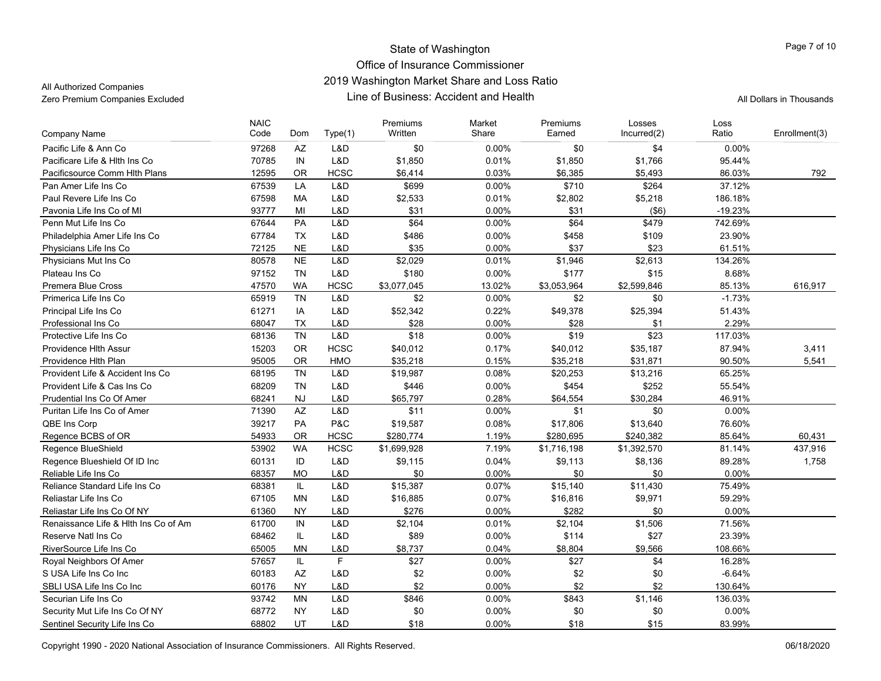State of Washington
Office of Insurance Commissioner
2019 Washington Market Share and Loss Ratio
Line of Business: Accident and Health

All Authorized Companies
Zero Premium Companies Excluded

All Dollars in Thousands

| Company Name | NAIC Code | Dom | Type(1) | Premiums Written | Market Share | Premiums Earned | Losses Incurred(2) | Loss Ratio | Enrollment(3) |
|---|---|---|---|---|---|---|---|---|---|
| Pacific Life & Ann Co | 97268 | AZ | L&D | $0 | 0.00% | $0 | $4 | 0.00% | |
| Pacificare Life & Hlth Ins Co | 70785 | IN | L&D | $1,850 | 0.01% | $1,850 | $1,766 | 95.44% | |
| Pacificsource Comm Hlth Plans | 12595 | OR | HCSC | $6,414 | 0.03% | $6,385 | $5,493 | 86.03% | 792 |
| Pan Amer Life Ins Co | 67539 | LA | L&D | $699 | 0.00% | $710 | $264 | 37.12% | |
| Paul Revere Life Ins Co | 67598 | MA | L&D | $2,533 | 0.01% | $2,802 | $5,218 | 186.18% | |
| Pavonia Life Ins Co of MI | 93777 | MI | L&D | $31 | 0.00% | $31 | ($6) | -19.23% | |
| Penn Mut Life Ins Co | 67644 | PA | L&D | $64 | 0.00% | $64 | $479 | 742.69% | |
| Philadelphia Amer Life Ins Co | 67784 | TX | L&D | $486 | 0.00% | $458 | $109 | 23.90% | |
| Physicians Life Ins Co | 72125 | NE | L&D | $35 | 0.00% | $37 | $23 | 61.51% | |
| Physicians Mut Ins Co | 80578 | NE | L&D | $2,029 | 0.01% | $1,946 | $2,613 | 134.26% | |
| Plateau Ins Co | 97152 | TN | L&D | $180 | 0.00% | $177 | $15 | 8.68% | |
| Premera Blue Cross | 47570 | WA | HCSC | $3,077,045 | 13.02% | $3,053,964 | $2,599,846 | 85.13% | 616,917 |
| Primerica Life Ins Co | 65919 | TN | L&D | $2 | 0.00% | $2 | $0 | -1.73% | |
| Principal Life Ins Co | 61271 | IA | L&D | $52,342 | 0.22% | $49,378 | $25,394 | 51.43% | |
| Professional Ins Co | 68047 | TX | L&D | $28 | 0.00% | $28 | $1 | 2.29% | |
| Protective Life Ins Co | 68136 | TN | L&D | $18 | 0.00% | $19 | $23 | 117.03% | |
| Providence Hlth Assur | 15203 | OR | HCSC | $40,012 | 0.17% | $40,012 | $35,187 | 87.94% | 3,411 |
| Providence Hlth Plan | 95005 | OR | HMO | $35,218 | 0.15% | $35,218 | $31,871 | 90.50% | 5,541 |
| Provident Life & Accident Ins Co | 68195 | TN | L&D | $19,987 | 0.08% | $20,253 | $13,216 | 65.25% | |
| Provident Life & Cas Ins Co | 68209 | TN | L&D | $446 | 0.00% | $454 | $252 | 55.54% | |
| Prudential Ins Co Of Amer | 68241 | NJ | L&D | $65,797 | 0.28% | $64,554 | $30,284 | 46.91% | |
| Puritan Life Ins Co of Amer | 71390 | AZ | L&D | $11 | 0.00% | $1 | $0 | 0.00% | |
| QBE Ins Corp | 39217 | PA | P&C | $19,587 | 0.08% | $17,806 | $13,640 | 76.60% | |
| Regence BCBS of OR | 54933 | OR | HCSC | $280,774 | 1.19% | $280,695 | $240,382 | 85.64% | 60,431 |
| Regence BlueShield | 53902 | WA | HCSC | $1,699,928 | 7.19% | $1,716,198 | $1,392,570 | 81.14% | 437,916 |
| Regence Blueshield Of ID Inc | 60131 | ID | L&D | $9,115 | 0.04% | $9,113 | $8,136 | 89.28% | 1,758 |
| Reliable Life Ins Co | 68357 | MO | L&D | $0 | 0.00% | $0 | $0 | 0.00% | |
| Reliance Standard Life Ins Co | 68381 | IL | L&D | $15,387 | 0.07% | $15,140 | $11,430 | 75.49% | |
| Reliastar Life Ins Co | 67105 | MN | L&D | $16,885 | 0.07% | $16,816 | $9,971 | 59.29% | |
| Reliastar Life Ins Co Of NY | 61360 | NY | L&D | $276 | 0.00% | $282 | $0 | 0.00% | |
| Renaissance Life & Hlth Ins Co of Am | 61700 | IN | L&D | $2,104 | 0.01% | $2,104 | $1,506 | 71.56% | |
| Reserve Natl Ins Co | 68462 | IL | L&D | $89 | 0.00% | $114 | $27 | 23.39% | |
| RiverSource Life Ins Co | 65005 | MN | L&D | $8,737 | 0.04% | $8,804 | $9,566 | 108.66% | |
| Royal Neighbors Of Amer | 57657 | IL | F | $27 | 0.00% | $27 | $4 | 16.28% | |
| S USA Life Ins Co Inc | 60183 | AZ | L&D | $2 | 0.00% | $2 | $0 | -6.64% | |
| SBLI USA Life Ins Co Inc | 60176 | NY | L&D | $2 | 0.00% | $2 | $2 | 130.64% | |
| Securian Life Ins Co | 93742 | MN | L&D | $846 | 0.00% | $843 | $1,146 | 136.03% | |
| Security Mut Life Ins Co Of NY | 68772 | NY | L&D | $0 | 0.00% | $0 | $0 | 0.00% | |
| Sentinel Security Life Ins Co | 68802 | UT | L&D | $18 | 0.00% | $18 | $15 | 83.99% | |

Copyright 1990 - 2020 National Association of Insurance Commissioners. All Rights Reserved.

06/18/2020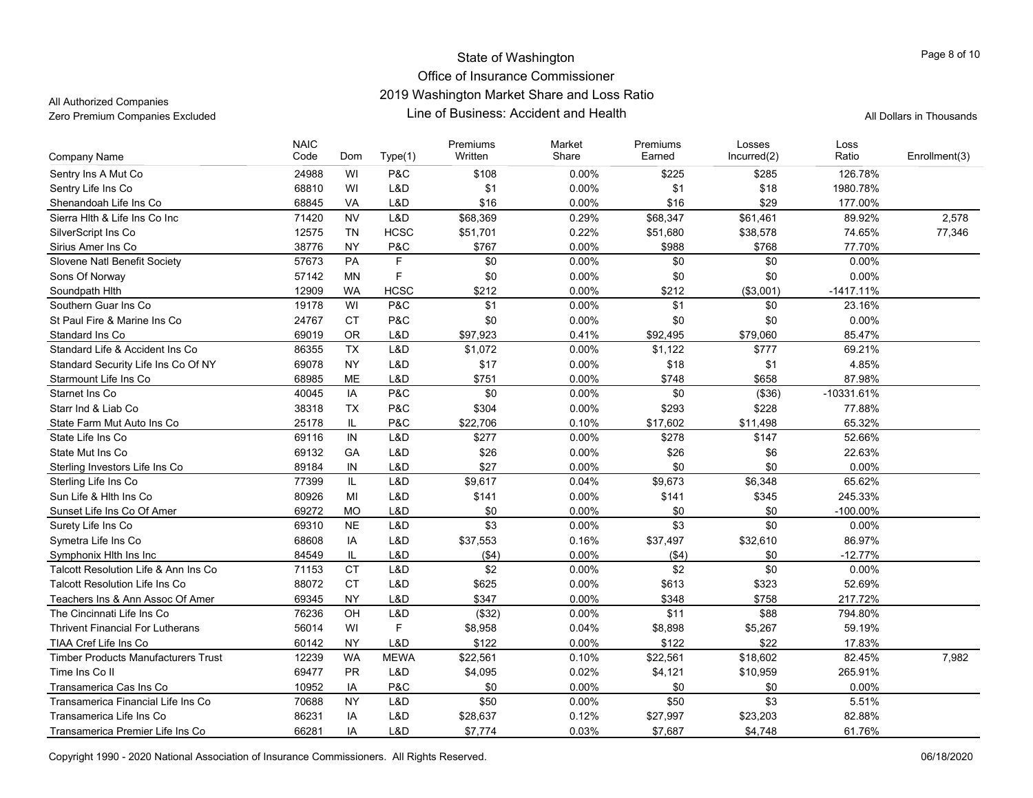# State of Washington
## Office of Insurance Commissioner
## 2019 Washington Market Share and Loss Ratio
### Line of Business: Accident and Health

All Authorized Companies
Zero Premium Companies Excluded

All Dollars in Thousands

| Company Name | NAIC Code | Dom | Type(1) | Premiums Written | Market Share | Premiums Earned | Losses Incurred(2) | Loss Ratio | Enrollment(3) |
|---|---|---|---|---|---|---|---|---|---|
| Sentry Ins A Mut Co | 24988 | WI | P&C | $108 | 0.00% | $225 | $285 | 126.78% | |
| Sentry Life Ins Co | 68810 | WI | L&D | $1 | 0.00% | $1 | $18 | 1980.78% | |
| Shenandoah Life Ins Co | 68845 | VA | L&D | $16 | 0.00% | $16 | $29 | 177.00% | |
| Sierra Hlth & Life Ins Co Inc | 71420 | NV | L&D | $68,369 | 0.29% | $68,347 | $61,461 | 89.92% | 2,578 |
| SilverScript Ins Co | 12575 | TN | HCSC | $51,701 | 0.22% | $51,680 | $38,578 | 74.65% | 77,346 |
| Sirius Amer Ins Co | 38776 | NY | P&C | $767 | 0.00% | $988 | $768 | 77.70% | |
| Slovene Natl Benefit Society | 57673 | PA | F | $0 | 0.00% | $0 | $0 | 0.00% | |
| Sons Of Norway | 57142 | MN | F | $0 | 0.00% | $0 | $0 | 0.00% | |
| Soundpath Hlth | 12909 | WA | HCSC | $212 | 0.00% | $212 | ($3,001) | -1417.11% | |
| Southern Guar Ins Co | 19178 | WI | P&C | $1 | 0.00% | $1 | $0 | 23.16% | |
| St Paul Fire & Marine Ins Co | 24767 | CT | P&C | $0 | 0.00% | $0 | $0 | 0.00% | |
| Standard Ins Co | 69019 | OR | L&D | $97,923 | 0.41% | $92,495 | $79,060 | 85.47% | |
| Standard Life & Accident Ins Co | 86355 | TX | L&D | $1,072 | 0.00% | $1,122 | $777 | 69.21% | |
| Standard Security Life Ins Co Of NY | 69078 | NY | L&D | $17 | 0.00% | $18 | $1 | 4.85% | |
| Starmount Life Ins Co | 68985 | ME | L&D | $751 | 0.00% | $748 | $658 | 87.98% | |
| Starnet Ins Co | 40045 | IA | P&C | $0 | 0.00% | $0 | ($36) | -10331.61% | |
| Starr Ind & Liab Co | 38318 | TX | P&C | $304 | 0.00% | $293 | $228 | 77.88% | |
| State Farm Mut Auto Ins Co | 25178 | IL | P&C | $22,706 | 0.10% | $17,602 | $11,498 | 65.32% | |
| State Life Ins Co | 69116 | IN | L&D | $277 | 0.00% | $278 | $147 | 52.66% | |
| State Mut Ins Co | 69132 | GA | L&D | $26 | 0.00% | $26 | $6 | 22.63% | |
| Sterling Investors Life Ins Co | 89184 | IN | L&D | $27 | 0.00% | $0 | $0 | 0.00% | |
| Sterling Life Ins Co | 77399 | IL | L&D | $9,617 | 0.04% | $9,673 | $6,348 | 65.62% | |
| Sun Life & Hlth Ins Co | 80926 | MI | L&D | $141 | 0.00% | $141 | $345 | 245.33% | |
| Sunset Life Ins Co Of Amer | 69272 | MO | L&D | $0 | 0.00% | $0 | $0 | -100.00% | |
| Surety Life Ins Co | 69310 | NE | L&D | $3 | 0.00% | $3 | $0 | 0.00% | |
| Symetra Life Ins Co | 68608 | IA | L&D | $37,553 | 0.16% | $37,497 | $32,610 | 86.97% | |
| Symphonix Hlth Ins Inc | 84549 | IL | L&D | ($4) | 0.00% | ($4) | $0 | -12.77% | |
| Talcott Resolution Life & Ann Ins Co | 71153 | CT | L&D | $2 | 0.00% | $2 | $0 | 0.00% | |
| Talcott Resolution Life Ins Co | 88072 | CT | L&D | $625 | 0.00% | $613 | $323 | 52.69% | |
| Teachers Ins & Ann Assoc Of Amer | 69345 | NY | L&D | $347 | 0.00% | $348 | $758 | 217.72% | |
| The Cincinnati Life Ins Co | 76236 | OH | L&D | ($32) | 0.00% | $11 | $88 | 794.80% | |
| Thrivent Financial For Lutherans | 56014 | WI | F | $8,958 | 0.04% | $8,898 | $5,267 | 59.19% | |
| TIAA Cref Life Ins Co | 60142 | NY | L&D | $122 | 0.00% | $122 | $22 | 17.83% | |
| Timber Products Manufacturers Trust | 12239 | WA | MEWA | $22,561 | 0.10% | $22,561 | $18,602 | 82.45% | 7,982 |
| Time Ins Co II | 69477 | PR | L&D | $4,095 | 0.02% | $4,121 | $10,959 | 265.91% | |
| Transamerica Cas Ins Co | 10952 | IA | P&C | $0 | 0.00% | $0 | $0 | 0.00% | |
| Transamerica Financial Life Ins Co | 70688 | NY | L&D | $50 | 0.00% | $50 | $3 | 5.51% | |
| Transamerica Life Ins Co | 86231 | IA | L&D | $28,637 | 0.12% | $27,997 | $23,203 | 82.88% | |
| Transamerica Premier Life Ins Co | 66281 | IA | L&D | $7,774 | 0.03% | $7,687 | $4,748 | 61.76% | |

Copyright 1990 - 2020 National Association of Insurance Commissioners. All Rights Reserved. 06/18/2020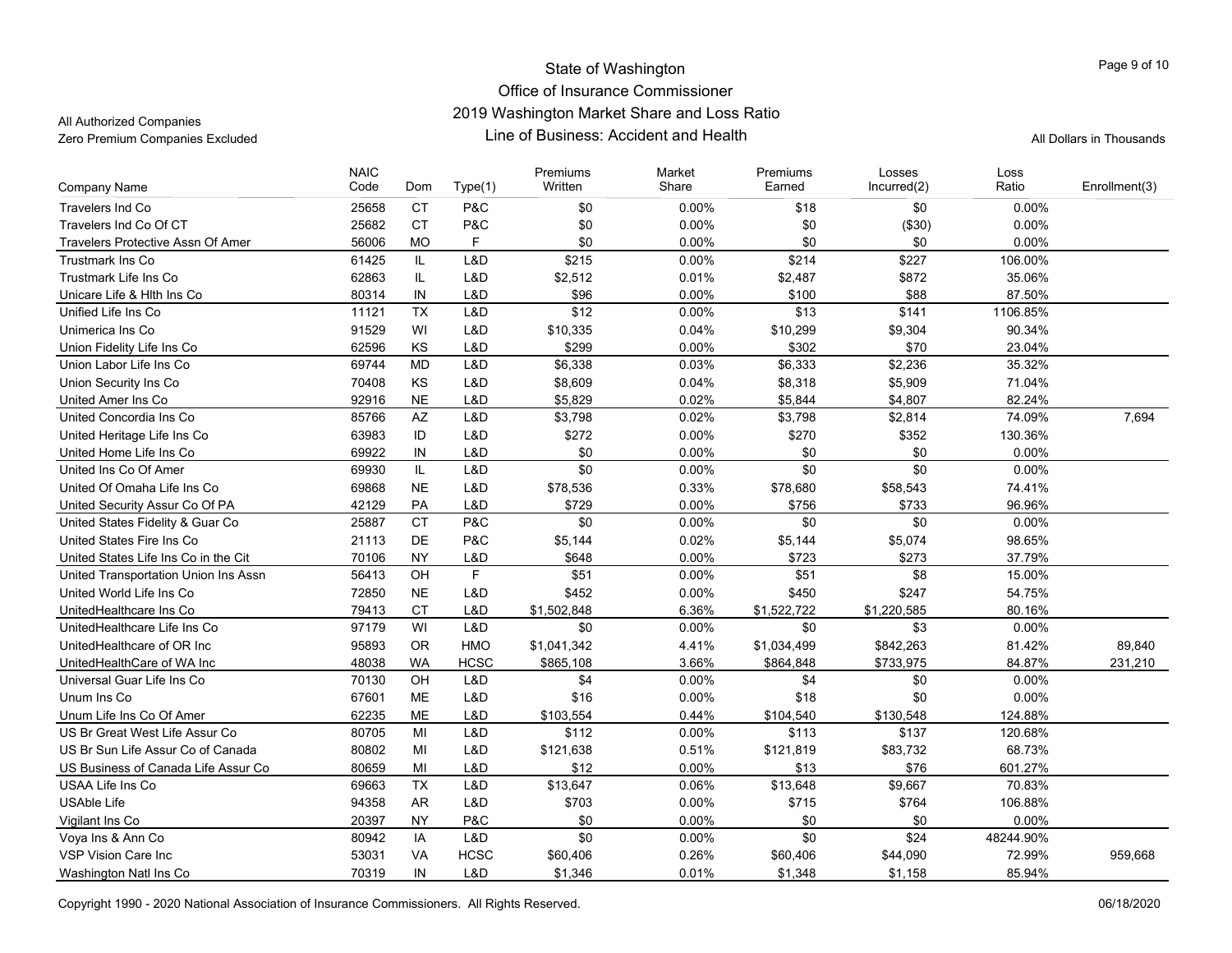State of Washington
Office of Insurance Commissioner
2019 Washington Market Share and Loss Ratio
Line of Business: Accident and Health

All Authorized Companies
Zero Premium Companies Excluded

All Dollars in Thousands

| Company Name | NAIC Code | Dom | Type(1) | Premiums Written | Market Share | Premiums Earned | Losses Incurred(2) | Loss Ratio | Enrollment(3) |
|---|---|---|---|---|---|---|---|---|---|
| Travelers Ind Co | 25658 | CT | P&C | $0 | 0.00% | $18 | $0 | 0.00% | |
| Travelers Ind Co Of CT | 25682 | CT | P&C | $0 | 0.00% | $0 | ($30) | 0.00% | |
| Travelers Protective Assn Of Amer | 56006 | MO | F | $0 | 0.00% | $0 | $0 | 0.00% | |
| Trustmark Ins Co | 61425 | IL | L&D | $215 | 0.00% | $214 | $227 | 106.00% | |
| Trustmark Life Ins Co | 62863 | IL | L&D | $2,512 | 0.01% | $2,487 | $872 | 35.06% | |
| Unicare Life & Hlth Ins Co | 80314 | IN | L&D | $96 | 0.00% | $100 | $88 | 87.50% | |
| Unified Life Ins Co | 11121 | TX | L&D | $12 | 0.00% | $13 | $141 | 1106.85% | |
| Unimerica Ins Co | 91529 | WI | L&D | $10,335 | 0.04% | $10,299 | $9,304 | 90.34% | |
| Union Fidelity Life Ins Co | 62596 | KS | L&D | $299 | 0.00% | $302 | $70 | 23.04% | |
| Union Labor Life Ins Co | 69744 | MD | L&D | $6,338 | 0.03% | $6,333 | $2,236 | 35.32% | |
| Union Security Ins Co | 70408 | KS | L&D | $8,609 | 0.04% | $8,318 | $5,909 | 71.04% | |
| United Amer Ins Co | 92916 | NE | L&D | $5,829 | 0.02% | $5,844 | $4,807 | 82.24% | |
| United Concordia Ins Co | 85766 | AZ | L&D | $3,798 | 0.02% | $3,798 | $2,814 | 74.09% | 7,694 |
| United Heritage Life Ins Co | 63983 | ID | L&D | $272 | 0.00% | $270 | $352 | 130.36% | |
| United Home Life Ins Co | 69922 | IN | L&D | $0 | 0.00% | $0 | $0 | 0.00% | |
| United Ins Co Of Amer | 69930 | IL | L&D | $0 | 0.00% | $0 | $0 | 0.00% | |
| United Of Omaha Life Ins Co | 69868 | NE | L&D | $78,536 | 0.33% | $78,680 | $58,543 | 74.41% | |
| United Security Assur Co Of PA | 42129 | PA | L&D | $729 | 0.00% | $756 | $733 | 96.96% | |
| United States Fidelity & Guar Co | 25887 | CT | P&C | $0 | 0.00% | $0 | $0 | 0.00% | |
| United States Fire Ins Co | 21113 | DE | P&C | $5,144 | 0.02% | $5,144 | $5,074 | 98.65% | |
| United States Life Ins Co in the Cit | 70106 | NY | L&D | $648 | 0.00% | $723 | $273 | 37.79% | |
| United Transportation Union Ins Assn | 56413 | OH | F | $51 | 0.00% | $51 | $8 | 15.00% | |
| United World Life Ins Co | 72850 | NE | L&D | $452 | 0.00% | $450 | $247 | 54.75% | |
| UnitedHealthcare Ins Co | 79413 | CT | L&D | $1,502,848 | 6.36% | $1,522,722 | $1,220,585 | 80.16% | |
| UnitedHealthcare Life Ins Co | 97179 | WI | L&D | $0 | 0.00% | $0 | $3 | 0.00% | |
| UnitedHealthcare of OR Inc | 95893 | OR | HMO | $1,041,342 | 4.41% | $1,034,499 | $842,263 | 81.42% | 89,840 |
| UnitedHealthCare of WA Inc | 48038 | WA | HCSC | $865,108 | 3.66% | $864,848 | $733,975 | 84.87% | 231,210 |
| Universal Guar Life Ins Co | 70130 | OH | L&D | $4 | 0.00% | $4 | $0 | 0.00% | |
| Unum Ins Co | 67601 | ME | L&D | $16 | 0.00% | $18 | $0 | 0.00% | |
| Unum Life Ins Co Of Amer | 62235 | ME | L&D | $103,554 | 0.44% | $104,540 | $130,548 | 124.88% | |
| US Br Great West Life Assur Co | 80705 | MI | L&D | $112 | 0.00% | $113 | $137 | 120.68% | |
| US Br Sun Life Assur Co of Canada | 80802 | MI | L&D | $121,638 | 0.51% | $121,819 | $83,732 | 68.73% | |
| US Business of Canada Life Assur Co | 80659 | MI | L&D | $12 | 0.00% | $13 | $76 | 601.27% | |
| USAA Life Ins Co | 69663 | TX | L&D | $13,647 | 0.06% | $13,648 | $9,667 | 70.83% | |
| USAble Life | 94358 | AR | L&D | $703 | 0.00% | $715 | $764 | 106.88% | |
| Vigilant Ins Co | 20397 | NY | P&C | $0 | 0.00% | $0 | $0 | 0.00% | |
| Voya Ins & Ann Co | 80942 | IA | L&D | $0 | 0.00% | $0 | $24 | 48244.90% | |
| VSP Vision Care Inc | 53031 | VA | HCSC | $60,406 | 0.26% | $60,406 | $44,090 | 72.99% | 959,668 |
| Washington Natl Ins Co | 70319 | IN | L&D | $1,346 | 0.01% | $1,348 | $1,158 | 85.94% | |

Copyright 1990 - 2020 National Association of Insurance Commissioners. All Rights Reserved.

06/18/2020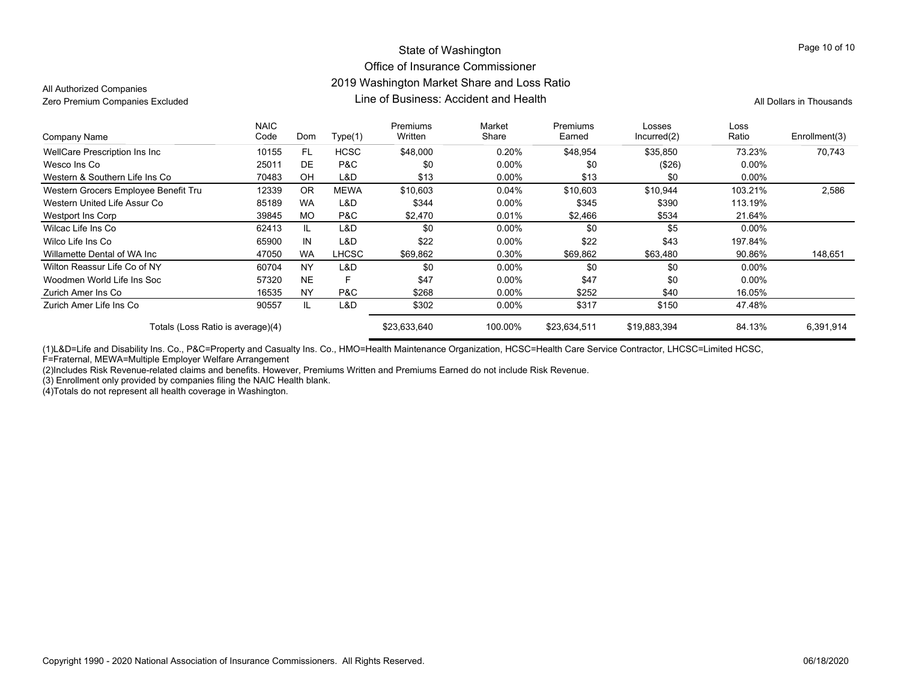All Authorized Companies
Zero Premium Companies Excluded

# State of Washington
## Office of Insurance Commissioner
## 2019 Washington Market Share and Loss Ratio
## Line of Business: Accident and Health

All Dollars in Thousands

| Company Name | NAIC Code | Dom | Type(1) | Premiums Written | Market Share | Premiums Earned | Losses Incurred(2) | Loss Ratio | Enrollment(3) |
|---|---|---|---|---|---|---|---|---|---|
| WellCare Prescription Ins Inc | 10155 | FL | HCSC | $48,000 | 0.20% | $48,954 | $35,850 | 73.23% | 70,743 |
| Wesco Ins Co | 25011 | DE | P&C | $0 | 0.00% | $0 | ($26) | 0.00% | |
| Western & Southern Life Ins Co | 70483 | OH | L&D | $13 | 0.00% | $13 | $0 | 0.00% | |
| Western Grocers Employee Benefit Tru | 12339 | OR | MEWA | $10,603 | 0.04% | $10,603 | $10,944 | 103.21% | 2,586 |
| Western United Life Assur Co | 85189 | WA | L&D | $344 | 0.00% | $345 | $390 | 113.19% | |
| Westport Ins Corp | 39845 | MO | P&C | $2,470 | 0.01% | $2,466 | $534 | 21.64% | |
| Wilcac Life Ins Co | 62413 | IL | L&D | $0 | 0.00% | $0 | $5 | 0.00% | |
| Wilco Life Ins Co | 65900 | IN | L&D | $22 | 0.00% | $22 | $43 | 197.84% | |
| Willamette Dental of WA Inc | 47050 | WA | LHCSC | $69,862 | 0.30% | $69,862 | $63,480 | 90.86% | 148,651 |
| Wilton Reassur Life Co of NY | 60704 | NY | L&D | $0 | 0.00% | $0 | $0 | 0.00% | |
| Woodmen World Life Ins Soc | 57320 | NE | F | $47 | 0.00% | $47 | $0 | 0.00% | |
| Zurich Amer Ins Co | 16535 | NY | P&C | $268 | 0.00% | $252 | $40 | 16.05% | |
| Zurich Amer Life Ins Co | 90557 | IL | L&D | $302 | 0.00% | $317 | $150 | 47.48% | |
| Totals (Loss Ratio is average)(4) | | | | $23,633,640 | 100.00% | $23,634,511 | $19,883,394 | 84.13% | 6,391,914 |

(1)L&D=Life and Disability Ins. Co., P&C=Property and Casualty Ins. Co., HMO=Health Maintenance Organization, HCSC=Health Care Service Contractor, LHCSC=Limited HCSC, F=Fraternal, MEWA=Multiple Employer Welfare Arrangement

(2)Includes Risk Revenue-related claims and benefits. However, Premiums Written and Premiums Earned do not include Risk Revenue.

(3) Enrollment only provided by companies filing the NAIC Health blank.

(4)Totals do not represent all health coverage in Washington.

Copyright 1990 - 2020 National Association of Insurance Commissioners. All Rights Reserved. 06/18/2020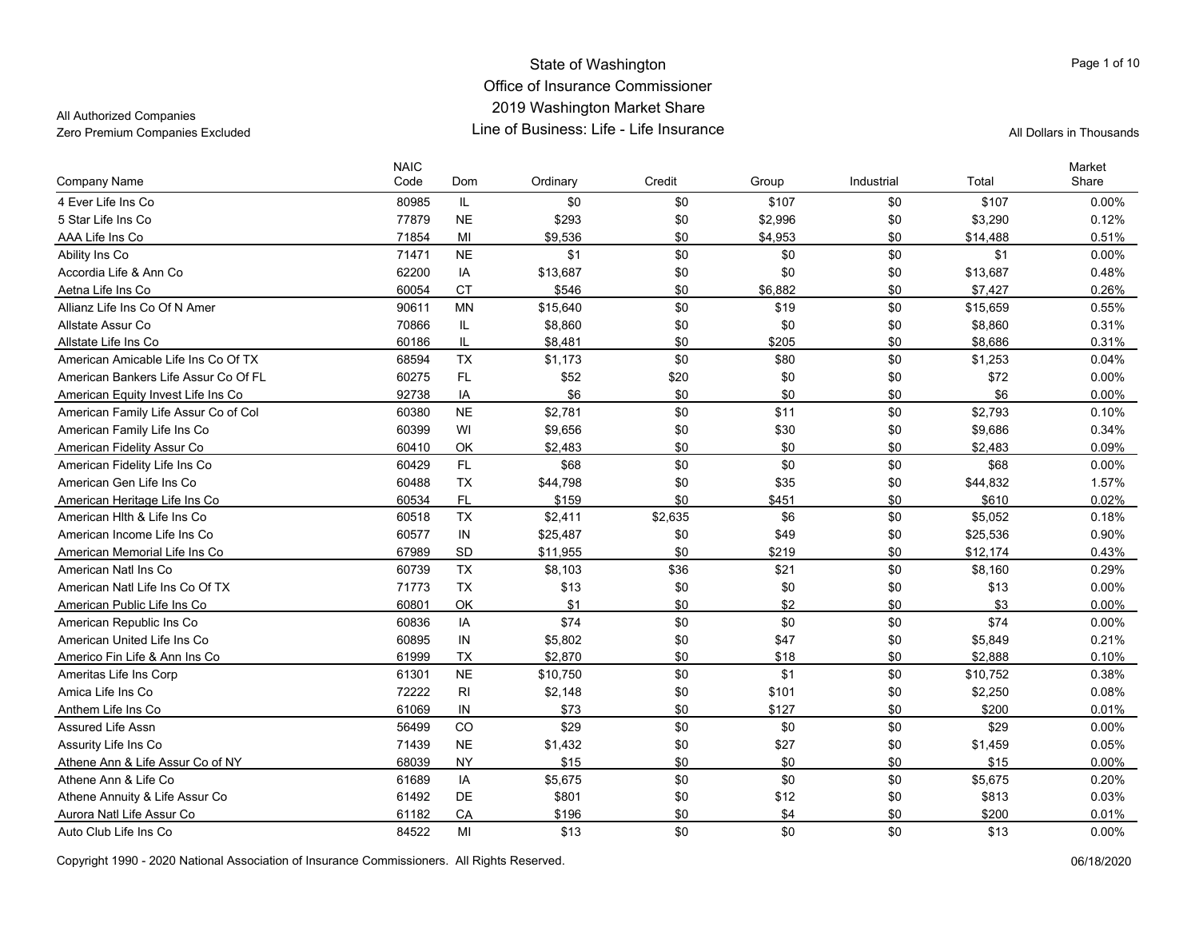# State of Washington
## Office of Insurance Commissioner
## 2019 Washington Market Share
## Line of Business: Life - Life Insurance

All Authorized Companies
Zero Premium Companies Excluded

All Dollars in Thousands

| Company Name | NAIC Code | Dom | Ordinary | Credit | Group | Industrial | Total | Market Share |
|---|---|---|---|---|---|---|---|---|
| 4 Ever Life Ins Co | 80985 | IL | $0 | $0 | $107 | $0 | $107 | 0.00% |
| 5 Star Life Ins Co | 77879 | NE | $293 | $0 | $2,996 | $0 | $3,290 | 0.12% |
| AAA Life Ins Co | 71854 | MI | $9,536 | $0 | $4,953 | $0 | $14,488 | 0.51% |
| Ability Ins Co | 71471 | NE | $1 | $0 | $0 | $0 | $1 | 0.00% |
| Accordia Life & Ann Co | 62200 | IA | $13,687 | $0 | $0 | $0 | $13,687 | 0.48% |
| Aetna Life Ins Co | 60054 | CT | $546 | $0 | $6,882 | $0 | $7,427 | 0.26% |
| Allianz Life Ins Co Of N Amer | 90611 | MN | $15,640 | $0 | $19 | $0 | $15,659 | 0.55% |
| Allstate Assur Co | 70866 | IL | $8,860 | $0 | $0 | $0 | $8,860 | 0.31% |
| Allstate Life Ins Co | 60186 | IL | $8,481 | $0 | $205 | $0 | $8,686 | 0.31% |
| American Amicable Life Ins Co Of TX | 68594 | TX | $1,173 | $0 | $80 | $0 | $1,253 | 0.04% |
| American Bankers Life Assur Co Of FL | 60275 | FL | $52 | $20 | $0 | $0 | $72 | 0.00% |
| American Equity Invest Life Ins Co | 92738 | IA | $6 | $0 | $0 | $0 | $6 | 0.00% |
| American Family Life Assur Co of Col | 60380 | NE | $2,781 | $0 | $11 | $0 | $2,793 | 0.10% |
| American Family Life Ins Co | 60399 | WI | $9,656 | $0 | $30 | $0 | $9,686 | 0.34% |
| American Fidelity Assur Co | 60410 | OK | $2,483 | $0 | $0 | $0 | $2,483 | 0.09% |
| American Fidelity Life Ins Co | 60429 | FL | $68 | $0 | $0 | $0 | $68 | 0.00% |
| American Gen Life Ins Co | 60488 | TX | $44,798 | $0 | $35 | $0 | $44,832 | 1.57% |
| American Heritage Life Ins Co | 60534 | FL | $159 | $0 | $451 | $0 | $610 | 0.02% |
| American Hlth & Life Ins Co | 60518 | TX | $2,411 | $2,635 | $6 | $0 | $5,052 | 0.18% |
| American Income Life Ins Co | 60577 | IN | $25,487 | $0 | $49 | $0 | $25,536 | 0.90% |
| American Memorial Life Ins Co | 67989 | SD | $11,955 | $0 | $219 | $0 | $12,174 | 0.43% |
| American Natl Ins Co | 60739 | TX | $8,103 | $36 | $21 | $0 | $8,160 | 0.29% |
| American Natl Life Ins Co Of TX | 71773 | TX | $13 | $0 | $0 | $0 | $13 | 0.00% |
| American Public Life Ins Co | 60801 | OK | $1 | $0 | $2 | $0 | $3 | 0.00% |
| American Republic Ins Co | 60836 | IA | $74 | $0 | $0 | $0 | $74 | 0.00% |
| American United Life Ins Co | 60895 | IN | $5,802 | $0 | $47 | $0 | $5,849 | 0.21% |
| Americo Fin Life & Ann Ins Co | 61999 | TX | $2,870 | $0 | $18 | $0 | $2,888 | 0.10% |
| Ameritas Life Ins Corp | 61301 | NE | $10,750 | $0 | $1 | $0 | $10,752 | 0.38% |
| Amica Life Ins Co | 72222 | RI | $2,148 | $0 | $101 | $0 | $2,250 | 0.08% |
| Anthem Life Ins Co | 61069 | IN | $73 | $0 | $127 | $0 | $200 | 0.01% |
| Assured Life Assn | 56499 | CO | $29 | $0 | $0 | $0 | $29 | 0.00% |
| Assurity Life Ins Co | 71439 | NE | $1,432 | $0 | $27 | $0 | $1,459 | 0.05% |
| Athene Ann & Life Assur Co of NY | 68039 | NY | $15 | $0 | $0 | $0 | $15 | 0.00% |
| Athene Ann & Life Co | 61689 | IA | $5,675 | $0 | $0 | $0 | $5,675 | 0.20% |
| Athene Annuity & Life Assur Co | 61492 | DE | $801 | $0 | $12 | $0 | $813 | 0.03% |
| Aurora Natl Life Assur Co | 61182 | CA | $196 | $0 | $4 | $0 | $200 | 0.01% |
| Auto Club Life Ins Co | 84522 | MI | $13 | $0 | $0 | $0 | $13 | 0.00% |

Copyright 1990 - 2020 National Association of Insurance Commissioners. All Rights Reserved.

06/18/2020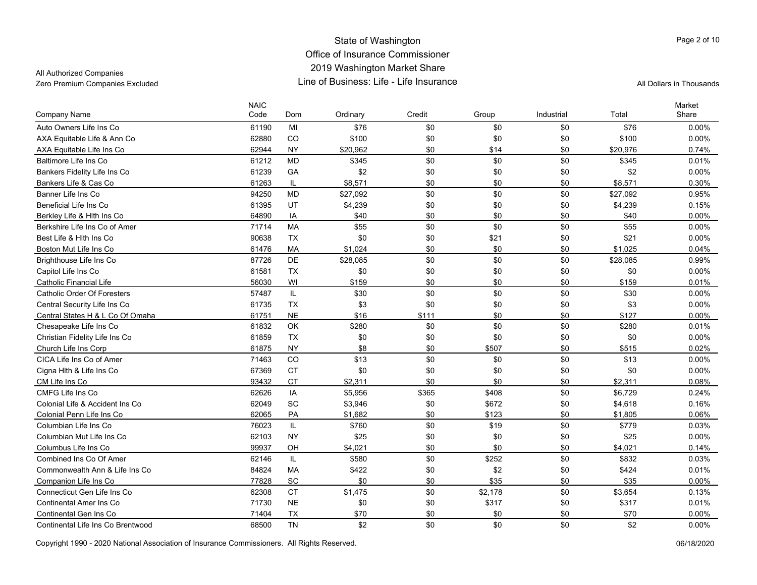# State of Washington
## Office of Insurance Commissioner
## 2019 Washington Market Share
## Line of Business: Life - Life Insurance

All Authorized Companies
Zero Premium Companies Excluded

All Dollars in Thousands

| Company Name | NAIC Code | Dom | Ordinary | Credit | Group | Industrial | Total | Market Share |
|---|---|---|---|---|---|---|---|---|
| Auto Owners Life Ins Co | 61190 | MI | $76 | $0 | $0 | $0 | $76 | 0.00% |
| AXA Equitable Life & Ann Co | 62880 | CO | $100 | $0 | $0 | $0 | $100 | 0.00% |
| AXA Equitable Life Ins Co | 62944 | NY | $20,962 | $0 | $14 | $0 | $20,976 | 0.74% |
| Baltimore Life Ins Co | 61212 | MD | $345 | $0 | $0 | $0 | $345 | 0.01% |
| Bankers Fidelity Life Ins Co | 61239 | GA | $2 | $0 | $0 | $0 | $2 | 0.00% |
| Bankers Life & Cas Co | 61263 | IL | $8,571 | $0 | $0 | $0 | $8,571 | 0.30% |
| Banner Life Ins Co | 94250 | MD | $27,092 | $0 | $0 | $0 | $27,092 | 0.95% |
| Beneficial Life Ins Co | 61395 | UT | $4,239 | $0 | $0 | $0 | $4,239 | 0.15% |
| Berkley Life & Hlth Ins Co | 64890 | IA | $40 | $0 | $0 | $0 | $40 | 0.00% |
| Berkshire Life Ins Co of Amer | 71714 | MA | $55 | $0 | $0 | $0 | $55 | 0.00% |
| Best Life & Hlth Ins Co | 90638 | TX | $0 | $0 | $21 | $0 | $21 | 0.00% |
| Boston Mut Life Ins Co | 61476 | MA | $1,024 | $0 | $0 | $0 | $1,025 | 0.04% |
| Brighthouse Life Ins Co | 87726 | DE | $28,085 | $0 | $0 | $0 | $28,085 | 0.99% |
| Capitol Life Ins Co | 61581 | TX | $0 | $0 | $0 | $0 | $0 | 0.00% |
| Catholic Financial Life | 56030 | WI | $159 | $0 | $0 | $0 | $159 | 0.01% |
| Catholic Order Of Foresters | 57487 | IL | $30 | $0 | $0 | $0 | $30 | 0.00% |
| Central Security Life Ins Co | 61735 | TX | $3 | $0 | $0 | $0 | $3 | 0.00% |
| Central States H & L Co Of Omaha | 61751 | NE | $16 | $111 | $0 | $0 | $127 | 0.00% |
| Chesapeake Life Ins Co | 61832 | OK | $280 | $0 | $0 | $0 | $280 | 0.01% |
| Christian Fidelity Life Ins Co | 61859 | TX | $0 | $0 | $0 | $0 | $0 | 0.00% |
| Church Life Ins Corp | 61875 | NY | $8 | $0 | $507 | $0 | $515 | 0.02% |
| CICA Life Ins Co of Amer | 71463 | CO | $13 | $0 | $0 | $0 | $13 | 0.00% |
| Cigna Hlth & Life Ins Co | 67369 | CT | $0 | $0 | $0 | $0 | $0 | 0.00% |
| CM Life Ins Co | 93432 | CT | $2,311 | $0 | $0 | $0 | $2,311 | 0.08% |
| CMFG Life Ins Co | 62626 | IA | $5,956 | $365 | $408 | $0 | $6,729 | 0.24% |
| Colonial Life & Accident Ins Co | 62049 | SC | $3,946 | $0 | $672 | $0 | $4,618 | 0.16% |
| Colonial Penn Life Ins Co | 62065 | PA | $1,682 | $0 | $123 | $0 | $1,805 | 0.06% |
| Columbian Life Ins Co | 76023 | IL | $760 | $0 | $19 | $0 | $779 | 0.03% |
| Columbian Mut Life Ins Co | 62103 | NY | $25 | $0 | $0 | $0 | $25 | 0.00% |
| Columbus Life Ins Co | 99937 | OH | $4,021 | $0 | $0 | $0 | $4,021 | 0.14% |
| Combined Ins Co Of Amer | 62146 | IL | $580 | $0 | $252 | $0 | $832 | 0.03% |
| Commonwealth Ann & Life Ins Co | 84824 | MA | $422 | $0 | $2 | $0 | $424 | 0.01% |
| Companion Life Ins Co | 77828 | SC | $0 | $0 | $35 | $0 | $35 | 0.00% |
| Connecticut Gen Life Ins Co | 62308 | CT | $1,475 | $0 | $2,178 | $0 | $3,654 | 0.13% |
| Continental Amer Ins Co | 71730 | NE | $0 | $0 | $317 | $0 | $317 | 0.01% |
| Continental Gen Ins Co | 71404 | TX | $70 | $0 | $0 | $0 | $70 | 0.00% |
| Continental Life Ins Co Brentwood | 68500 | TN | $2 | $0 | $0 | $0 | $2 | 0.00% |

Copyright 1990 - 2020 National Association of Insurance Commissioners. All Rights Reserved.

06/18/2020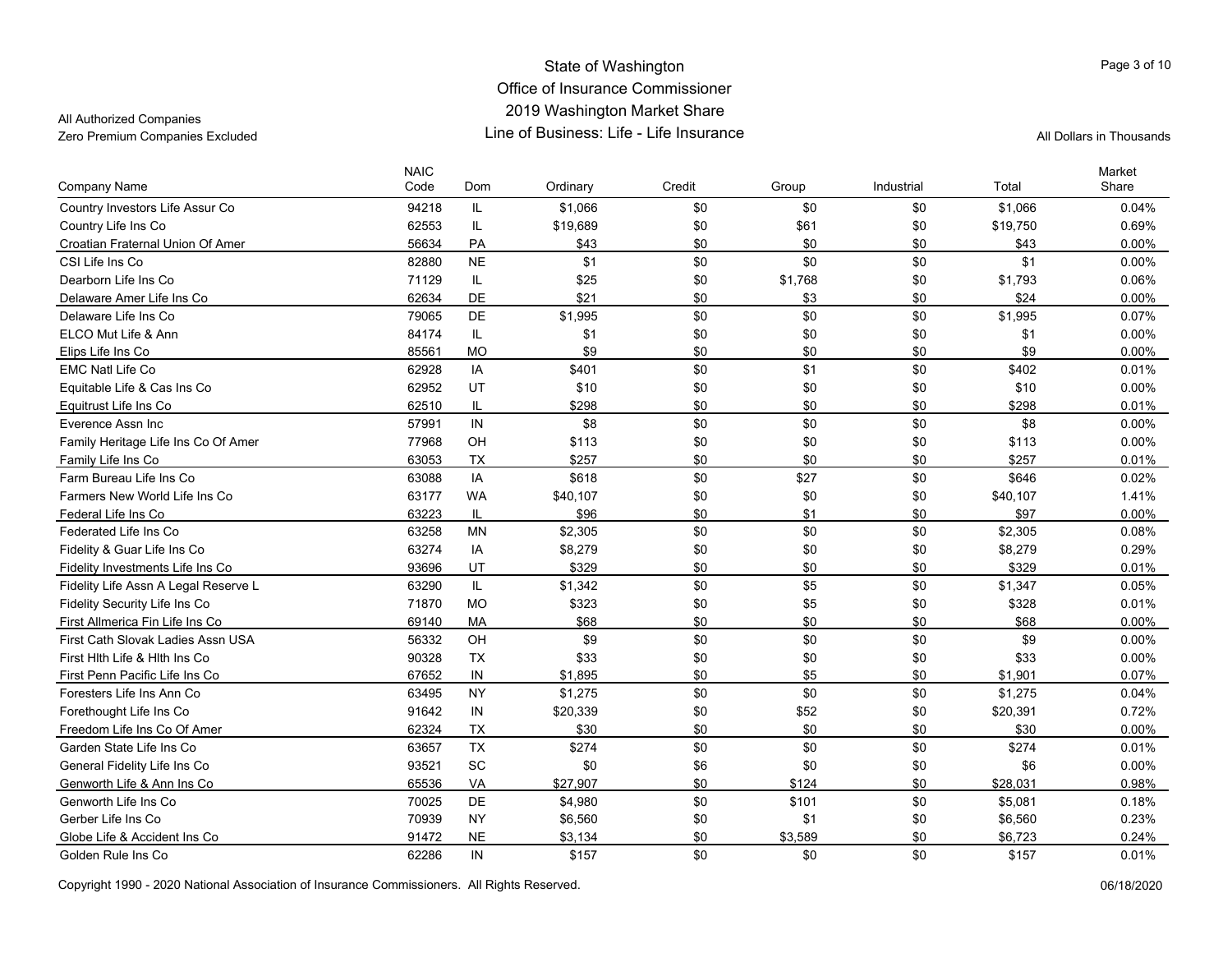All Authorized Companies
Zero Premium Companies Excluded

# State of Washington
## Office of Insurance Commissioner
## 2019 Washington Market Share
## Line of Business: Life - Life Insurance

All Dollars in Thousands

| Company Name | NAIC Code | Dom | Ordinary | Credit | Group | Industrial | Total | Market Share |
|---|---|---|---|---|---|---|---|---|
| Country Investors Life Assur Co | 94218 | IL | $1,066 | $0 | $0 | $0 | $1,066 | 0.04% |
| Country Life Ins Co | 62553 | IL | $19,689 | $0 | $61 | $0 | $19,750 | 0.69% |
| Croatian Fraternal Union Of Amer | 56634 | PA | $43 | $0 | $0 | $0 | $43 | 0.00% |
| CSI Life Ins Co | 82880 | NE | $1 | $0 | $0 | $0 | $1 | 0.00% |
| Dearborn Life Ins Co | 71129 | IL | $25 | $0 | $1,768 | $0 | $1,793 | 0.06% |
| Delaware Amer Life Ins Co | 62634 | DE | $21 | $0 | $3 | $0 | $24 | 0.00% |
| Delaware Life Ins Co | 79065 | DE | $1,995 | $0 | $0 | $0 | $1,995 | 0.07% |
| ELCO Mut Life & Ann | 84174 | IL | $1 | $0 | $0 | $0 | $1 | 0.00% |
| Elips Life Ins Co | 85561 | MO | $9 | $0 | $0 | $0 | $9 | 0.00% |
| EMC Natl Life Co | 62928 | IA | $401 | $0 | $1 | $0 | $402 | 0.01% |
| Equitable Life & Cas Ins Co | 62952 | UT | $10 | $0 | $0 | $0 | $10 | 0.00% |
| Equitrust Life Ins Co | 62510 | IL | $298 | $0 | $0 | $0 | $298 | 0.01% |
| Everence Assn Inc | 57991 | IN | $8 | $0 | $0 | $0 | $8 | 0.00% |
| Family Heritage Life Ins Co Of Amer | 77968 | OH | $113 | $0 | $0 | $0 | $113 | 0.00% |
| Family Life Ins Co | 63053 | TX | $257 | $0 | $0 | $0 | $257 | 0.01% |
| Farm Bureau Life Ins Co | 63088 | IA | $618 | $0 | $27 | $0 | $646 | 0.02% |
| Farmers New World Life Ins Co | 63177 | WA | $40,107 | $0 | $0 | $0 | $40,107 | 1.41% |
| Federal Life Ins Co | 63223 | IL | $96 | $0 | $1 | $0 | $97 | 0.00% |
| Federated Life Ins Co | 63258 | MN | $2,305 | $0 | $0 | $0 | $2,305 | 0.08% |
| Fidelity & Guar Life Ins Co | 63274 | IA | $8,279 | $0 | $0 | $0 | $8,279 | 0.29% |
| Fidelity Investments Life Ins Co | 93696 | UT | $329 | $0 | $0 | $0 | $329 | 0.01% |
| Fidelity Life Assn A Legal Reserve L | 63290 | IL | $1,342 | $0 | $5 | $0 | $1,347 | 0.05% |
| Fidelity Security Life Ins Co | 71870 | MO | $323 | $0 | $5 | $0 | $328 | 0.01% |
| First Allmerica Fin Life Ins Co | 69140 | MA | $68 | $0 | $0 | $0 | $68 | 0.00% |
| First Cath Slovak Ladies Assn USA | 56332 | OH | $9 | $0 | $0 | $0 | $9 | 0.00% |
| First Hlth Life & Hlth Ins Co | 90328 | TX | $33 | $0 | $0 | $0 | $33 | 0.00% |
| First Penn Pacific Life Ins Co | 67652 | IN | $1,895 | $0 | $5 | $0 | $1,901 | 0.07% |
| Foresters Life Ins Ann Co | 63495 | NY | $1,275 | $0 | $0 | $0 | $1,275 | 0.04% |
| Forethought Life Ins Co | 91642 | IN | $20,339 | $0 | $52 | $0 | $20,391 | 0.72% |
| Freedom Life Ins Co Of Amer | 62324 | TX | $30 | $0 | $0 | $0 | $30 | 0.00% |
| Garden State Life Ins Co | 63657 | TX | $274 | $0 | $0 | $0 | $274 | 0.01% |
| General Fidelity Life Ins Co | 93521 | SC | $0 | $6 | $0 | $0 | $6 | 0.00% |
| Genworth Life & Ann Ins Co | 65536 | VA | $27,907 | $0 | $124 | $0 | $28,031 | 0.98% |
| Genworth Life Ins Co | 70025 | DE | $4,980 | $0 | $101 | $0 | $5,081 | 0.18% |
| Gerber Life Ins Co | 70939 | NY | $6,560 | $0 | $1 | $0 | $6,560 | 0.23% |
| Globe Life & Accident Ins Co | 91472 | NE | $3,134 | $0 | $3,589 | $0 | $6,723 | 0.24% |
| Golden Rule Ins Co | 62286 | IN | $157 | $0 | $0 | $0 | $157 | 0.01% |

Copyright 1990 - 2020 National Association of Insurance Commissioners. All Rights Reserved. 06/18/2020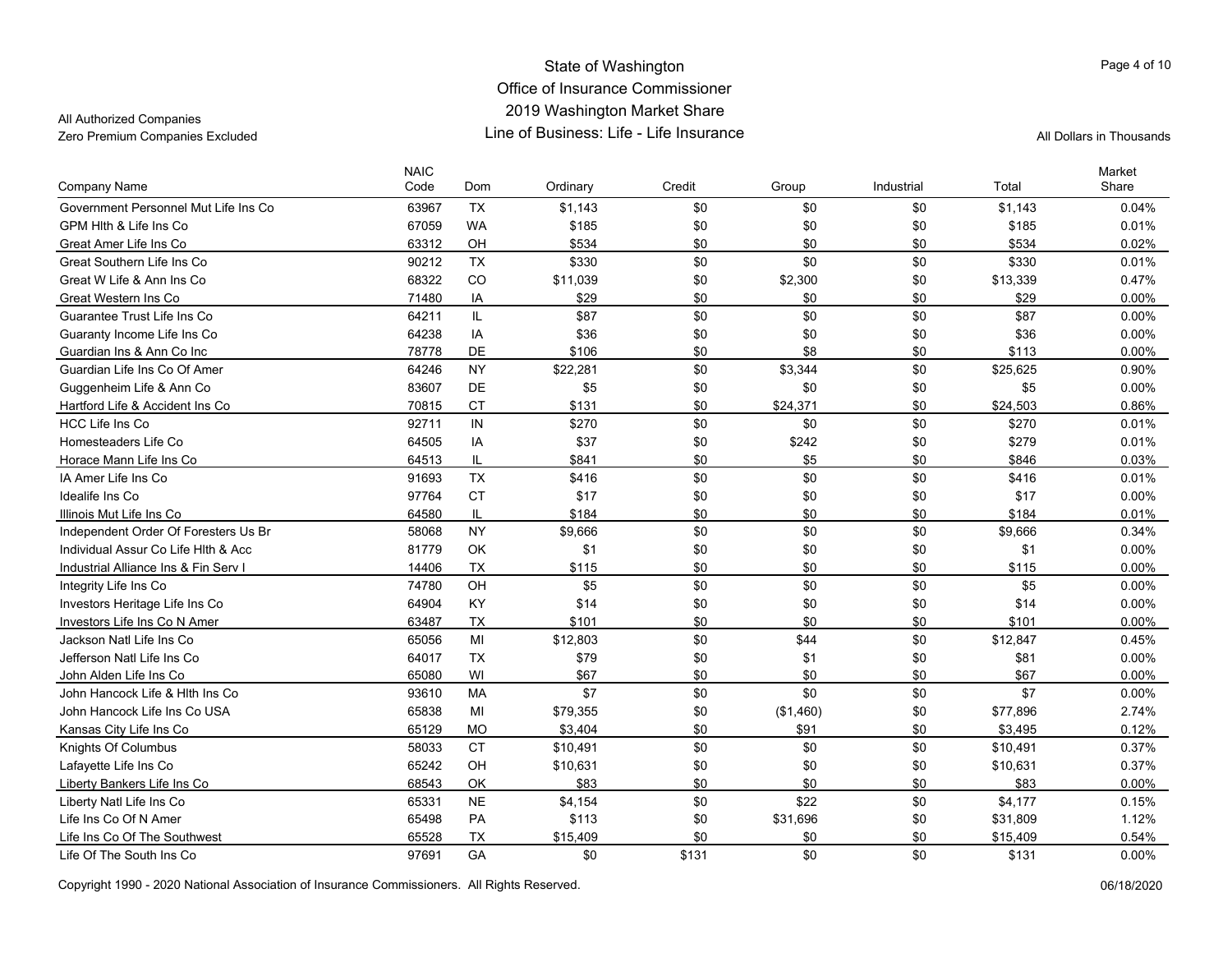State of Washington
Office of Insurance Commissioner
2019 Washington Market Share
Line of Business: Life - Life Insurance

All Authorized Companies
Zero Premium Companies Excluded

All Dollars in Thousands

| Company Name | NAIC Code | Dom | Ordinary | Credit | Group | Industrial | Total | Market Share |
|---|---|---|---|---|---|---|---|---|
| Government Personnel Mut Life Ins Co | 63967 | TX | $1,143 | $0 | $0 | $0 | $1,143 | 0.04% |
| GPM Hlth & Life Ins Co | 67059 | WA | $185 | $0 | $0 | $0 | $185 | 0.01% |
| Great Amer Life Ins Co | 63312 | OH | $534 | $0 | $0 | $0 | $534 | 0.02% |
| Great Southern Life Ins Co | 90212 | TX | $330 | $0 | $0 | $0 | $330 | 0.01% |
| Great W Life & Ann Ins Co | 68322 | CO | $11,039 | $0 | $2,300 | $0 | $13,339 | 0.47% |
| Great Western Ins Co | 71480 | IA | $29 | $0 | $0 | $0 | $29 | 0.00% |
| Guarantee Trust Life Ins Co | 64211 | IL | $87 | $0 | $0 | $0 | $87 | 0.00% |
| Guaranty Income Life Ins Co | 64238 | IA | $36 | $0 | $0 | $0 | $36 | 0.00% |
| Guardian Ins & Ann Co Inc | 78778 | DE | $106 | $0 | $8 | $0 | $113 | 0.00% |
| Guardian Life Ins Co Of Amer | 64246 | NY | $22,281 | $0 | $3,344 | $0 | $25,625 | 0.90% |
| Guggenheim Life & Ann Co | 83607 | DE | $5 | $0 | $0 | $0 | $5 | 0.00% |
| Hartford Life & Accident Ins Co | 70815 | CT | $131 | $0 | $24,371 | $0 | $24,503 | 0.86% |
| HCC Life Ins Co | 92711 | IN | $270 | $0 | $0 | $0 | $270 | 0.01% |
| Homesteaders Life Co | 64505 | IA | $37 | $0 | $242 | $0 | $279 | 0.01% |
| Horace Mann Life Ins Co | 64513 | IL | $841 | $0 | $5 | $0 | $846 | 0.03% |
| IA Amer Life Ins Co | 91693 | TX | $416 | $0 | $0 | $0 | $416 | 0.01% |
| Idealife Ins Co | 97764 | CT | $17 | $0 | $0 | $0 | $17 | 0.00% |
| Illinois Mut Life Ins Co | 64580 | IL | $184 | $0 | $0 | $0 | $184 | 0.01% |
| Independent Order Of Foresters Us Br | 58068 | NY | $9,666 | $0 | $0 | $0 | $9,666 | 0.34% |
| Individual Assur Co Life Hlth & Acc | 81779 | OK | $1 | $0 | $0 | $0 | $1 | 0.00% |
| Industrial Alliance Ins & Fin Serv I | 14406 | TX | $115 | $0 | $0 | $0 | $115 | 0.00% |
| Integrity Life Ins Co | 74780 | OH | $5 | $0 | $0 | $0 | $5 | 0.00% |
| Investors Heritage Life Ins Co | 64904 | KY | $14 | $0 | $0 | $0 | $14 | 0.00% |
| Investors Life Ins Co N Amer | 63487 | TX | $101 | $0 | $0 | $0 | $101 | 0.00% |
| Jackson Natl Life Ins Co | 65056 | MI | $12,803 | $0 | $44 | $0 | $12,847 | 0.45% |
| Jefferson Natl Life Ins Co | 64017 | TX | $79 | $0 | $1 | $0 | $81 | 0.00% |
| John Alden Life Ins Co | 65080 | WI | $67 | $0 | $0 | $0 | $67 | 0.00% |
| John Hancock Life & Hlth Ins Co | 93610 | MA | $7 | $0 | $0 | $0 | $7 | 0.00% |
| John Hancock Life Ins Co USA | 65838 | MI | $79,355 | $0 | ($1,460) | $0 | $77,896 | 2.74% |
| Kansas City Life Ins Co | 65129 | MO | $3,404 | $0 | $91 | $0 | $3,495 | 0.12% |
| Knights Of Columbus | 58033 | CT | $10,491 | $0 | $0 | $0 | $10,491 | 0.37% |
| Lafayette Life Ins Co | 65242 | OH | $10,631 | $0 | $0 | $0 | $10,631 | 0.37% |
| Liberty Bankers Life Ins Co | 68543 | OK | $83 | $0 | $0 | $0 | $83 | 0.00% |
| Liberty Natl Life Ins Co | 65331 | NE | $4,154 | $0 | $22 | $0 | $4,177 | 0.15% |
| Life Ins Co Of N Amer | 65498 | PA | $113 | $0 | $31,696 | $0 | $31,809 | 1.12% |
| Life Ins Co Of The Southwest | 65528 | TX | $15,409 | $0 | $0 | $0 | $15,409 | 0.54% |
| Life Of The South Ins Co | 97691 | GA | $0 | $131 | $0 | $0 | $131 | 0.00% |

Copyright 1990 - 2020 National Association of Insurance Commissioners. All Rights Reserved.

06/18/2020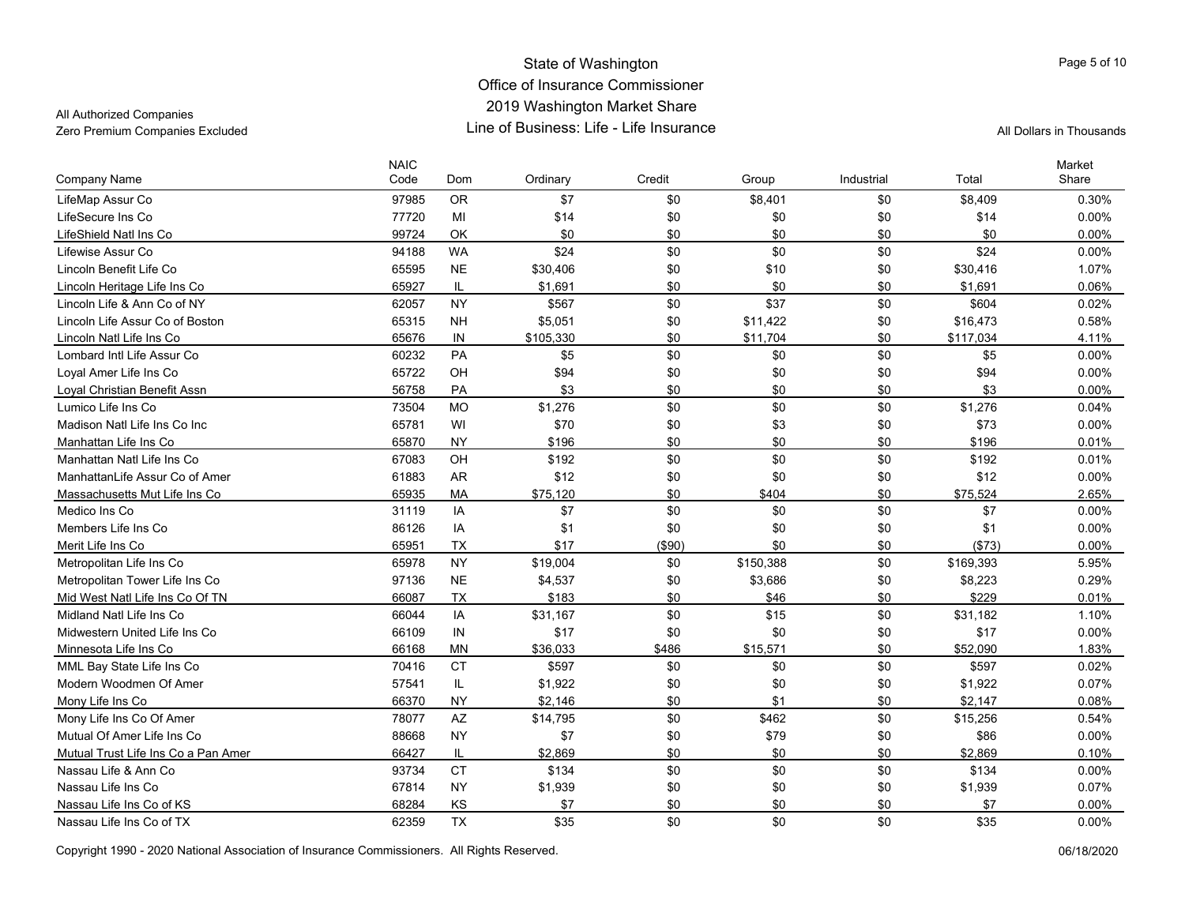State of Washington
Office of Insurance Commissioner
2019 Washington Market Share
Line of Business: Life - Life Insurance

All Authorized Companies
Zero Premium Companies Excluded

All Dollars in Thousands

| Company Name | NAIC Code | Dom | Ordinary | Credit | Group | Industrial | Total | Market Share |
|---|---|---|---|---|---|---|---|---|
| LifeMap Assur Co | 97985 | OR | $7 | $0 | $8,401 | $0 | $8,409 | 0.30% |
| LifeSecure Ins Co | 77720 | MI | $14 | $0 | $0 | $0 | $14 | 0.00% |
| LifeShield Natl Ins Co | 99724 | OK | $0 | $0 | $0 | $0 | $0 | 0.00% |
| Lifewise Assur Co | 94188 | WA | $24 | $0 | $0 | $0 | $24 | 0.00% |
| Lincoln Benefit Life Co | 65595 | NE | $30,406 | $0 | $10 | $0 | $30,416 | 1.07% |
| Lincoln Heritage Life Ins Co | 65927 | IL | $1,691 | $0 | $0 | $0 | $1,691 | 0.06% |
| Lincoln Life & Ann Co of NY | 62057 | NY | $567 | $0 | $37 | $0 | $604 | 0.02% |
| Lincoln Life Assur Co of Boston | 65315 | NH | $5,051 | $0 | $11,422 | $0 | $16,473 | 0.58% |
| Lincoln Natl Life Ins Co | 65676 | IN | $105,330 | $0 | $11,704 | $0 | $117,034 | 4.11% |
| Lombard Intl Life Assur Co | 60232 | PA | $5 | $0 | $0 | $0 | $5 | 0.00% |
| Loyal Amer Life Ins Co | 65722 | OH | $94 | $0 | $0 | $0 | $94 | 0.00% |
| Loyal Christian Benefit Assn | 56758 | PA | $3 | $0 | $0 | $0 | $3 | 0.00% |
| Lumico Life Ins Co | 73504 | MO | $1,276 | $0 | $0 | $0 | $1,276 | 0.04% |
| Madison Natl Life Ins Co Inc | 65781 | WI | $70 | $0 | $3 | $0 | $73 | 0.00% |
| Manhattan Life Ins Co | 65870 | NY | $196 | $0 | $0 | $0 | $196 | 0.01% |
| Manhattan Natl Life Ins Co | 67083 | OH | $192 | $0 | $0 | $0 | $192 | 0.01% |
| ManhattanLife Assur Co of Amer | 61883 | AR | $12 | $0 | $0 | $0 | $12 | 0.00% |
| Massachusetts Mut Life Ins Co | 65935 | MA | $75,120 | $0 | $404 | $0 | $75,524 | 2.65% |
| Medico Ins Co | 31119 | IA | $7 | $0 | $0 | $0 | $7 | 0.00% |
| Members Life Ins Co | 86126 | IA | $1 | $0 | $0 | $0 | $1 | 0.00% |
| Merit Life Ins Co | 65951 | TX | $17 | ($90) | $0 | $0 | ($73) | 0.00% |
| Metropolitan Life Ins Co | 65978 | NY | $19,004 | $0 | $150,388 | $0 | $169,393 | 5.95% |
| Metropolitan Tower Life Ins Co | 97136 | NE | $4,537 | $0 | $3,686 | $0 | $8,223 | 0.29% |
| Mid West Natl Life Ins Co Of TN | 66087 | TX | $183 | $0 | $46 | $0 | $229 | 0.01% |
| Midland Natl Life Ins Co | 66044 | IA | $31,167 | $0 | $15 | $0 | $31,182 | 1.10% |
| Midwestern United Life Ins Co | 66109 | IN | $17 | $0 | $0 | $0 | $17 | 0.00% |
| Minnesota Life Ins Co | 66168 | MN | $36,033 | $486 | $15,571 | $0 | $52,090 | 1.83% |
| MML Bay State Life Ins Co | 70416 | CT | $597 | $0 | $0 | $0 | $597 | 0.02% |
| Modern Woodmen Of Amer | 57541 | IL | $1,922 | $0 | $0 | $0 | $1,922 | 0.07% |
| Mony Life Ins Co | 66370 | NY | $2,146 | $0 | $1 | $0 | $2,147 | 0.08% |
| Mony Life Ins Co Of Amer | 78077 | AZ | $14,795 | $0 | $462 | $0 | $15,256 | 0.54% |
| Mutual Of Amer Life Ins Co | 88668 | NY | $7 | $0 | $79 | $0 | $86 | 0.00% |
| Mutual Trust Life Ins Co a Pan Amer | 66427 | IL | $2,869 | $0 | $0 | $0 | $2,869 | 0.10% |
| Nassau Life & Ann Co | 93734 | CT | $134 | $0 | $0 | $0 | $134 | 0.00% |
| Nassau Life Ins Co | 67814 | NY | $1,939 | $0 | $0 | $0 | $1,939 | 0.07% |
| Nassau Life Ins Co of KS | 68284 | KS | $7 | $0 | $0 | $0 | $7 | 0.00% |
| Nassau Life Ins Co of TX | 62359 | TX | $35 | $0 | $0 | $0 | $35 | 0.00% |

Copyright 1990 - 2020 National Association of Insurance Commissioners. All Rights Reserved.

06/18/2020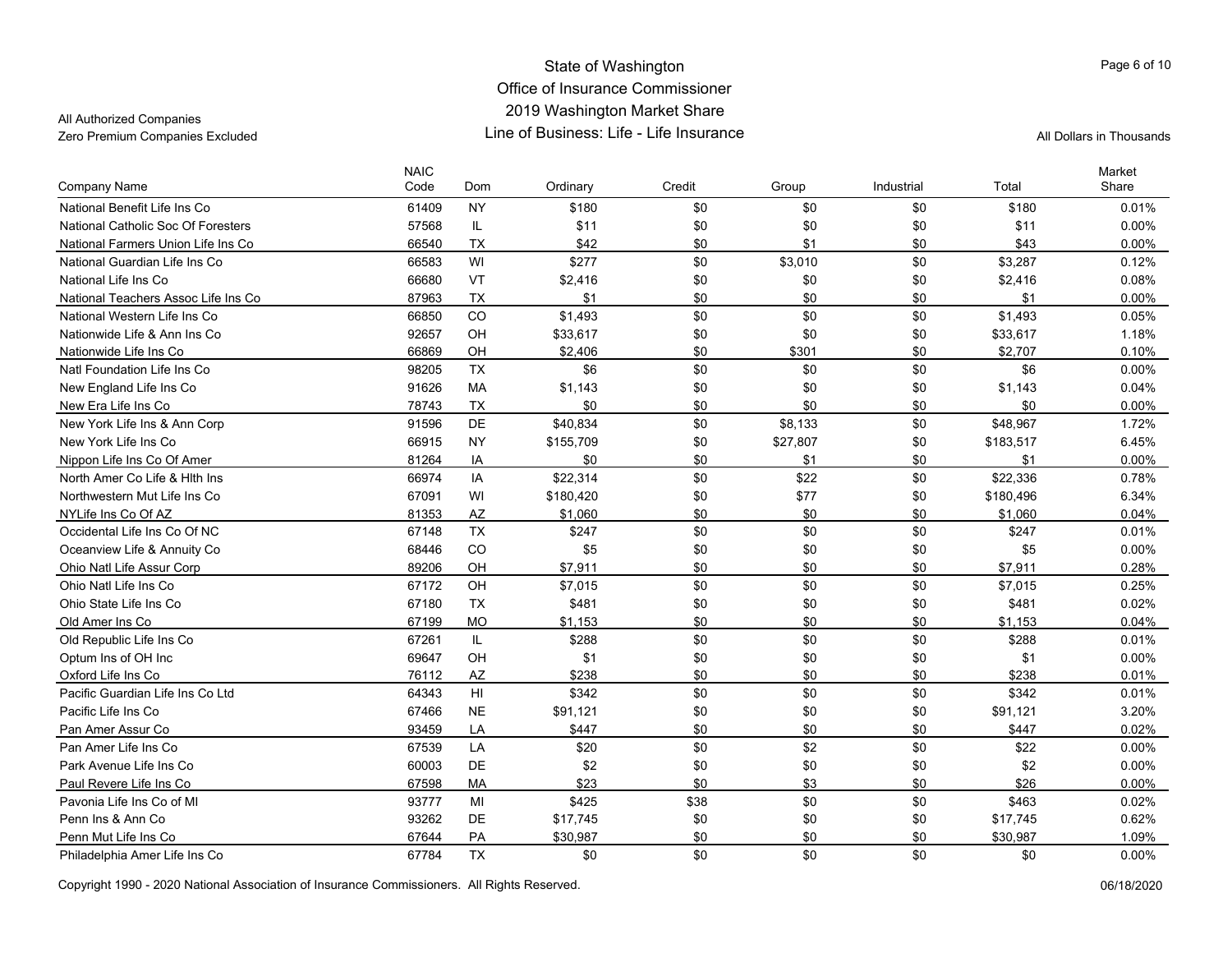# State of Washington
## Office of Insurance Commissioner
## 2019 Washington Market Share
## Line of Business: Life - Life Insurance

All Authorized Companies
Zero Premium Companies Excluded

All Dollars in Thousands

| Company Name | NAIC Code | Dom | Ordinary | Credit | Group | Industrial | Total | Market Share |
|---|---|---|---|---|---|---|---|---|
| National Benefit Life Ins Co | 61409 | NY | $180 | $0 | $0 | $0 | $180 | 0.01% |
| National Catholic Soc Of Foresters | 57568 | IL | $11 | $0 | $0 | $0 | $11 | 0.00% |
| National Farmers Union Life Ins Co | 66540 | TX | $42 | $0 | $1 | $0 | $43 | 0.00% |
| National Guardian Life Ins Co | 66583 | WI | $277 | $0 | $3,010 | $0 | $3,287 | 0.12% |
| National Life Ins Co | 66680 | VT | $2,416 | $0 | $0 | $0 | $2,416 | 0.08% |
| National Teachers Assoc Life Ins Co | 87963 | TX | $1 | $0 | $0 | $0 | $1 | 0.00% |
| National Western Life Ins Co | 66850 | CO | $1,493 | $0 | $0 | $0 | $1,493 | 0.05% |
| Nationwide Life & Ann Ins Co | 92657 | OH | $33,617 | $0 | $0 | $0 | $33,617 | 1.18% |
| Nationwide Life Ins Co | 66869 | OH | $2,406 | $0 | $301 | $0 | $2,707 | 0.10% |
| Natl Foundation Life Ins Co | 98205 | TX | $6 | $0 | $0 | $0 | $6 | 0.00% |
| New England Life Ins Co | 91626 | MA | $1,143 | $0 | $0 | $0 | $1,143 | 0.04% |
| New Era Life Ins Co | 78743 | TX | $0 | $0 | $0 | $0 | $0 | 0.00% |
| New York Life Ins & Ann Corp | 91596 | DE | $40,834 | $0 | $8,133 | $0 | $48,967 | 1.72% |
| New York Life Ins Co | 66915 | NY | $155,709 | $0 | $27,807 | $0 | $183,517 | 6.45% |
| Nippon Life Ins Co Of Amer | 81264 | IA | $0 | $0 | $1 | $0 | $1 | 0.00% |
| North Amer Co Life & Hlth Ins | 66974 | IA | $22,314 | $0 | $22 | $0 | $22,336 | 0.78% |
| Northwestern Mut Life Ins Co | 67091 | WI | $180,420 | $0 | $77 | $0 | $180,496 | 6.34% |
| NYLife Ins Co Of AZ | 81353 | AZ | $1,060 | $0 | $0 | $0 | $1,060 | 0.04% |
| Occidental Life Ins Co Of NC | 67148 | TX | $247 | $0 | $0 | $0 | $247 | 0.01% |
| Oceanview Life & Annuity Co | 68446 | CO | $5 | $0 | $0 | $0 | $5 | 0.00% |
| Ohio Natl Life Assur Corp | 89206 | OH | $7,911 | $0 | $0 | $0 | $7,911 | 0.28% |
| Ohio Natl Life Ins Co | 67172 | OH | $7,015 | $0 | $0 | $0 | $7,015 | 0.25% |
| Ohio State Life Ins Co | 67180 | TX | $481 | $0 | $0 | $0 | $481 | 0.02% |
| Old Amer Ins Co | 67199 | MO | $1,153 | $0 | $0 | $0 | $1,153 | 0.04% |
| Old Republic Life Ins Co | 67261 | IL | $288 | $0 | $0 | $0 | $288 | 0.01% |
| Optum Ins of OH Inc | 69647 | OH | $1 | $0 | $0 | $0 | $1 | 0.00% |
| Oxford Life Ins Co | 76112 | AZ | $238 | $0 | $0 | $0 | $238 | 0.01% |
| Pacific Guardian Life Ins Co Ltd | 64343 | HI | $342 | $0 | $0 | $0 | $342 | 0.01% |
| Pacific Life Ins Co | 67466 | NE | $91,121 | $0 | $0 | $0 | $91,121 | 3.20% |
| Pan Amer Assur Co | 93459 | LA | $447 | $0 | $0 | $0 | $447 | 0.02% |
| Pan Amer Life Ins Co | 67539 | LA | $20 | $0 | $2 | $0 | $22 | 0.00% |
| Park Avenue Life Ins Co | 60003 | DE | $2 | $0 | $0 | $0 | $2 | 0.00% |
| Paul Revere Life Ins Co | 67598 | MA | $23 | $0 | $3 | $0 | $26 | 0.00% |
| Pavonia Life Ins Co of MI | 93777 | MI | $425 | $38 | $0 | $0 | $463 | 0.02% |
| Penn Ins & Ann Co | 93262 | DE | $17,745 | $0 | $0 | $0 | $17,745 | 0.62% |
| Penn Mut Life Ins Co | 67644 | PA | $30,987 | $0 | $0 | $0 | $30,987 | 1.09% |
| Philadelphia Amer Life Ins Co | 67784 | TX | $0 | $0 | $0 | $0 | $0 | 0.00% |

Copyright 1990 - 2020 National Association of Insurance Commissioners. All Rights Reserved.

06/18/2020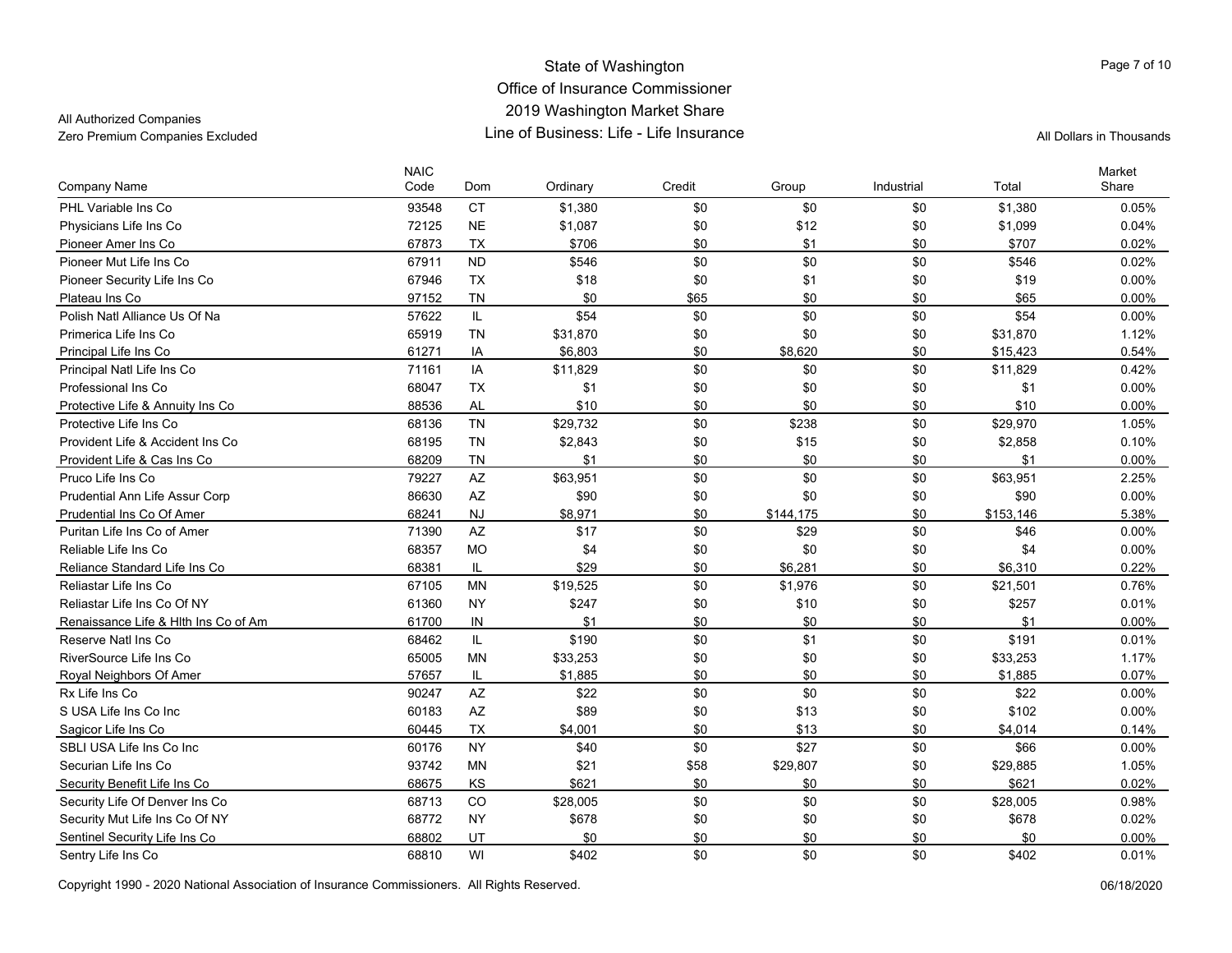State of Washington
Office of Insurance Commissioner
2019 Washington Market Share
Line of Business: Life - Life Insurance

All Authorized Companies
Zero Premium Companies Excluded

All Dollars in Thousands

| Company Name | NAIC Code | Dom | Ordinary | Credit | Group | Industrial | Total | Market Share |
|---|---|---|---|---|---|---|---|---|
| PHL Variable Ins Co | 93548 | CT | $1,380 | $0 | $0 | $0 | $1,380 | 0.05% |
| Physicians Life Ins Co | 72125 | NE | $1,087 | $0 | $12 | $0 | $1,099 | 0.04% |
| Pioneer Amer Ins Co | 67873 | TX | $706 | $0 | $1 | $0 | $707 | 0.02% |
| Pioneer Mut Life Ins Co | 67911 | ND | $546 | $0 | $0 | $0 | $546 | 0.02% |
| Pioneer Security Life Ins Co | 67946 | TX | $18 | $0 | $1 | $0 | $19 | 0.00% |
| Plateau Ins Co | 97152 | TN | $0 | $65 | $0 | $0 | $65 | 0.00% |
| Polish Natl Alliance Us Of Na | 57622 | IL | $54 | $0 | $0 | $0 | $54 | 0.00% |
| Primerica Life Ins Co | 65919 | TN | $31,870 | $0 | $0 | $0 | $31,870 | 1.12% |
| Principal Life Ins Co | 61271 | IA | $6,803 | $0 | $8,620 | $0 | $15,423 | 0.54% |
| Principal Natl Life Ins Co | 71161 | IA | $11,829 | $0 | $0 | $0 | $11,829 | 0.42% |
| Professional Ins Co | 68047 | TX | $1 | $0 | $0 | $0 | $1 | 0.00% |
| Protective Life & Annuity Ins Co | 88536 | AL | $10 | $0 | $0 | $0 | $10 | 0.00% |
| Protective Life Ins Co | 68136 | TN | $29,732 | $0 | $238 | $0 | $29,970 | 1.05% |
| Provident Life & Accident Ins Co | 68195 | TN | $2,843 | $0 | $15 | $0 | $2,858 | 0.10% |
| Provident Life & Cas Ins Co | 68209 | TN | $1 | $0 | $0 | $0 | $1 | 0.00% |
| Pruco Life Ins Co | 79227 | AZ | $63,951 | $0 | $0 | $0 | $63,951 | 2.25% |
| Prudential Ann Life Assur Corp | 86630 | AZ | $90 | $0 | $0 | $0 | $90 | 0.00% |
| Prudential Ins Co Of Amer | 68241 | NJ | $8,971 | $0 | $144,175 | $0 | $153,146 | 5.38% |
| Puritan Life Ins Co of Amer | 71390 | AZ | $17 | $0 | $29 | $0 | $46 | 0.00% |
| Reliable Life Ins Co | 68357 | MO | $4 | $0 | $0 | $0 | $4 | 0.00% |
| Reliance Standard Life Ins Co | 68381 | IL | $29 | $0 | $6,281 | $0 | $6,310 | 0.22% |
| Reliastar Life Ins Co | 67105 | MN | $19,525 | $0 | $1,976 | $0 | $21,501 | 0.76% |
| Reliastar Life Ins Co Of NY | 61360 | NY | $247 | $0 | $10 | $0 | $257 | 0.01% |
| Renaissance Life & Hlth Ins Co of Am | 61700 | IN | $1 | $0 | $0 | $0 | $1 | 0.00% |
| Reserve Natl Ins Co | 68462 | IL | $190 | $0 | $1 | $0 | $191 | 0.01% |
| RiverSource Life Ins Co | 65005 | MN | $33,253 | $0 | $0 | $0 | $33,253 | 1.17% |
| Royal Neighbors Of Amer | 57657 | IL | $1,885 | $0 | $0 | $0 | $1,885 | 0.07% |
| Rx Life Ins Co | 90247 | AZ | $22 | $0 | $0 | $0 | $22 | 0.00% |
| S USA Life Ins Co Inc | 60183 | AZ | $89 | $0 | $13 | $0 | $102 | 0.00% |
| Sagicor Life Ins Co | 60445 | TX | $4,001 | $0 | $13 | $0 | $4,014 | 0.14% |
| SBLI USA Life Ins Co Inc | 60176 | NY | $40 | $0 | $27 | $0 | $66 | 0.00% |
| Securian Life Ins Co | 93742 | MN | $21 | $58 | $29,807 | $0 | $29,885 | 1.05% |
| Security Benefit Life Ins Co | 68675 | KS | $621 | $0 | $0 | $0 | $621 | 0.02% |
| Security Life Of Denver Ins Co | 68713 | CO | $28,005 | $0 | $0 | $0 | $28,005 | 0.98% |
| Security Mut Life Ins Co Of NY | 68772 | NY | $678 | $0 | $0 | $0 | $678 | 0.02% |
| Sentinel Security Life Ins Co | 68802 | UT | $0 | $0 | $0 | $0 | $0 | 0.00% |
| Sentry Life Ins Co | 68810 | WI | $402 | $0 | $0 | $0 | $402 | 0.01% |

Copyright 1990 - 2020 National Association of Insurance Commissioners. All Rights Reserved. 06/18/2020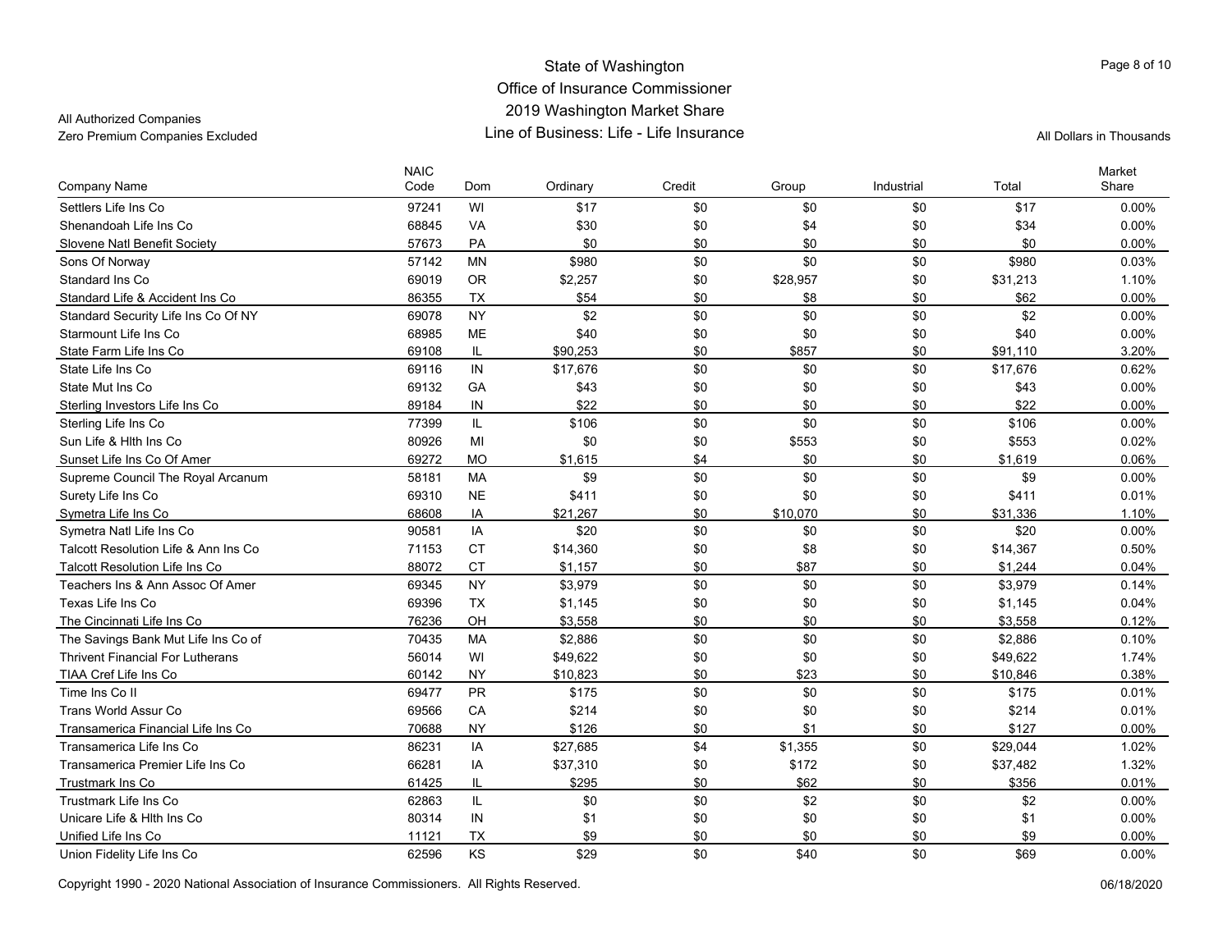# State of Washington
## Office of Insurance Commissioner
## 2019 Washington Market Share
## Line of Business: Life - Life Insurance

All Authorized Companies
Zero Premium Companies Excluded

All Dollars in Thousands

| Company Name | NAIC Code | Dom | Ordinary | Credit | Group | Industrial | Total | Market Share |
|---|---|---|---|---|---|---|---|---|
| Settlers Life Ins Co | 97241 | WI | $17 | $0 | $0 | $0 | $17 | 0.00% |
| Shenandoah Life Ins Co | 68845 | VA | $30 | $0 | $4 | $0 | $34 | 0.00% |
| Slovene Natl Benefit Society | 57673 | PA | $0 | $0 | $0 | $0 | $0 | 0.00% |
| Sons Of Norway | 57142 | MN | $980 | $0 | $0 | $0 | $980 | 0.03% |
| Standard Ins Co | 69019 | OR | $2,257 | $0 | $28,957 | $0 | $31,213 | 1.10% |
| Standard Life & Accident Ins Co | 86355 | TX | $54 | $0 | $8 | $0 | $62 | 0.00% |
| Standard Security Life Ins Co Of NY | 69078 | NY | $2 | $0 | $0 | $0 | $2 | 0.00% |
| Starmount Life Ins Co | 68985 | ME | $40 | $0 | $0 | $0 | $40 | 0.00% |
| State Farm Life Ins Co | 69108 | IL | $90,253 | $0 | $857 | $0 | $91,110 | 3.20% |
| State Life Ins Co | 69116 | IN | $17,676 | $0 | $0 | $0 | $17,676 | 0.62% |
| State Mut Ins Co | 69132 | GA | $43 | $0 | $0 | $0 | $43 | 0.00% |
| Sterling Investors Life Ins Co | 89184 | IN | $22 | $0 | $0 | $0 | $22 | 0.00% |
| Sterling Life Ins Co | 77399 | IL | $106 | $0 | $0 | $0 | $106 | 0.00% |
| Sun Life & Hlth Ins Co | 80926 | MI | $0 | $0 | $553 | $0 | $553 | 0.02% |
| Sunset Life Ins Co Of Amer | 69272 | MO | $1,615 | $4 | $0 | $0 | $1,619 | 0.06% |
| Supreme Council The Royal Arcanum | 58181 | MA | $9 | $0 | $0 | $0 | $9 | 0.00% |
| Surety Life Ins Co | 69310 | NE | $411 | $0 | $0 | $0 | $411 | 0.01% |
| Symetra Life Ins Co | 68608 | IA | $21,267 | $0 | $10,070 | $0 | $31,336 | 1.10% |
| Symetra Natl Life Ins Co | 90581 | IA | $20 | $0 | $0 | $0 | $20 | 0.00% |
| Talcott Resolution Life & Ann Ins Co | 71153 | CT | $14,360 | $0 | $8 | $0 | $14,367 | 0.50% |
| Talcott Resolution Life Ins Co | 88072 | CT | $1,157 | $0 | $87 | $0 | $1,244 | 0.04% |
| Teachers Ins & Ann Assoc Of Amer | 69345 | NY | $3,979 | $0 | $0 | $0 | $3,979 | 0.14% |
| Texas Life Ins Co | 69396 | TX | $1,145 | $0 | $0 | $0 | $1,145 | 0.04% |
| The Cincinnati Life Ins Co | 76236 | OH | $3,558 | $0 | $0 | $0 | $3,558 | 0.12% |
| The Savings Bank Mut Life Ins Co of | 70435 | MA | $2,886 | $0 | $0 | $0 | $2,886 | 0.10% |
| Thrivent Financial For Lutherans | 56014 | WI | $49,622 | $0 | $0 | $0 | $49,622 | 1.74% |
| TIAA Cref Life Ins Co | 60142 | NY | $10,823 | $0 | $23 | $0 | $10,846 | 0.38% |
| Time Ins Co II | 69477 | PR | $175 | $0 | $0 | $0 | $175 | 0.01% |
| Trans World Assur Co | 69566 | CA | $214 | $0 | $0 | $0 | $214 | 0.01% |
| Transamerica Financial Life Ins Co | 70688 | NY | $126 | $0 | $1 | $0 | $127 | 0.00% |
| Transamerica Life Ins Co | 86231 | IA | $27,685 | $4 | $1,355 | $0 | $29,044 | 1.02% |
| Transamerica Premier Life Ins Co | 66281 | IA | $37,310 | $0 | $172 | $0 | $37,482 | 1.32% |
| Trustmark Ins Co | 61425 | IL | $295 | $0 | $62 | $0 | $356 | 0.01% |
| Trustmark Life Ins Co | 62863 | IL | $0 | $0 | $2 | $0 | $2 | 0.00% |
| Unicare Life & Hlth Ins Co | 80314 | IN | $1 | $0 | $0 | $0 | $1 | 0.00% |
| Unified Life Ins Co | 11121 | TX | $9 | $0 | $0 | $0 | $9 | 0.00% |
| Union Fidelity Life Ins Co | 62596 | KS | $29 | $0 | $40 | $0 | $69 | 0.00% |

Copyright 1990 - 2020 National Association of Insurance Commissioners. All Rights Reserved. 06/18/2020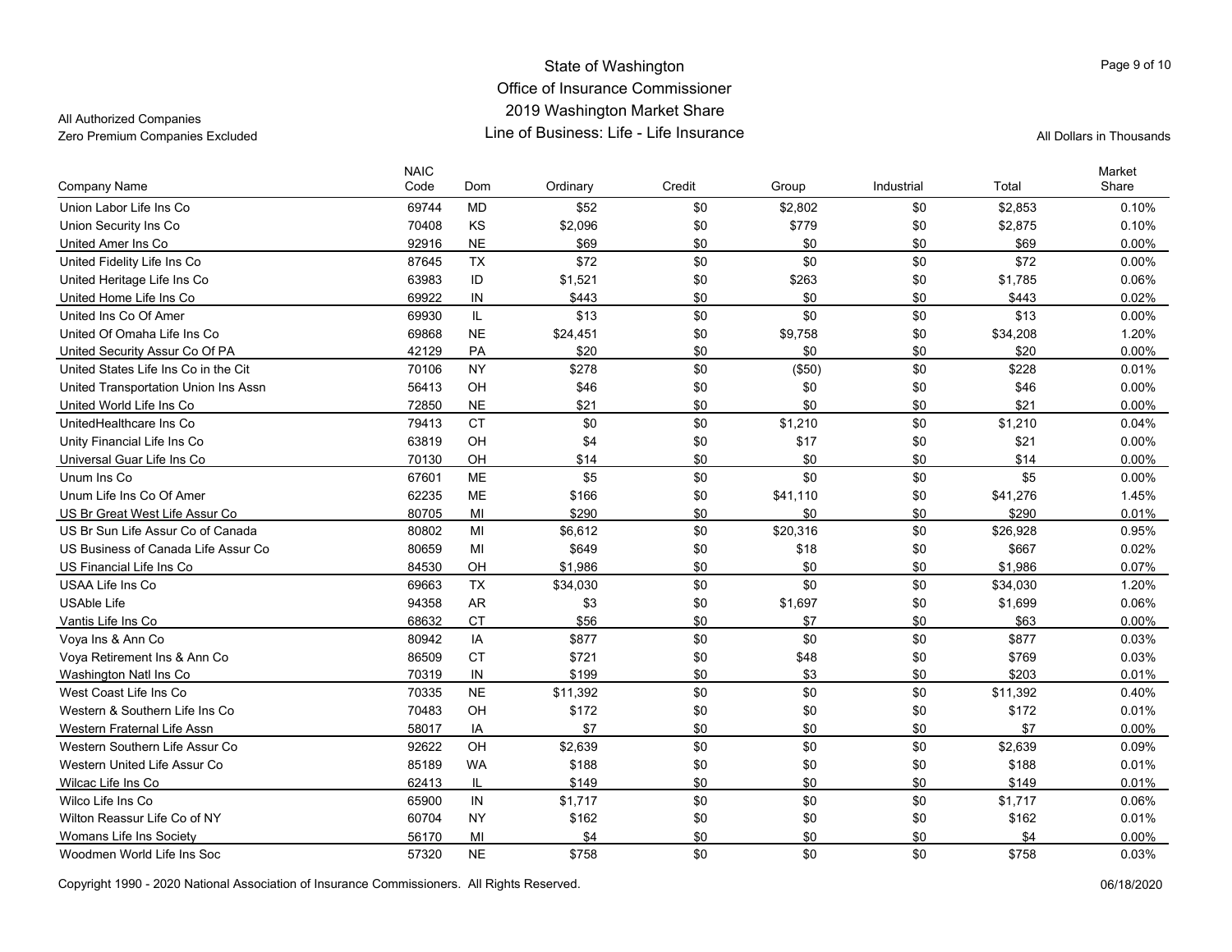State of Washington
Office of Insurance Commissioner
2019 Washington Market Share
Line of Business: Life - Life Insurance

All Authorized Companies
Zero Premium Companies Excluded

All Dollars in Thousands

| Company Name | NAIC Code | Dom | Ordinary | Credit | Group | Industrial | Total | Market Share |
|---|---|---|---|---|---|---|---|---|
| Union Labor Life Ins Co | 69744 | MD | $52 | $0 | $2,802 | $0 | $2,853 | 0.10% |
| Union Security Ins Co | 70408 | KS | $2,096 | $0 | $779 | $0 | $2,875 | 0.10% |
| United Amer Ins Co | 92916 | NE | $69 | $0 | $0 | $0 | $69 | 0.00% |
| United Fidelity Life Ins Co | 87645 | TX | $72 | $0 | $0 | $0 | $72 | 0.00% |
| United Heritage Life Ins Co | 63983 | ID | $1,521 | $0 | $263 | $0 | $1,785 | 0.06% |
| United Home Life Ins Co | 69922 | IN | $443 | $0 | $0 | $0 | $443 | 0.02% |
| United Ins Co Of Amer | 69930 | IL | $13 | $0 | $0 | $0 | $13 | 0.00% |
| United Of Omaha Life Ins Co | 69868 | NE | $24,451 | $0 | $9,758 | $0 | $34,208 | 1.20% |
| United Security Assur Co Of PA | 42129 | PA | $20 | $0 | $0 | $0 | $20 | 0.00% |
| United States Life Ins Co in the Cit | 70106 | NY | $278 | $0 | ($50) | $0 | $228 | 0.01% |
| United Transportation Union Ins Assn | 56413 | OH | $46 | $0 | $0 | $0 | $46 | 0.00% |
| United World Life Ins Co | 72850 | NE | $21 | $0 | $0 | $0 | $21 | 0.00% |
| UnitedHealthcare Ins Co | 79413 | CT | $0 | $0 | $1,210 | $0 | $1,210 | 0.04% |
| Unity Financial Life Ins Co | 63819 | OH | $4 | $0 | $17 | $0 | $21 | 0.00% |
| Universal Guar Life Ins Co | 70130 | OH | $14 | $0 | $0 | $0 | $14 | 0.00% |
| Unum Ins Co | 67601 | ME | $5 | $0 | $0 | $0 | $5 | 0.00% |
| Unum Life Ins Co Of Amer | 62235 | ME | $166 | $0 | $41,110 | $0 | $41,276 | 1.45% |
| US Br Great West Life Assur Co | 80705 | MI | $290 | $0 | $0 | $0 | $290 | 0.01% |
| US Br Sun Life Assur Co of Canada | 80802 | MI | $6,612 | $0 | $20,316 | $0 | $26,928 | 0.95% |
| US Business of Canada Life Assur Co | 80659 | MI | $649 | $0 | $18 | $0 | $667 | 0.02% |
| US Financial Life Ins Co | 84530 | OH | $1,986 | $0 | $0 | $0 | $1,986 | 0.07% |
| USAA Life Ins Co | 69663 | TX | $34,030 | $0 | $0 | $0 | $34,030 | 1.20% |
| USAble Life | 94358 | AR | $3 | $0 | $1,697 | $0 | $1,699 | 0.06% |
| Vantis Life Ins Co | 68632 | CT | $56 | $0 | $7 | $0 | $63 | 0.00% |
| Voya Ins & Ann Co | 80942 | IA | $877 | $0 | $0 | $0 | $877 | 0.03% |
| Voya Retirement Ins & Ann Co | 86509 | CT | $721 | $0 | $48 | $0 | $769 | 0.03% |
| Washington Natl Ins Co | 70319 | IN | $199 | $0 | $3 | $0 | $203 | 0.01% |
| West Coast Life Ins Co | 70335 | NE | $11,392 | $0 | $0 | $0 | $11,392 | 0.40% |
| Western & Southern Life Ins Co | 70483 | OH | $172 | $0 | $0 | $0 | $172 | 0.01% |
| Western Fraternal Life Assn | 58017 | IA | $7 | $0 | $0 | $0 | $7 | 0.00% |
| Western Southern Life Assur Co | 92622 | OH | $2,639 | $0 | $0 | $0 | $2,639 | 0.09% |
| Western United Life Assur Co | 85189 | WA | $188 | $0 | $0 | $0 | $188 | 0.01% |
| Wilcac Life Ins Co | 62413 | IL | $149 | $0 | $0 | $0 | $149 | 0.01% |
| Wilco Life Ins Co | 65900 | IN | $1,717 | $0 | $0 | $0 | $1,717 | 0.06% |
| Wilton Reassur Life Co of NY | 60704 | NY | $162 | $0 | $0 | $0 | $162 | 0.01% |
| Womans Life Ins Society | 56170 | MI | $4 | $0 | $0 | $0 | $4 | 0.00% |
| Woodmen World Life Ins Soc | 57320 | NE | $758 | $0 | $0 | $0 | $758 | 0.03% |

Copyright 1990 - 2020 National Association of Insurance Commissioners. All Rights Reserved.

06/18/2020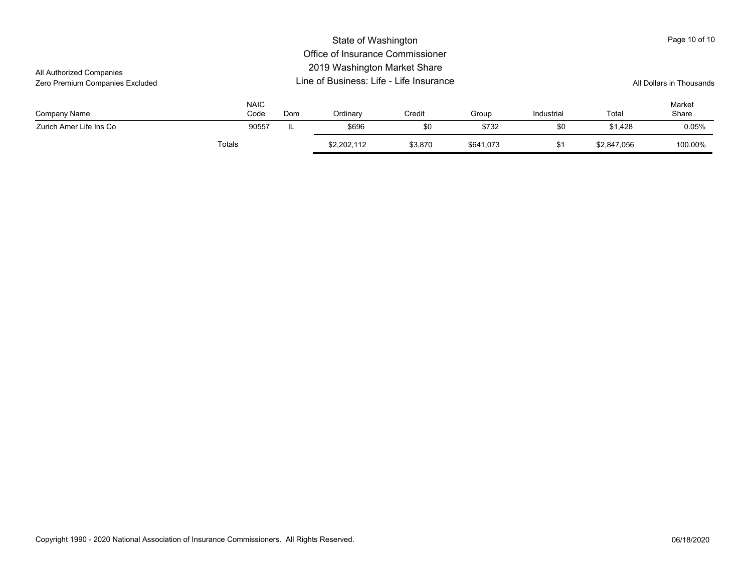# State of Washington
## Office of Insurance Commissioner
## 2019 Washington Market Share
## Line of Business: Life - Life Insurance

All Authorized Companies
Zero Premium Companies Excluded

All Dollars in Thousands

| Company Name | NAIC Code | Dom | Ordinary | Credit | Group | Industrial | Total | Market Share |
|---|---|---|---|---|---|---|---|---|
| Zurich Amer Life Ins Co | 90557 | IL | $696 | $0 | $732 | $0 | $1,428 | 0.05% |
| Totals | | | $2,202,112 | $3,870 | $641,073 | $1 | $2,847,056 | 100.00% |

Copyright 1990 - 2020 National Association of Insurance Commissioners. All Rights Reserved.

06/18/2020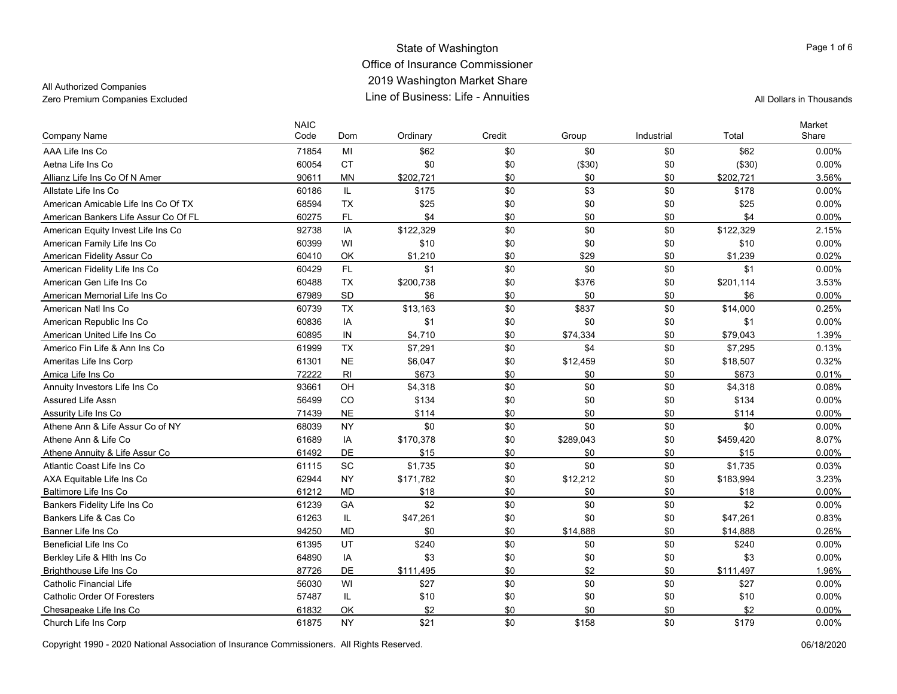# State of Washington
## Office of Insurance Commissioner
## 2019 Washington Market Share
## Line of Business: Life - Annuities

All Authorized Companies
Zero Premium Companies Excluded

All Dollars in Thousands

| Company Name | NAIC Code | Dom | Ordinary | Credit | Group | Industrial | Total | Market Share |
|---|---|---|---|---|---|---|---|---|
| AAA Life Ins Co | 71854 | MI | $62 | $0 | $0 | $0 | $62 | 0.00% |
| Aetna Life Ins Co | 60054 | CT | $0 | $0 | ($30) | $0 | ($30) | 0.00% |
| Allianz Life Ins Co Of N Amer | 90611 | MN | $202,721 | $0 | $0 | $0 | $202,721 | 3.56% |
| Allstate Life Ins Co | 60186 | IL | $175 | $0 | $3 | $0 | $178 | 0.00% |
| American Amicable Life Ins Co Of TX | 68594 | TX | $25 | $0 | $0 | $0 | $25 | 0.00% |
| American Bankers Life Assur Co Of FL | 60275 | FL | $4 | $0 | $0 | $0 | $4 | 0.00% |
| American Equity Invest Life Ins Co | 92738 | IA | $122,329 | $0 | $0 | $0 | $122,329 | 2.15% |
| American Family Life Ins Co | 60399 | WI | $10 | $0 | $0 | $0 | $10 | 0.00% |
| American Fidelity Assur Co | 60410 | OK | $1,210 | $0 | $29 | $0 | $1,239 | 0.02% |
| American Fidelity Life Ins Co | 60429 | FL | $1 | $0 | $0 | $0 | $1 | 0.00% |
| American Gen Life Ins Co | 60488 | TX | $200,738 | $0 | $376 | $0 | $201,114 | 3.53% |
| American Memorial Life Ins Co | 67989 | SD | $6 | $0 | $0 | $0 | $6 | 0.00% |
| American Natl Ins Co | 60739 | TX | $13,163 | $0 | $837 | $0 | $14,000 | 0.25% |
| American Republic Ins Co | 60836 | IA | $1 | $0 | $0 | $0 | $1 | 0.00% |
| American United Life Ins Co | 60895 | IN | $4,710 | $0 | $74,334 | $0 | $79,043 | 1.39% |
| Americo Fin Life & Ann Ins Co | 61999 | TX | $7,291 | $0 | $4 | $0 | $7,295 | 0.13% |
| Ameritas Life Ins Corp | 61301 | NE | $6,047 | $0 | $12,459 | $0 | $18,507 | 0.32% |
| Amica Life Ins Co | 72222 | RI | $673 | $0 | $0 | $0 | $673 | 0.01% |
| Annuity Investors Life Ins Co | 93661 | OH | $4,318 | $0 | $0 | $0 | $4,318 | 0.08% |
| Assured Life Assn | 56499 | CO | $134 | $0 | $0 | $0 | $134 | 0.00% |
| Assurity Life Ins Co | 71439 | NE | $114 | $0 | $0 | $0 | $114 | 0.00% |
| Athene Ann & Life Assur Co of NY | 68039 | NY | $0 | $0 | $0 | $0 | $0 | 0.00% |
| Athene Ann & Life Co | 61689 | IA | $170,378 | $0 | $289,043 | $0 | $459,420 | 8.07% |
| Athene Annuity & Life Assur Co | 61492 | DE | $15 | $0 | $0 | $0 | $15 | 0.00% |
| Atlantic Coast Life Ins Co | 61115 | SC | $1,735 | $0 | $0 | $0 | $1,735 | 0.03% |
| AXA Equitable Life Ins Co | 62944 | NY | $171,782 | $0 | $12,212 | $0 | $183,994 | 3.23% |
| Baltimore Life Ins Co | 61212 | MD | $18 | $0 | $0 | $0 | $18 | 0.00% |
| Bankers Fidelity Life Ins Co | 61239 | GA | $2 | $0 | $0 | $0 | $2 | 0.00% |
| Bankers Life & Cas Co | 61263 | IL | $47,261 | $0 | $0 | $0 | $47,261 | 0.83% |
| Banner Life Ins Co | 94250 | MD | $0 | $0 | $14,888 | $0 | $14,888 | 0.26% |
| Beneficial Life Ins Co | 61395 | UT | $240 | $0 | $0 | $0 | $240 | 0.00% |
| Berkley Life & Hlth Ins Co | 64890 | IA | $3 | $0 | $0 | $0 | $3 | 0.00% |
| Brighthouse Life Ins Co | 87726 | DE | $111,495 | $0 | $2 | $0 | $111,497 | 1.96% |
| Catholic Financial Life | 56030 | WI | $27 | $0 | $0 | $0 | $27 | 0.00% |
| Catholic Order Of Foresters | 57487 | IL | $10 | $0 | $0 | $0 | $10 | 0.00% |
| Chesapeake Life Ins Co | 61832 | OK | $2 | $0 | $0 | $0 | $2 | 0.00% |
| Church Life Ins Corp | 61875 | NY | $21 | $0 | $158 | $0 | $179 | 0.00% |

Copyright 1990 - 2020 National Association of Insurance Commissioners. All Rights Reserved.

06/18/2020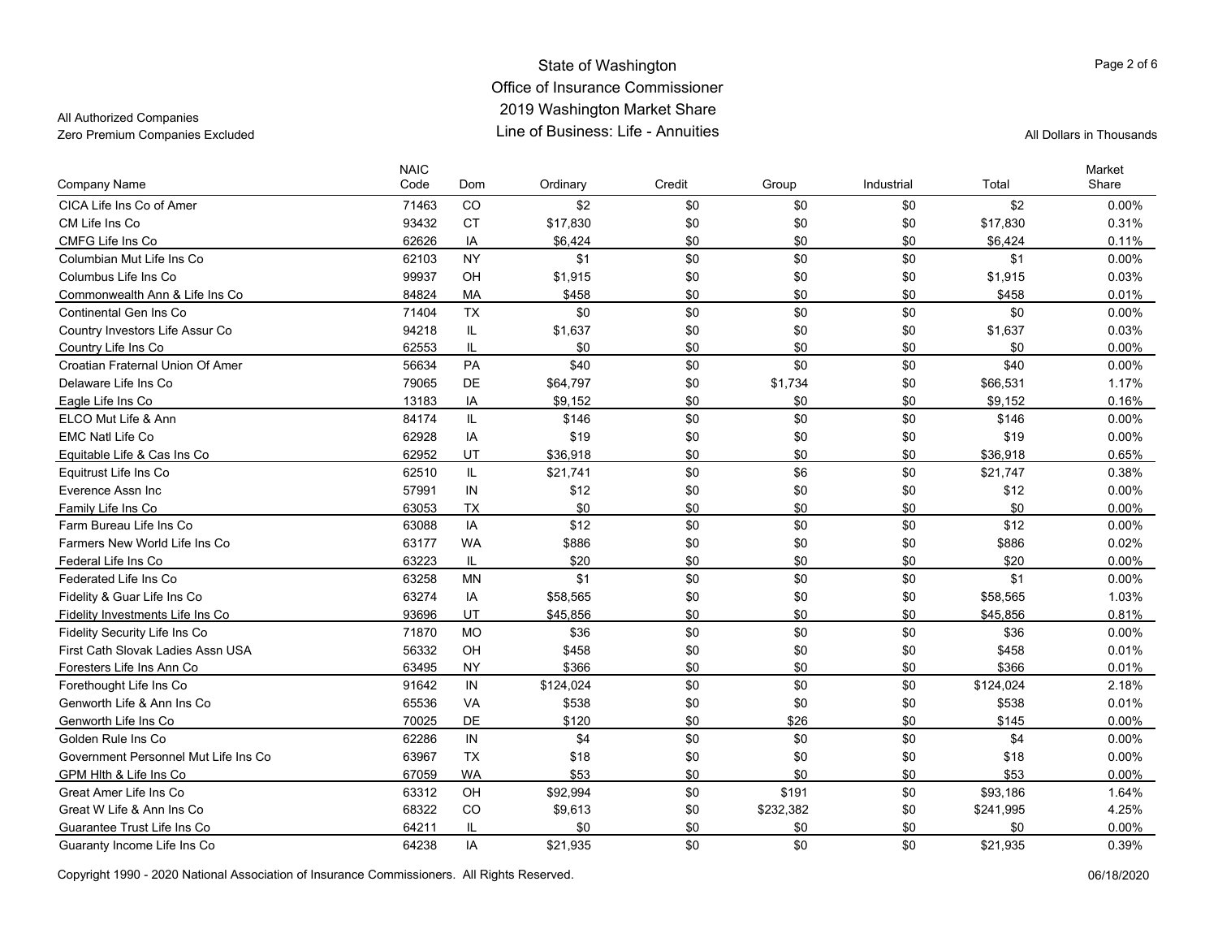# State of Washington
## Office of Insurance Commissioner
## 2019 Washington Market Share
## Line of Business: Life - Annuities

All Authorized Companies
Zero Premium Companies Excluded

All Dollars in Thousands

| Company Name | NAIC Code | Dom | Ordinary | Credit | Group | Industrial | Total | Market Share |
|---|---|---|---|---|---|---|---|---|
| CICA Life Ins Co of Amer | 71463 | CO | $2 | $0 | $0 | $0 | $2 | 0.00% |
| CM Life Ins Co | 93432 | CT | $17,830 | $0 | $0 | $0 | $17,830 | 0.31% |
| CMFG Life Ins Co | 62626 | IA | $6,424 | $0 | $0 | $0 | $6,424 | 0.11% |
| Columbian Mut Life Ins Co | 62103 | NY | $1 | $0 | $0 | $0 | $1 | 0.00% |
| Columbus Life Ins Co | 99937 | OH | $1,915 | $0 | $0 | $0 | $1,915 | 0.03% |
| Commonwealth Ann & Life Ins Co | 84824 | MA | $458 | $0 | $0 | $0 | $458 | 0.01% |
| Continental Gen Ins Co | 71404 | TX | $0 | $0 | $0 | $0 | $0 | 0.00% |
| Country Investors Life Assur Co | 94218 | IL | $1,637 | $0 | $0 | $0 | $1,637 | 0.03% |
| Country Life Ins Co | 62553 | IL | $0 | $0 | $0 | $0 | $0 | 0.00% |
| Croatian Fraternal Union Of Amer | 56634 | PA | $40 | $0 | $0 | $0 | $40 | 0.00% |
| Delaware Life Ins Co | 79065 | DE | $64,797 | $0 | $1,734 | $0 | $66,531 | 1.17% |
| Eagle Life Ins Co | 13183 | IA | $9,152 | $0 | $0 | $0 | $9,152 | 0.16% |
| ELCO Mut Life & Ann | 84174 | IL | $146 | $0 | $0 | $0 | $146 | 0.00% |
| EMC Natl Life Co | 62928 | IA | $19 | $0 | $0 | $0 | $19 | 0.00% |
| Equitable Life & Cas Ins Co | 62952 | UT | $36,918 | $0 | $0 | $0 | $36,918 | 0.65% |
| Equitrust Life Ins Co | 62510 | IL | $21,741 | $0 | $6 | $0 | $21,747 | 0.38% |
| Everence Assn Inc | 57991 | IN | $12 | $0 | $0 | $0 | $12 | 0.00% |
| Family Life Ins Co | 63053 | TX | $0 | $0 | $0 | $0 | $0 | 0.00% |
| Farm Bureau Life Ins Co | 63088 | IA | $12 | $0 | $0 | $0 | $12 | 0.00% |
| Farmers New World Life Ins Co | 63177 | WA | $886 | $0 | $0 | $0 | $886 | 0.02% |
| Federal Life Ins Co | 63223 | IL | $20 | $0 | $0 | $0 | $20 | 0.00% |
| Federated Life Ins Co | 63258 | MN | $1 | $0 | $0 | $0 | $1 | 0.00% |
| Fidelity & Guar Life Ins Co | 63274 | IA | $58,565 | $0 | $0 | $0 | $58,565 | 1.03% |
| Fidelity Investments Life Ins Co | 93696 | UT | $45,856 | $0 | $0 | $0 | $45,856 | 0.81% |
| Fidelity Security Life Ins Co | 71870 | MO | $36 | $0 | $0 | $0 | $36 | 0.00% |
| First Cath Slovak Ladies Assn USA | 56332 | OH | $458 | $0 | $0 | $0 | $458 | 0.01% |
| Foresters Life Ins Ann Co | 63495 | NY | $366 | $0 | $0 | $0 | $366 | 0.01% |
| Forethought Life Ins Co | 91642 | IN | $124,024 | $0 | $0 | $0 | $124,024 | 2.18% |
| Genworth Life & Ann Ins Co | 65536 | VA | $538 | $0 | $0 | $0 | $538 | 0.01% |
| Genworth Life Ins Co | 70025 | DE | $120 | $0 | $26 | $0 | $145 | 0.00% |
| Golden Rule Ins Co | 62286 | IN | $4 | $0 | $0 | $0 | $4 | 0.00% |
| Government Personnel Mut Life Ins Co | 63967 | TX | $18 | $0 | $0 | $0 | $18 | 0.00% |
| GPM Hlth & Life Ins Co | 67059 | WA | $53 | $0 | $0 | $0 | $53 | 0.00% |
| Great Amer Life Ins Co | 63312 | OH | $92,994 | $0 | $191 | $0 | $93,186 | 1.64% |
| Great W Life & Ann Ins Co | 68322 | CO | $9,613 | $0 | $232,382 | $0 | $241,995 | 4.25% |
| Guarantee Trust Life Ins Co | 64211 | IL | $0 | $0 | $0 | $0 | $0 | 0.00% |
| Guaranty Income Life Ins Co | 64238 | IA | $21,935 | $0 | $0 | $0 | $21,935 | 0.39% |

Copyright 1990 - 2020 National Association of Insurance Commissioners. All Rights Reserved.

06/18/2020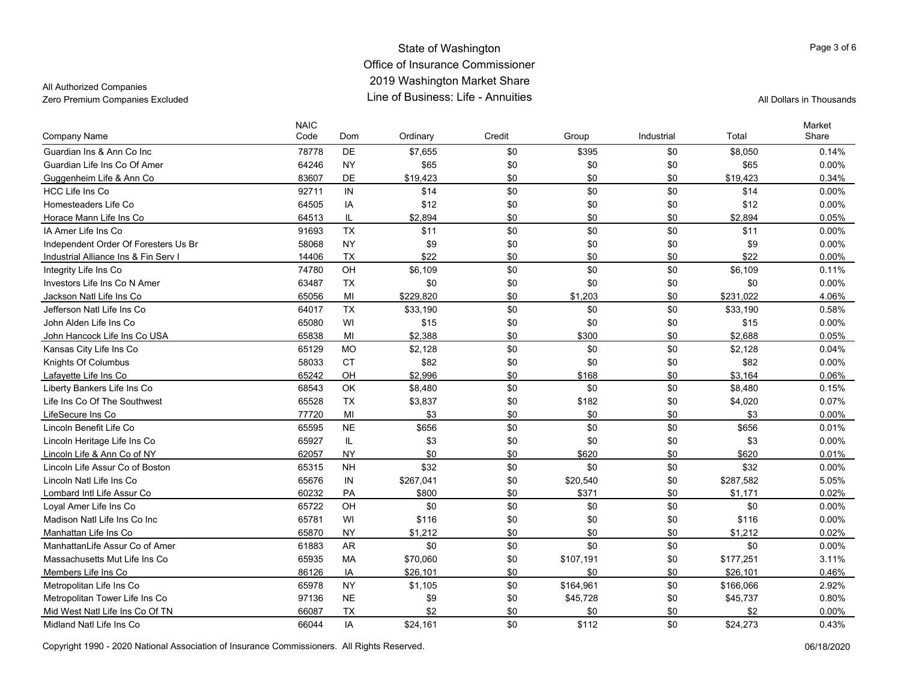State of Washington
Office of Insurance Commissioner
2019 Washington Market Share
Line of Business: Life - Annuities

All Authorized Companies
Zero Premium Companies Excluded

All Dollars in Thousands

| Company Name | NAIC Code | Dom | Ordinary | Credit | Group | Industrial | Total | Market Share |
|---|---|---|---|---|---|---|---|---|
| Guardian Ins & Ann Co Inc | 78778 | DE | $7,655 | $0 | $395 | $0 | $8,050 | 0.14% |
| Guardian Life Ins Co Of Amer | 64246 | NY | $65 | $0 | $0 | $0 | $65 | 0.00% |
| Guggenheim Life & Ann Co | 83607 | DE | $19,423 | $0 | $0 | $0 | $19,423 | 0.34% |
| HCC Life Ins Co | 92711 | IN | $14 | $0 | $0 | $0 | $14 | 0.00% |
| Homesteaders Life Co | 64505 | IA | $12 | $0 | $0 | $0 | $12 | 0.00% |
| Horace Mann Life Ins Co | 64513 | IL | $2,894 | $0 | $0 | $0 | $2,894 | 0.05% |
| IA Amer Life Ins Co | 91693 | TX | $11 | $0 | $0 | $0 | $11 | 0.00% |
| Independent Order Of Foresters Us Br | 58068 | NY | $9 | $0 | $0 | $0 | $9 | 0.00% |
| Industrial Alliance Ins & Fin Serv I | 14406 | TX | $22 | $0 | $0 | $0 | $22 | 0.00% |
| Integrity Life Ins Co | 74780 | OH | $6,109 | $0 | $0 | $0 | $6,109 | 0.11% |
| Investors Life Ins Co N Amer | 63487 | TX | $0 | $0 | $0 | $0 | $0 | 0.00% |
| Jackson Natl Life Ins Co | 65056 | MI | $229,820 | $0 | $1,203 | $0 | $231,022 | 4.06% |
| Jefferson Natl Life Ins Co | 64017 | TX | $33,190 | $0 | $0 | $0 | $33,190 | 0.58% |
| John Alden Life Ins Co | 65080 | WI | $15 | $0 | $0 | $0 | $15 | 0.00% |
| John Hancock Life Ins Co USA | 65838 | MI | $2,388 | $0 | $300 | $0 | $2,688 | 0.05% |
| Kansas City Life Ins Co | 65129 | MO | $2,128 | $0 | $0 | $0 | $2,128 | 0.04% |
| Knights Of Columbus | 58033 | CT | $82 | $0 | $0 | $0 | $82 | 0.00% |
| Lafayette Life Ins Co | 65242 | OH | $2,996 | $0 | $168 | $0 | $3,164 | 0.06% |
| Liberty Bankers Life Ins Co | 68543 | OK | $8,480 | $0 | $0 | $0 | $8,480 | 0.15% |
| Life Ins Co Of The Southwest | 65528 | TX | $3,837 | $0 | $182 | $0 | $4,020 | 0.07% |
| LifeSecure Ins Co | 77720 | MI | $3 | $0 | $0 | $0 | $3 | 0.00% |
| Lincoln Benefit Life Co | 65595 | NE | $656 | $0 | $0 | $0 | $656 | 0.01% |
| Lincoln Heritage Life Ins Co | 65927 | IL | $3 | $0 | $0 | $0 | $3 | 0.00% |
| Lincoln Life & Ann Co of NY | 62057 | NY | $0 | $0 | $620 | $0 | $620 | 0.01% |
| Lincoln Life Assur Co of Boston | 65315 | NH | $32 | $0 | $0 | $0 | $32 | 0.00% |
| Lincoln Natl Life Ins Co | 65676 | IN | $267,041 | $0 | $20,540 | $0 | $287,582 | 5.05% |
| Lombard Intl Life Assur Co | 60232 | PA | $800 | $0 | $371 | $0 | $1,171 | 0.02% |
| Loyal Amer Life Ins Co | 65722 | OH | $0 | $0 | $0 | $0 | $0 | 0.00% |
| Madison Natl Life Ins Co Inc | 65781 | WI | $116 | $0 | $0 | $0 | $116 | 0.00% |
| Manhattan Life Ins Co | 65870 | NY | $1,212 | $0 | $0 | $0 | $1,212 | 0.02% |
| ManhattanLife Assur Co of Amer | 61883 | AR | $0 | $0 | $0 | $0 | $0 | 0.00% |
| Massachusetts Mut Life Ins Co | 65935 | MA | $70,060 | $0 | $107,191 | $0 | $177,251 | 3.11% |
| Members Life Ins Co | 86126 | IA | $26,101 | $0 | $0 | $0 | $26,101 | 0.46% |
| Metropolitan Life Ins Co | 65978 | NY | $1,105 | $0 | $164,961 | $0 | $166,066 | 2.92% |
| Metropolitan Tower Life Ins Co | 97136 | NE | $9 | $0 | $45,728 | $0 | $45,737 | 0.80% |
| Mid West Natl Life Ins Co Of TN | 66087 | TX | $2 | $0 | $0 | $0 | $2 | 0.00% |
| Midland Natl Life Ins Co | 66044 | IA | $24,161 | $0 | $112 | $0 | $24,273 | 0.43% |

Copyright 1990 - 2020 National Association of Insurance Commissioners. All Rights Reserved.

06/18/2020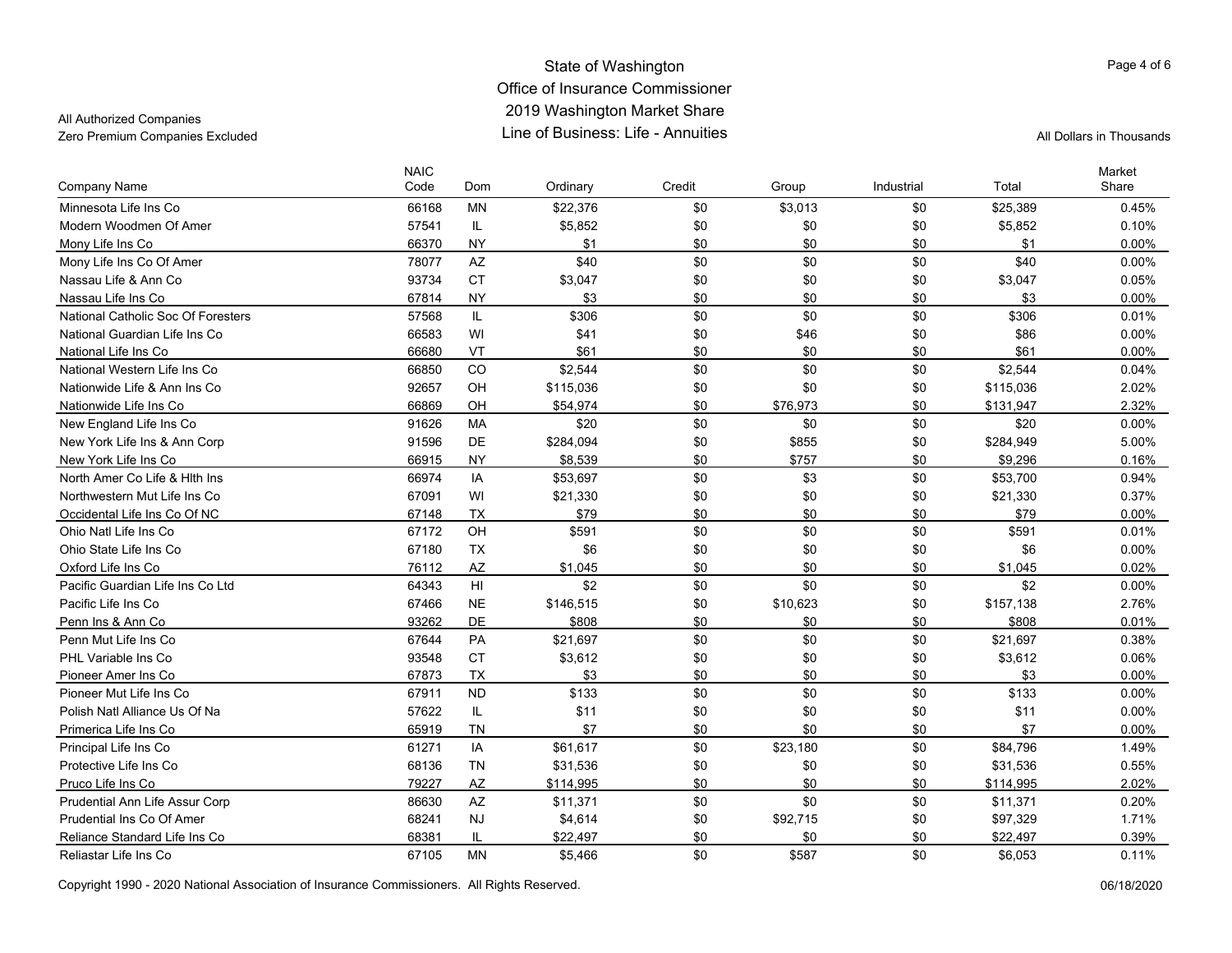# State of Washington
## Office of Insurance Commissioner
## 2019 Washington Market Share
## Line of Business: Life - Annuities

All Authorized Companies
Zero Premium Companies Excluded

All Dollars in Thousands

| Company Name | NAIC Code | Dom | Ordinary | Credit | Group | Industrial | Total | Market Share |
|---|---|---|---|---|---|---|---|---|
| Minnesota Life Ins Co | 66168 | MN | $22,376 | $0 | $3,013 | $0 | $25,389 | 0.45% |
| Modern Woodmen Of Amer | 57541 | IL | $5,852 | $0 | $0 | $0 | $5,852 | 0.10% |
| Mony Life Ins Co | 66370 | NY | $1 | $0 | $0 | $0 | $1 | 0.00% |
| Mony Life Ins Co Of Amer | 78077 | AZ | $40 | $0 | $0 | $0 | $40 | 0.00% |
| Nassau Life & Ann Co | 93734 | CT | $3,047 | $0 | $0 | $0 | $3,047 | 0.05% |
| Nassau Life Ins Co | 67814 | NY | $3 | $0 | $0 | $0 | $3 | 0.00% |
| National Catholic Soc Of Foresters | 57568 | IL | $306 | $0 | $0 | $0 | $306 | 0.01% |
| National Guardian Life Ins Co | 66583 | WI | $41 | $0 | $46 | $0 | $86 | 0.00% |
| National Life Ins Co | 66680 | VT | $61 | $0 | $0 | $0 | $61 | 0.00% |
| National Western Life Ins Co | 66850 | CO | $2,544 | $0 | $0 | $0 | $2,544 | 0.04% |
| Nationwide Life & Ann Ins Co | 92657 | OH | $115,036 | $0 | $0 | $0 | $115,036 | 2.02% |
| Nationwide Life Ins Co | 66869 | OH | $54,974 | $0 | $76,973 | $0 | $131,947 | 2.32% |
| New England Life Ins Co | 91626 | MA | $20 | $0 | $0 | $0 | $20 | 0.00% |
| New York Life Ins & Ann Corp | 91596 | DE | $284,094 | $0 | $855 | $0 | $284,949 | 5.00% |
| New York Life Ins Co | 66915 | NY | $8,539 | $0 | $757 | $0 | $9,296 | 0.16% |
| North Amer Co Life & Hlth Ins | 66974 | IA | $53,697 | $0 | $3 | $0 | $53,700 | 0.94% |
| Northwestern Mut Life Ins Co | 67091 | WI | $21,330 | $0 | $0 | $0 | $21,330 | 0.37% |
| Occidental Life Ins Co Of NC | 67148 | TX | $79 | $0 | $0 | $0 | $79 | 0.00% |
| Ohio Natl Life Ins Co | 67172 | OH | $591 | $0 | $0 | $0 | $591 | 0.01% |
| Ohio State Life Ins Co | 67180 | TX | $6 | $0 | $0 | $0 | $6 | 0.00% |
| Oxford Life Ins Co | 76112 | AZ | $1,045 | $0 | $0 | $0 | $1,045 | 0.02% |
| Pacific Guardian Life Ins Co Ltd | 64343 | HI | $2 | $0 | $0 | $0 | $2 | 0.00% |
| Pacific Life Ins Co | 67466 | NE | $146,515 | $0 | $10,623 | $0 | $157,138 | 2.76% |
| Penn Ins & Ann Co | 93262 | DE | $808 | $0 | $0 | $0 | $808 | 0.01% |
| Penn Mut Life Ins Co | 67644 | PA | $21,697 | $0 | $0 | $0 | $21,697 | 0.38% |
| PHL Variable Ins Co | 93548 | CT | $3,612 | $0 | $0 | $0 | $3,612 | 0.06% |
| Pioneer Amer Ins Co | 67873 | TX | $3 | $0 | $0 | $0 | $3 | 0.00% |
| Pioneer Mut Life Ins Co | 67911 | ND | $133 | $0 | $0 | $0 | $133 | 0.00% |
| Polish Natl Alliance Us Of Na | 57622 | IL | $11 | $0 | $0 | $0 | $11 | 0.00% |
| Primerica Life Ins Co | 65919 | TN | $7 | $0 | $0 | $0 | $7 | 0.00% |
| Principal Life Ins Co | 61271 | IA | $61,617 | $0 | $23,180 | $0 | $84,796 | 1.49% |
| Protective Life Ins Co | 68136 | TN | $31,536 | $0 | $0 | $0 | $31,536 | 0.55% |
| Pruco Life Ins Co | 79227 | AZ | $114,995 | $0 | $0 | $0 | $114,995 | 2.02% |
| Prudential Ann Life Assur Corp | 86630 | AZ | $11,371 | $0 | $0 | $0 | $11,371 | 0.20% |
| Prudential Ins Co Of Amer | 68241 | NJ | $4,614 | $0 | $92,715 | $0 | $97,329 | 1.71% |
| Reliance Standard Life Ins Co | 68381 | IL | $22,497 | $0 | $0 | $0 | $22,497 | 0.39% |
| Reliastar Life Ins Co | 67105 | MN | $5,466 | $0 | $587 | $0 | $6,053 | 0.11% |

Copyright 1990 - 2020 National Association of Insurance Commissioners. All Rights Reserved.

06/18/2020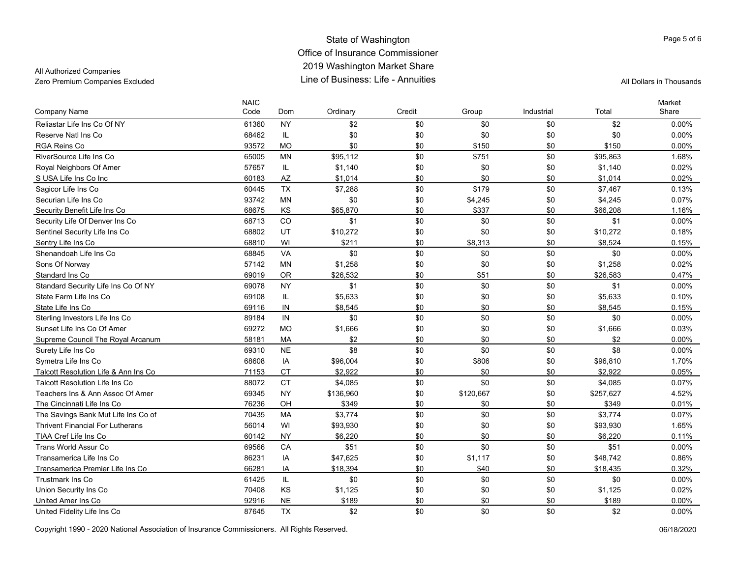State of Washington
Office of Insurance Commissioner
2019 Washington Market Share
Line of Business: Life - Annuities

All Authorized Companies
Zero Premium Companies Excluded

All Dollars in Thousands

| Company Name | NAIC Code | Dom | Ordinary | Credit | Group | Industrial | Total | Market Share |
|---|---|---|---|---|---|---|---|---|
| Reliastar Life Ins Co Of NY | 61360 | NY | $2 | $0 | $0 | $0 | $2 | 0.00% |
| Reserve Natl Ins Co | 68462 | IL | $0 | $0 | $0 | $0 | $0 | 0.00% |
| RGA Reins Co | 93572 | MO | $0 | $0 | $150 | $0 | $150 | 0.00% |
| RiverSource Life Ins Co | 65005 | MN | $95,112 | $0 | $751 | $0 | $95,863 | 1.68% |
| Royal Neighbors Of Amer | 57657 | IL | $1,140 | $0 | $0 | $0 | $1,140 | 0.02% |
| S USA Life Ins Co Inc | 60183 | AZ | $1,014 | $0 | $0 | $0 | $1,014 | 0.02% |
| Sagicor Life Ins Co | 60445 | TX | $7,288 | $0 | $179 | $0 | $7,467 | 0.13% |
| Securian Life Ins Co | 93742 | MN | $0 | $0 | $4,245 | $0 | $4,245 | 0.07% |
| Security Benefit Life Ins Co | 68675 | KS | $65,870 | $0 | $337 | $0 | $66,208 | 1.16% |
| Security Life Of Denver Ins Co | 68713 | CO | $1 | $0 | $0 | $0 | $1 | 0.00% |
| Sentinel Security Life Ins Co | 68802 | UT | $10,272 | $0 | $0 | $0 | $10,272 | 0.18% |
| Sentry Life Ins Co | 68810 | WI | $211 | $0 | $8,313 | $0 | $8,524 | 0.15% |
| Shenandoah Life Ins Co | 68845 | VA | $0 | $0 | $0 | $0 | $0 | 0.00% |
| Sons Of Norway | 57142 | MN | $1,258 | $0 | $0 | $0 | $1,258 | 0.02% |
| Standard Ins Co | 69019 | OR | $26,532 | $0 | $51 | $0 | $26,583 | 0.47% |
| Standard Security Life Ins Co Of NY | 69078 | NY | $1 | $0 | $0 | $0 | $1 | 0.00% |
| State Farm Life Ins Co | 69108 | IL | $5,633 | $0 | $0 | $0 | $5,633 | 0.10% |
| State Life Ins Co | 69116 | IN | $8,545 | $0 | $0 | $0 | $8,545 | 0.15% |
| Sterling Investors Life Ins Co | 89184 | IN | $0 | $0 | $0 | $0 | $0 | 0.00% |
| Sunset Life Ins Co Of Amer | 69272 | MO | $1,666 | $0 | $0 | $0 | $1,666 | 0.03% |
| Supreme Council The Royal Arcanum | 58181 | MA | $2 | $0 | $0 | $0 | $2 | 0.00% |
| Surety Life Ins Co | 69310 | NE | $8 | $0 | $0 | $0 | $8 | 0.00% |
| Symetra Life Ins Co | 68608 | IA | $96,004 | $0 | $806 | $0 | $96,810 | 1.70% |
| Talcott Resolution Life & Ann Ins Co | 71153 | CT | $2,922 | $0 | $0 | $0 | $2,922 | 0.05% |
| Talcott Resolution Life Ins Co | 88072 | CT | $4,085 | $0 | $0 | $0 | $4,085 | 0.07% |
| Teachers Ins & Ann Assoc Of Amer | 69345 | NY | $136,960 | $0 | $120,667 | $0 | $257,627 | 4.52% |
| The Cincinnati Life Ins Co | 76236 | OH | $349 | $0 | $0 | $0 | $349 | 0.01% |
| The Savings Bank Mut Life Ins Co of | 70435 | MA | $3,774 | $0 | $0 | $0 | $3,774 | 0.07% |
| Thrivent Financial For Lutherans | 56014 | WI | $93,930 | $0 | $0 | $0 | $93,930 | 1.65% |
| TIAA Cref Life Ins Co | 60142 | NY | $6,220 | $0 | $0 | $0 | $6,220 | 0.11% |
| Trans World Assur Co | 69566 | CA | $51 | $0 | $0 | $0 | $51 | 0.00% |
| Transamerica Life Ins Co | 86231 | IA | $47,625 | $0 | $1,117 | $0 | $48,742 | 0.86% |
| Transamerica Premier Life Ins Co | 66281 | IA | $18,394 | $0 | $40 | $0 | $18,435 | 0.32% |
| Trustmark Ins Co | 61425 | IL | $0 | $0 | $0 | $0 | $0 | 0.00% |
| Union Security Ins Co | 70408 | KS | $1,125 | $0 | $0 | $0 | $1,125 | 0.02% |
| United Amer Ins Co | 92916 | NE | $189 | $0 | $0 | $0 | $189 | 0.00% |
| United Fidelity Life Ins Co | 87645 | TX | $2 | $0 | $0 | $0 | $2 | 0.00% |

Copyright 1990 - 2020 National Association of Insurance Commissioners. All Rights Reserved.

06/18/2020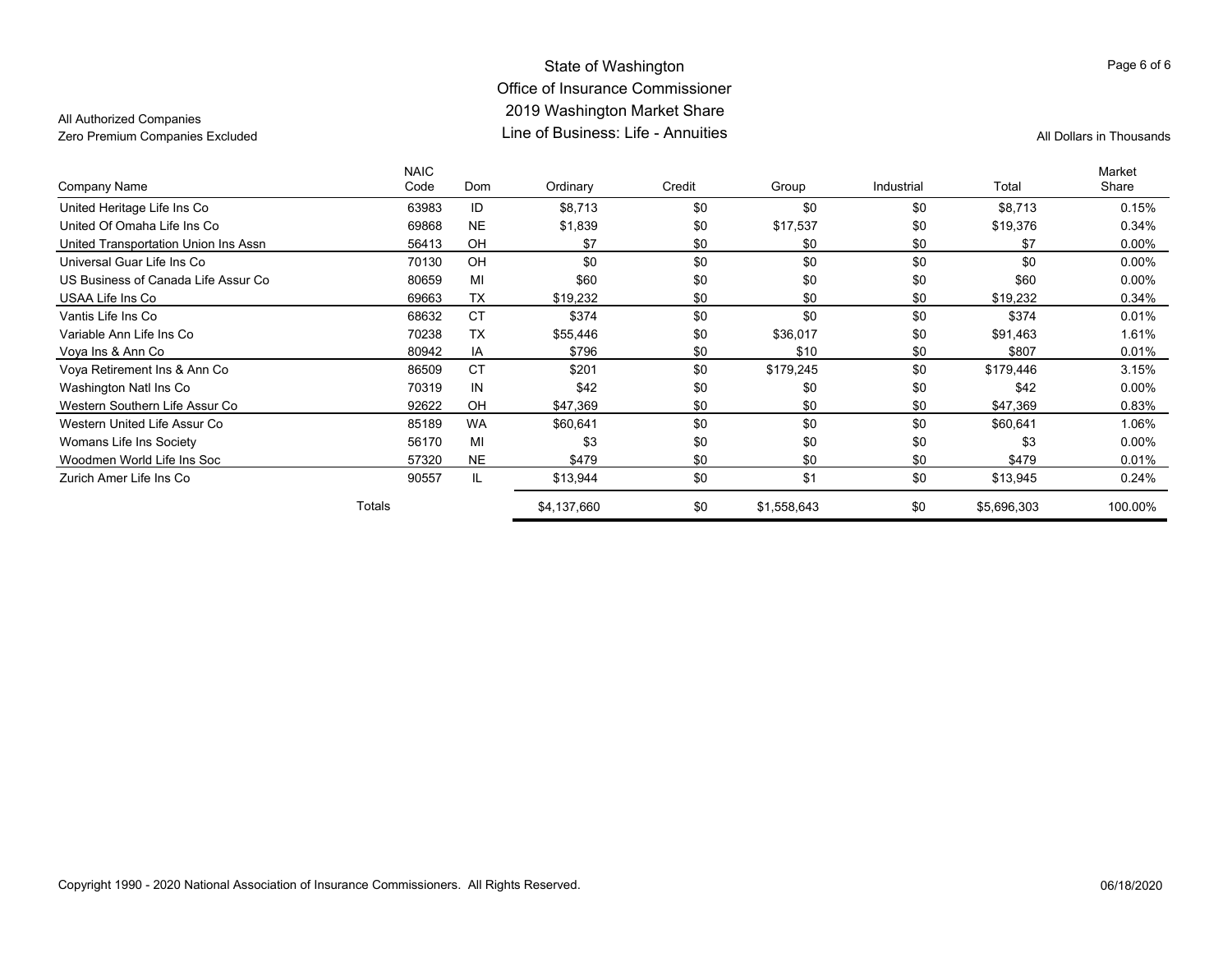# State of Washington
## Office of Insurance Commissioner
## 2019 Washington Market Share
## Line of Business: Life - Annuities

All Authorized Companies
Zero Premium Companies Excluded

All Dollars in Thousands

| Company Name | NAIC Code | Dom | Ordinary | Credit | Group | Industrial | Total | Market Share |
|---|---|---|---|---|---|---|---|---|
| United Heritage Life Ins Co | 63983 | ID | $8,713 | $0 | $0 | $0 | $8,713 | 0.15% |
| United Of Omaha Life Ins Co | 69868 | NE | $1,839 | $0 | $17,537 | $0 | $19,376 | 0.34% |
| United Transportation Union Ins Assn | 56413 | OH | $7 | $0 | $0 | $0 | $7 | 0.00% |
| Universal Guar Life Ins Co | 70130 | OH | $0 | $0 | $0 | $0 | $0 | 0.00% |
| US Business of Canada Life Assur Co | 80659 | MI | $60 | $0 | $0 | $0 | $60 | 0.00% |
| USAA Life Ins Co | 69663 | TX | $19,232 | $0 | $0 | $0 | $19,232 | 0.34% |
| Vantis Life Ins Co | 68632 | CT | $374 | $0 | $0 | $0 | $374 | 0.01% |
| Variable Ann Life Ins Co | 70238 | TX | $55,446 | $0 | $36,017 | $0 | $91,463 | 1.61% |
| Voya Ins & Ann Co | 80942 | IA | $796 | $0 | $10 | $0 | $807 | 0.01% |
| Voya Retirement Ins & Ann Co | 86509 | CT | $201 | $0 | $179,245 | $0 | $179,446 | 3.15% |
| Washington Natl Ins Co | 70319 | IN | $42 | $0 | $0 | $0 | $42 | 0.00% |
| Western Southern Life Assur Co | 92622 | OH | $47,369 | $0 | $0 | $0 | $47,369 | 0.83% |
| Western United Life Assur Co | 85189 | WA | $60,641 | $0 | $0 | $0 | $60,641 | 1.06% |
| Womans Life Ins Society | 56170 | MI | $3 | $0 | $0 | $0 | $3 | 0.00% |
| Woodmen World Life Ins Soc | 57320 | NE | $479 | $0 | $0 | $0 | $479 | 0.01% |
| Zurich Amer Life Ins Co | 90557 | IL | $13,944 | $0 | $1 | $0 | $13,945 | 0.24% |
| Totals | | | $4,137,660 | $0 | $1,558,643 | $0 | $5,696,303 | 100.00% |

Copyright 1990 - 2020 National Association of Insurance Commissioners. All Rights Reserved.

06/18/2020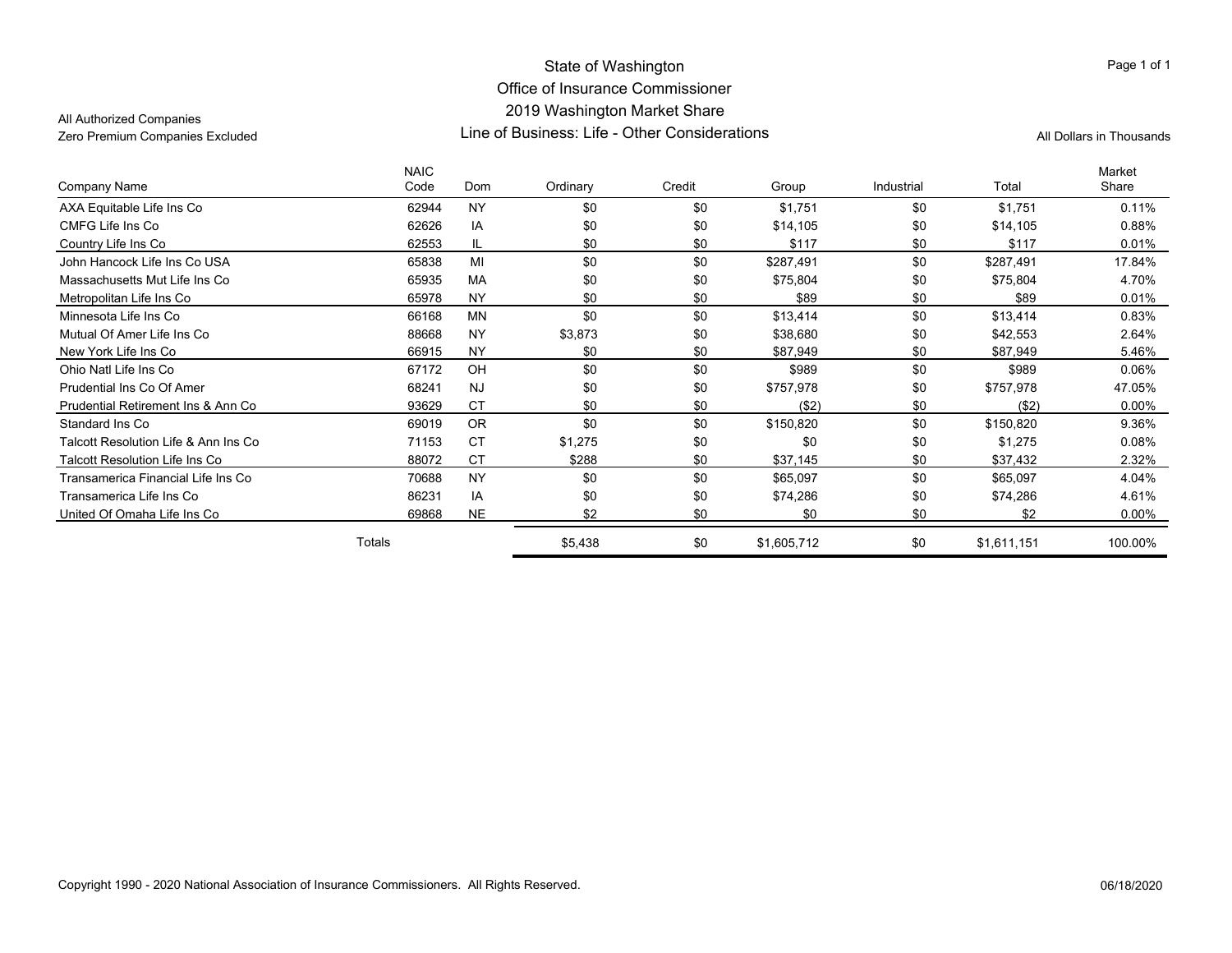# State of Washington
## Office of Insurance Commissioner
## 2019 Washington Market Share
## Line of Business: Life - Other Considerations

All Authorized Companies
Zero Premium Companies Excluded

All Dollars in Thousands

| Company Name | NAIC Code | Dom | Ordinary | Credit | Group | Industrial | Total | Market Share |
|---|---|---|---|---|---|---|---|---|
| AXA Equitable Life Ins Co | 62944 | NY | $0 | $0 | $1,751 | $0 | $1,751 | 0.11% |
| CMFG Life Ins Co | 62626 | IA | $0 | $0 | $14,105 | $0 | $14,105 | 0.88% |
| Country Life Ins Co | 62553 | IL | $0 | $0 | $117 | $0 | $117 | 0.01% |
| John Hancock Life Ins Co USA | 65838 | MI | $0 | $0 | $287,491 | $0 | $287,491 | 17.84% |
| Massachusetts Mut Life Ins Co | 65935 | MA | $0 | $0 | $75,804 | $0 | $75,804 | 4.70% |
| Metropolitan Life Ins Co | 65978 | NY | $0 | $0 | $89 | $0 | $89 | 0.01% |
| Minnesota Life Ins Co | 66168 | MN | $0 | $0 | $13,414 | $0 | $13,414 | 0.83% |
| Mutual Of Amer Life Ins Co | 88668 | NY | $3,873 | $0 | $38,680 | $0 | $42,553 | 2.64% |
| New York Life Ins Co | 66915 | NY | $0 | $0 | $87,949 | $0 | $87,949 | 5.46% |
| Ohio Natl Life Ins Co | 67172 | OH | $0 | $0 | $989 | $0 | $989 | 0.06% |
| Prudential Ins Co Of Amer | 68241 | NJ | $0 | $0 | $757,978 | $0 | $757,978 | 47.05% |
| Prudential Retirement Ins & Ann Co | 93629 | CT | $0 | $0 | ($2) | $0 | ($2) | 0.00% |
| Standard Ins Co | 69019 | OR | $0 | $0 | $150,820 | $0 | $150,820 | 9.36% |
| Talcott Resolution Life & Ann Ins Co | 71153 | CT | $1,275 | $0 | $0 | $0 | $1,275 | 0.08% |
| Talcott Resolution Life Ins Co | 88072 | CT | $288 | $0 | $37,145 | $0 | $37,432 | 2.32% |
| Transamerica Financial Life Ins Co | 70688 | NY | $0 | $0 | $65,097 | $0 | $65,097 | 4.04% |
| Transamerica Life Ins Co | 86231 | IA | $0 | $0 | $74,286 | $0 | $74,286 | 4.61% |
| United Of Omaha Life Ins Co | 69868 | NE | $2 | $0 | $0 | $0 | $2 | 0.00% |
| Totals | | | $5,438 | $0 | $1,605,712 | $0 | $1,611,151 | 100.00% |

Copyright 1990 - 2020 National Association of Insurance Commissioners. All Rights Reserved.

06/18/2020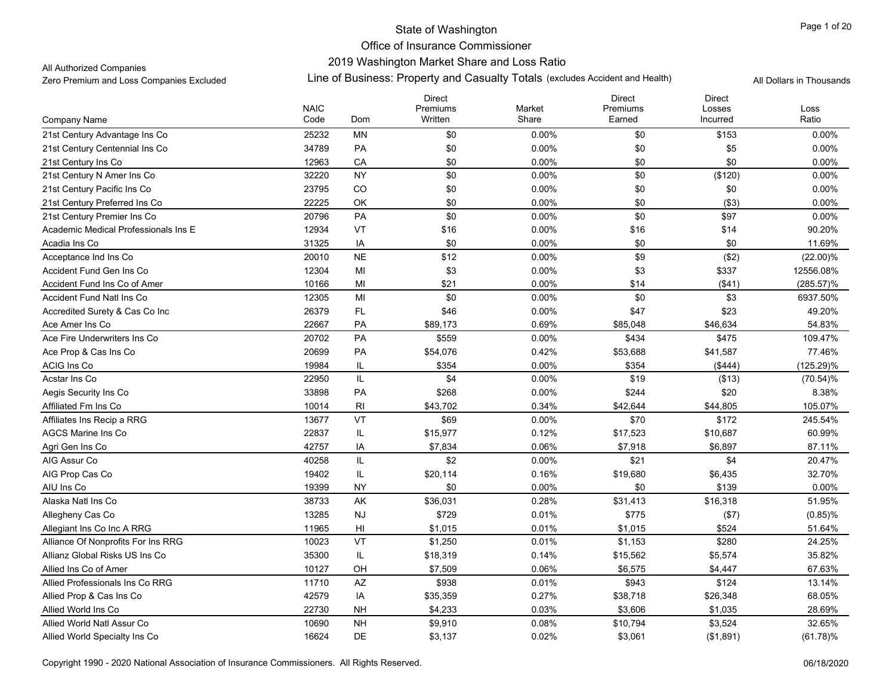# State of Washington

## Office of Insurance Commissioner

### 2019 Washington Market Share and Loss Ratio

All Authorized Companies

Zero Premium and Loss Companies Excluded

**Line of Business: Property and Casualty Totals** (excludes Accident and Health)

All Dollars in Thousands

| Company Name | NAIC Code | Dom | Direct Premiums Written | Market Share | Direct Premiums Earned | Direct Losses Incurred | Loss Ratio |
|---|---|---|---|---|---|---|---|
| 21st Century Advantage Ins Co | 25232 | MN | $0 | 0.00% | $0 | $153 | 0.00% |
| 21st Century Centennial Ins Co | 34789 | PA | $0 | 0.00% | $0 | $5 | 0.00% |
| 21st Century Ins Co | 12963 | CA | $0 | 0.00% | $0 | $0 | 0.00% |
| 21st Century N Amer Ins Co | 32220 | NY | $0 | 0.00% | $0 | ($120) | 0.00% |
| 21st Century Pacific Ins Co | 23795 | CO | $0 | 0.00% | $0 | $0 | 0.00% |
| 21st Century Preferred Ins Co | 22225 | OK | $0 | 0.00% | $0 | ($3) | 0.00% |
| 21st Century Premier Ins Co | 20796 | PA | $0 | 0.00% | $0 | $97 | 0.00% |
| Academic Medical Professionals Ins E | 12934 | VT | $16 | 0.00% | $16 | $14 | 90.20% |
| Acadia Ins Co | 31325 | IA | $0 | 0.00% | $0 | $0 | 11.69% |
| Acceptance Ind Ins Co | 20010 | NE | $12 | 0.00% | $9 | ($2) | (22.00)% |
| Accident Fund Gen Ins Co | 12304 | MI | $3 | 0.00% | $3 | $337 | 12556.08% |
| Accident Fund Ins Co of Amer | 10166 | MI | $21 | 0.00% | $14 | ($41) | (285.57)% |
| Accident Fund Natl Ins Co | 12305 | MI | $0 | 0.00% | $0 | $3 | 6937.50% |
| Accredited Surety & Cas Co Inc | 26379 | FL | $46 | 0.00% | $47 | $23 | 49.20% |
| Ace Amer Ins Co | 22667 | PA | $89,173 | 0.69% | $85,048 | $46,634 | 54.83% |
| Ace Fire Underwriters Ins Co | 20702 | PA | $559 | 0.00% | $434 | $475 | 109.47% |
| Ace Prop & Cas Ins Co | 20699 | PA | $54,076 | 0.42% | $53,688 | $41,587 | 77.46% |
| ACIG Ins Co | 19984 | IL | $354 | 0.00% | $354 | ($444) | (125.29)% |
| Acstar Ins Co | 22950 | IL | $4 | 0.00% | $19 | ($13) | (70.54)% |
| Aegis Security Ins Co | 33898 | PA | $268 | 0.00% | $244 | $20 | 8.38% |
| Affiliated Fm Ins Co | 10014 | RI | $43,702 | 0.34% | $42,644 | $44,805 | 105.07% |
| Affiliates Ins Recip a RRG | 13677 | VT | $69 | 0.00% | $70 | $172 | 245.54% |
| AGCS Marine Ins Co | 22837 | IL | $15,977 | 0.12% | $17,523 | $10,687 | 60.99% |
| Agri Gen Ins Co | 42757 | IA | $7,834 | 0.06% | $7,918 | $6,897 | 87.11% |
| AIG Assur Co | 40258 | IL | $2 | 0.00% | $21 | $4 | 20.47% |
| AIG Prop Cas Co | 19402 | IL | $20,114 | 0.16% | $19,680 | $6,435 | 32.70% |
| AIU Ins Co | 19399 | NY | $0 | 0.00% | $0 | $139 | 0.00% |
| Alaska Natl Ins Co | 38733 | AK | $36,031 | 0.28% | $31,413 | $16,318 | 51.95% |
| Allegheny Cas Co | 13285 | NJ | $729 | 0.01% | $775 | ($7) | (0.85)% |
| Allegiant Ins Co Inc A RRG | 11965 | HI | $1,015 | 0.01% | $1,015 | $524 | 51.64% |
| Alliance Of Nonprofits For Ins RRG | 10023 | VT | $1,250 | 0.01% | $1,153 | $280 | 24.25% |
| Allianz Global Risks US Ins Co | 35300 | IL | $18,319 | 0.14% | $15,562 | $5,574 | 35.82% |
| Allied Ins Co of Amer | 10127 | OH | $7,509 | 0.06% | $6,575 | $4,447 | 67.63% |
| Allied Professionals Ins Co RRG | 11710 | AZ | $938 | 0.01% | $943 | $124 | 13.14% |
| Allied Prop & Cas Ins Co | 42579 | IA | $35,359 | 0.27% | $38,718 | $26,348 | 68.05% |
| Allied World Ins Co | 22730 | NH | $4,233 | 0.03% | $3,606 | $1,035 | 28.69% |
| Allied World Natl Assur Co | 10690 | NH | $9,910 | 0.08% | $10,794 | $3,524 | 32.65% |
| Allied World Specialty Ins Co | 16624 | DE | $3,137 | 0.02% | $3,061 | ($1,891) | (61.78)% |

Copyright 1990 - 2020 National Association of Insurance Commissioners. All Rights Reserved.

06/18/2020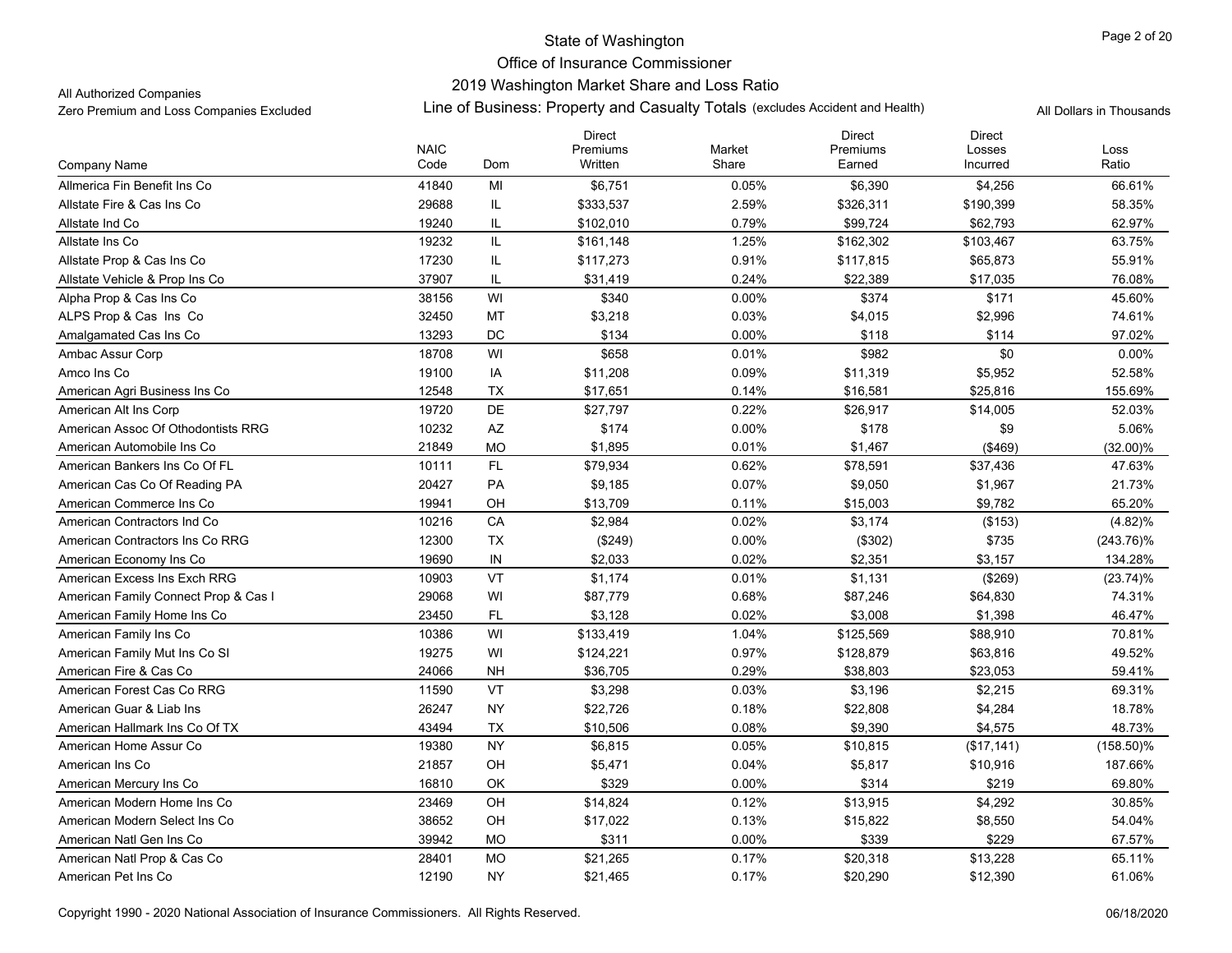State of Washington

Office of Insurance Commissioner

2019 Washington Market Share and Loss Ratio

All Authorized Companies

Zero Premium and Loss Companies Excluded

Line of Business: Property and Casualty Totals (excludes Accident and Health)

All Dollars in Thousands

| Company Name | NAIC Code | Dom | Direct Premiums Written | Market Share | Direct Premiums Earned | Direct Losses Incurred | Loss Ratio |
|---|---|---|---|---|---|---|---|
| Allmerica Fin Benefit Ins Co | 41840 | MI | $6,751 | 0.05% | $6,390 | $4,256 | 66.61% |
| Allstate Fire & Cas Ins Co | 29688 | IL | $333,537 | 2.59% | $326,311 | $190,399 | 58.35% |
| Allstate Ind Co | 19240 | IL | $102,010 | 0.79% | $99,724 | $62,793 | 62.97% |
| Allstate Ins Co | 19232 | IL | $161,148 | 1.25% | $162,302 | $103,467 | 63.75% |
| Allstate Prop & Cas Ins Co | 17230 | IL | $117,273 | 0.91% | $117,815 | $65,873 | 55.91% |
| Allstate Vehicle & Prop Ins Co | 37907 | IL | $31,419 | 0.24% | $22,389 | $17,035 | 76.08% |
| Alpha Prop & Cas Ins Co | 38156 | WI | $340 | 0.00% | $374 | $171 | 45.60% |
| ALPS Prop & Cas Ins Co | 32450 | MT | $3,218 | 0.03% | $4,015 | $2,996 | 74.61% |
| Amalgamated Cas Ins Co | 13293 | DC | $134 | 0.00% | $118 | $114 | 97.02% |
| Ambac Assur Corp | 18708 | WI | $658 | 0.01% | $982 | $0 | 0.00% |
| Amco Ins Co | 19100 | IA | $11,208 | 0.09% | $11,319 | $5,952 | 52.58% |
| American Agri Business Ins Co | 12548 | TX | $17,651 | 0.14% | $16,581 | $25,816 | 155.69% |
| American Alt Ins Corp | 19720 | DE | $27,797 | 0.22% | $26,917 | $14,005 | 52.03% |
| American Assoc Of Othodontists RRG | 10232 | AZ | $174 | 0.00% | $178 | $9 | 5.06% |
| American Automobile Ins Co | 21849 | MO | $1,895 | 0.01% | $1,467 | ($469) | (32.00)% |
| American Bankers Ins Co Of FL | 10111 | FL | $79,934 | 0.62% | $78,591 | $37,436 | 47.63% |
| American Cas Co Of Reading PA | 20427 | PA | $9,185 | 0.07% | $9,050 | $1,967 | 21.73% |
| American Commerce Ins Co | 19941 | OH | $13,709 | 0.11% | $15,003 | $9,782 | 65.20% |
| American Contractors Ind Co | 10216 | CA | $2,984 | 0.02% | $3,174 | ($153) | (4.82)% |
| American Contractors Ins Co RRG | 12300 | TX | ($249) | 0.00% | ($302) | $735 | (243.76)% |
| American Economy Ins Co | 19690 | IN | $2,033 | 0.02% | $2,351 | $3,157 | 134.28% |
| American Excess Ins Exch RRG | 10903 | VT | $1,174 | 0.01% | $1,131 | ($269) | (23.74)% |
| American Family Connect Prop & Cas I | 29068 | WI | $87,779 | 0.68% | $87,246 | $64,830 | 74.31% |
| American Family Home Ins Co | 23450 | FL | $3,128 | 0.02% | $3,008 | $1,398 | 46.47% |
| American Family Ins Co | 10386 | WI | $133,419 | 1.04% | $125,569 | $88,910 | 70.81% |
| American Family Mut Ins Co SI | 19275 | WI | $124,221 | 0.97% | $128,879 | $63,816 | 49.52% |
| American Fire & Cas Co | 24066 | NH | $36,705 | 0.29% | $38,803 | $23,053 | 59.41% |
| American Forest Cas Co RRG | 11590 | VT | $3,298 | 0.03% | $3,196 | $2,215 | 69.31% |
| American Guar & Liab Ins | 26247 | NY | $22,726 | 0.18% | $22,808 | $4,284 | 18.78% |
| American Hallmark Ins Co Of TX | 43494 | TX | $10,506 | 0.08% | $9,390 | $4,575 | 48.73% |
| American Home Assur Co | 19380 | NY | $6,815 | 0.05% | $10,815 | ($17,141) | (158.50)% |
| American Ins Co | 21857 | OH | $5,471 | 0.04% | $5,817 | $10,916 | 187.66% |
| American Mercury Ins Co | 16810 | OK | $329 | 0.00% | $314 | $219 | 69.80% |
| American Modern Home Ins Co | 23469 | OH | $14,824 | 0.12% | $13,915 | $4,292 | 30.85% |
| American Modern Select Ins Co | 38652 | OH | $17,022 | 0.13% | $15,822 | $8,550 | 54.04% |
| American Natl Gen Ins Co | 39942 | MO | $311 | 0.00% | $339 | $229 | 67.57% |
| American Natl Prop & Cas Co | 28401 | MO | $21,265 | 0.17% | $20,318 | $13,228 | 65.11% |
| American Pet Ins Co | 12190 | NY | $21,465 | 0.17% | $20,290 | $12,390 | 61.06% |

Copyright 1990 - 2020 National Association of Insurance Commissioners. All Rights Reserved.

06/18/2020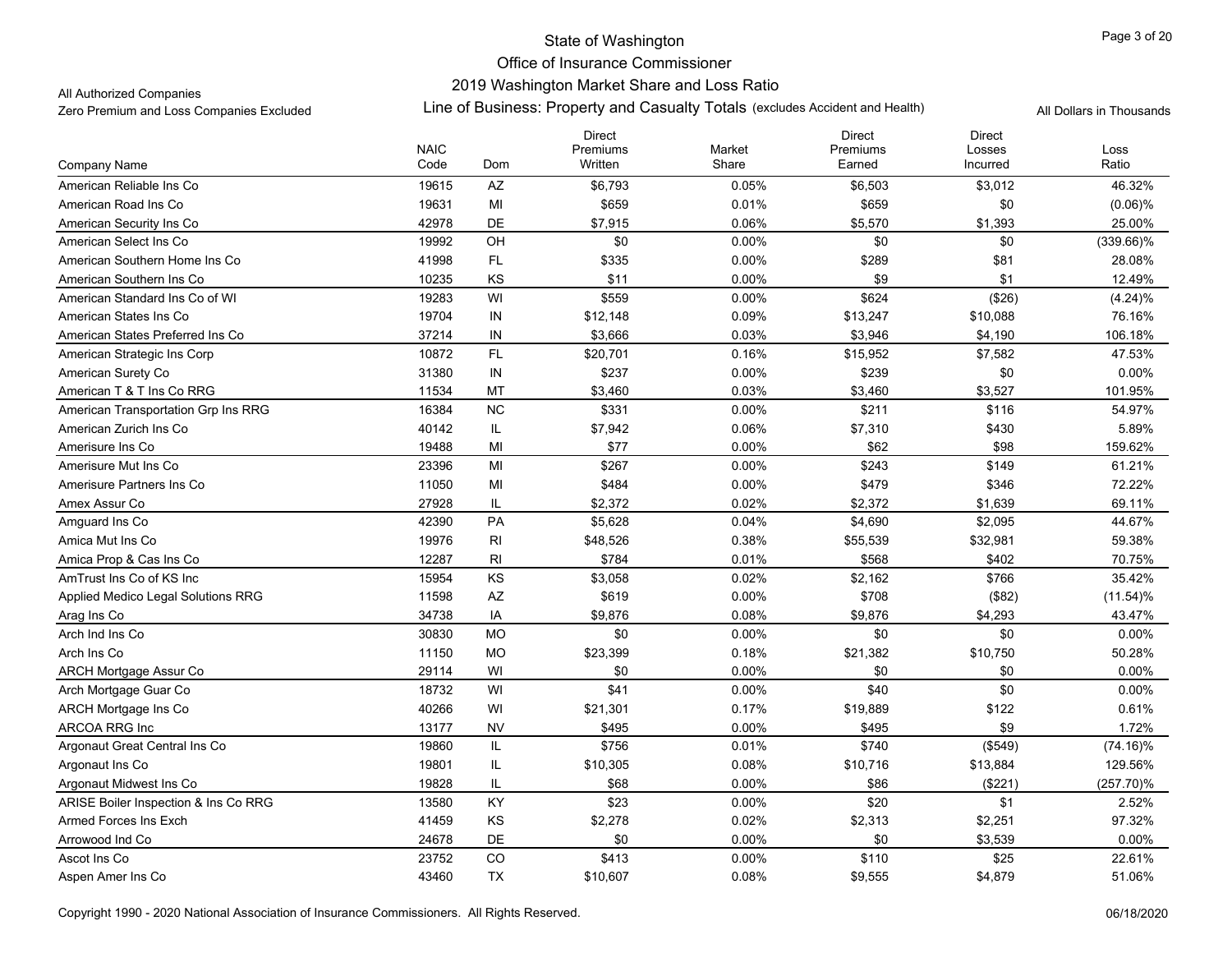State of Washington

Office of Insurance Commissioner

2019 Washington Market Share and Loss Ratio

All Authorized Companies

Zero Premium and Loss Companies Excluded

Line of Business: Property and Casualty Totals (excludes Accident and Health)

All Dollars in Thousands

| Company Name | NAIC Code | Dom | Direct Premiums Written | Market Share | Direct Premiums Earned | Direct Losses Incurred | Loss Ratio |
|---|---|---|---|---|---|---|---|
| American Reliable Ins Co | 19615 | AZ | $6,793 | 0.05% | $6,503 | $3,012 | 46.32% |
| American Road Ins Co | 19631 | MI | $659 | 0.01% | $659 | $0 | (0.06)% |
| American Security Ins Co | 42978 | DE | $7,915 | 0.06% | $5,570 | $1,393 | 25.00% |
| American Select Ins Co | 19992 | OH | $0 | 0.00% | $0 | $0 | (339.66)% |
| American Southern Home Ins Co | 41998 | FL | $335 | 0.00% | $289 | $81 | 28.08% |
| American Southern Ins Co | 10235 | KS | $11 | 0.00% | $9 | $1 | 12.49% |
| American Standard Ins Co of WI | 19283 | WI | $559 | 0.00% | $624 | ($26) | (4.24)% |
| American States Ins Co | 19704 | IN | $12,148 | 0.09% | $13,247 | $10,088 | 76.16% |
| American States Preferred Ins Co | 37214 | IN | $3,666 | 0.03% | $3,946 | $4,190 | 106.18% |
| American Strategic Ins Corp | 10872 | FL | $20,701 | 0.16% | $15,952 | $7,582 | 47.53% |
| American Surety Co | 31380 | IN | $237 | 0.00% | $239 | $0 | 0.00% |
| American T & T Ins Co RRG | 11534 | MT | $3,460 | 0.03% | $3,460 | $3,527 | 101.95% |
| American Transportation Grp Ins RRG | 16384 | NC | $331 | 0.00% | $211 | $116 | 54.97% |
| American Zurich Ins Co | 40142 | IL | $7,942 | 0.06% | $7,310 | $430 | 5.89% |
| Amerisure Ins Co | 19488 | MI | $77 | 0.00% | $62 | $98 | 159.62% |
| Amerisure Mut Ins Co | 23396 | MI | $267 | 0.00% | $243 | $149 | 61.21% |
| Amerisure Partners Ins Co | 11050 | MI | $484 | 0.00% | $479 | $346 | 72.22% |
| Amex Assur Co | 27928 | IL | $2,372 | 0.02% | $2,372 | $1,639 | 69.11% |
| Amguard Ins Co | 42390 | PA | $5,628 | 0.04% | $4,690 | $2,095 | 44.67% |
| Amica Mut Ins Co | 19976 | RI | $48,526 | 0.38% | $55,539 | $32,981 | 59.38% |
| Amica Prop & Cas Ins Co | 12287 | RI | $784 | 0.01% | $568 | $402 | 70.75% |
| AmTrust Ins Co of KS Inc | 15954 | KS | $3,058 | 0.02% | $2,162 | $766 | 35.42% |
| Applied Medico Legal Solutions RRG | 11598 | AZ | $619 | 0.00% | $708 | ($82) | (11.54)% |
| Arag Ins Co | 34738 | IA | $9,876 | 0.08% | $9,876 | $4,293 | 43.47% |
| Arch Ind Ins Co | 30830 | MO | $0 | 0.00% | $0 | $0 | 0.00% |
| Arch Ins Co | 11150 | MO | $23,399 | 0.18% | $21,382 | $10,750 | 50.28% |
| ARCH Mortgage Assur Co | 29114 | WI | $0 | 0.00% | $0 | $0 | 0.00% |
| Arch Mortgage Guar Co | 18732 | WI | $41 | 0.00% | $40 | $0 | 0.00% |
| ARCH Mortgage Ins Co | 40266 | WI | $21,301 | 0.17% | $19,889 | $122 | 0.61% |
| ARCOA RRG Inc | 13177 | NV | $495 | 0.00% | $495 | $9 | 1.72% |
| Argonaut Great Central Ins Co | 19860 | IL | $756 | 0.01% | $740 | ($549) | (74.16)% |
| Argonaut Ins Co | 19801 | IL | $10,305 | 0.08% | $10,716 | $13,884 | 129.56% |
| Argonaut Midwest Ins Co | 19828 | IL | $68 | 0.00% | $86 | ($221) | (257.70)% |
| ARISE Boiler Inspection & Ins Co RRG | 13580 | KY | $23 | 0.00% | $20 | $1 | 2.52% |
| Armed Forces Ins Exch | 41459 | KS | $2,278 | 0.02% | $2,313 | $2,251 | 97.32% |
| Arrowood Ind Co | 24678 | DE | $0 | 0.00% | $0 | $3,539 | 0.00% |
| Ascot Ins Co | 23752 | CO | $413 | 0.00% | $110 | $25 | 22.61% |
| Aspen Amer Ins Co | 43460 | TX | $10,607 | 0.08% | $9,555 | $4,879 | 51.06% |

Copyright 1990 - 2020 National Association of Insurance Commissioners. All Rights Reserved.

06/18/2020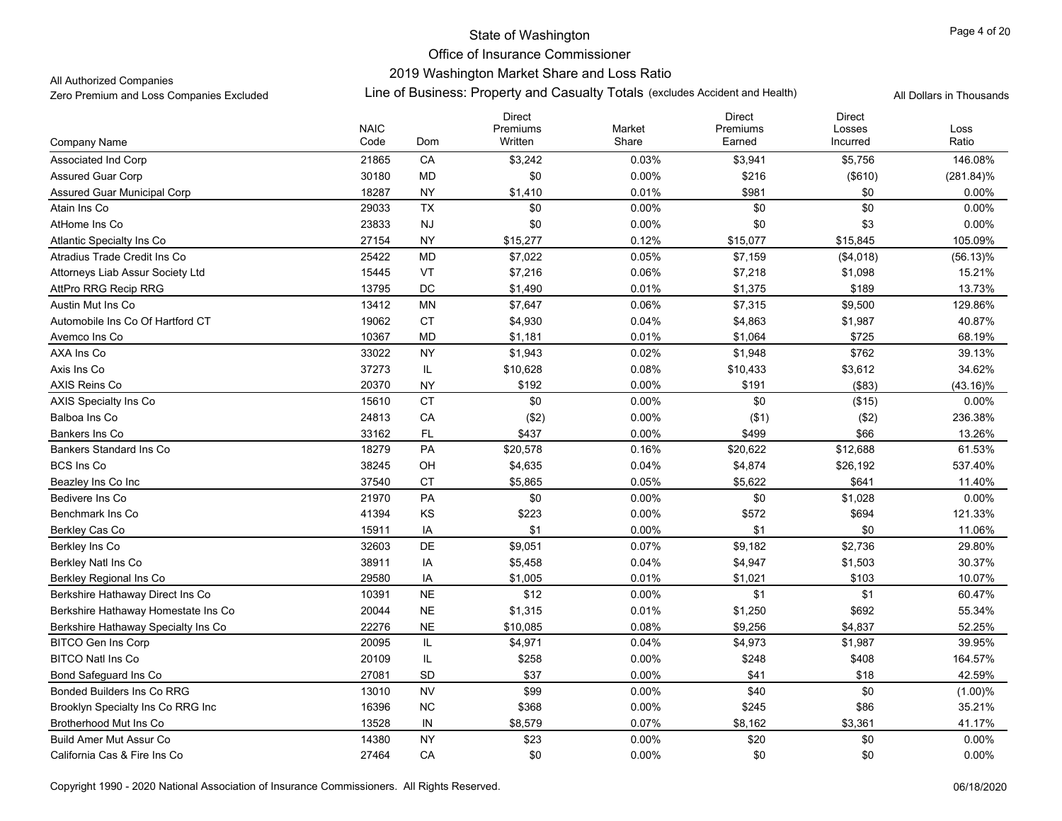State of Washington
Office of Insurance Commissioner
2019 Washington Market Share and Loss Ratio

All Authorized Companies
Zero Premium and Loss Companies Excluded

Line of Business: Property and Casualty Totals (excludes Accident and Health)

All Dollars in Thousands

| Company Name | NAIC Code | Dom | Direct Premiums Written | Market Share | Direct Premiums Earned | Direct Losses Incurred | Loss Ratio |
|---|---|---|---|---|---|---|---|
| Associated Ind Corp | 21865 | CA | $3,242 | 0.03% | $3,941 | $5,756 | 146.08% |
| Assured Guar Corp | 30180 | MD | $0 | 0.00% | $216 | ($610) | (281.84)% |
| Assured Guar Municipal Corp | 18287 | NY | $1,410 | 0.01% | $981 | $0 | 0.00% |
| Atain Ins Co | 29033 | TX | $0 | 0.00% | $0 | $0 | 0.00% |
| AtHome Ins Co | 23833 | NJ | $0 | 0.00% | $0 | $3 | 0.00% |
| Atlantic Specialty Ins Co | 27154 | NY | $15,277 | 0.12% | $15,077 | $15,845 | 105.09% |
| Atradius Trade Credit Ins Co | 25422 | MD | $7,022 | 0.05% | $7,159 | ($4,018) | (56.13)% |
| Attorneys Liab Assur Society Ltd | 15445 | VT | $7,216 | 0.06% | $7,218 | $1,098 | 15.21% |
| AttPro RRG Recip RRG | 13795 | DC | $1,490 | 0.01% | $1,375 | $189 | 13.73% |
| Austin Mut Ins Co | 13412 | MN | $7,647 | 0.06% | $7,315 | $9,500 | 129.86% |
| Automobile Ins Co Of Hartford CT | 19062 | CT | $4,930 | 0.04% | $4,863 | $1,987 | 40.87% |
| Avemco Ins Co | 10367 | MD | $1,181 | 0.01% | $1,064 | $725 | 68.19% |
| AXA Ins Co | 33022 | NY | $1,943 | 0.02% | $1,948 | $762 | 39.13% |
| Axis Ins Co | 37273 | IL | $10,628 | 0.08% | $10,433 | $3,612 | 34.62% |
| AXIS Reins Co | 20370 | NY | $192 | 0.00% | $191 | ($83) | (43.16)% |
| AXIS Specialty Ins Co | 15610 | CT | $0 | 0.00% | $0 | ($15) | 0.00% |
| Balboa Ins Co | 24813 | CA | ($2) | 0.00% | ($1) | ($2) | 236.38% |
| Bankers Ins Co | 33162 | FL | $437 | 0.00% | $499 | $66 | 13.26% |
| Bankers Standard Ins Co | 18279 | PA | $20,578 | 0.16% | $20,622 | $12,688 | 61.53% |
| BCS Ins Co | 38245 | OH | $4,635 | 0.04% | $4,874 | $26,192 | 537.40% |
| Beazley Ins Co Inc | 37540 | CT | $5,865 | 0.05% | $5,622 | $641 | 11.40% |
| Bedivere Ins Co | 21970 | PA | $0 | 0.00% | $0 | $1,028 | 0.00% |
| Benchmark Ins Co | 41394 | KS | $223 | 0.00% | $572 | $694 | 121.33% |
| Berkley Cas Co | 15911 | IA | $1 | 0.00% | $1 | $0 | 11.06% |
| Berkley Ins Co | 32603 | DE | $9,051 | 0.07% | $9,182 | $2,736 | 29.80% |
| Berkley Natl Ins Co | 38911 | IA | $5,458 | 0.04% | $4,947 | $1,503 | 30.37% |
| Berkley Regional Ins Co | 29580 | IA | $1,005 | 0.01% | $1,021 | $103 | 10.07% |
| Berkshire Hathaway Direct Ins Co | 10391 | NE | $12 | 0.00% | $1 | $1 | 60.47% |
| Berkshire Hathaway Homestate Ins Co | 20044 | NE | $1,315 | 0.01% | $1,250 | $692 | 55.34% |
| Berkshire Hathaway Specialty Ins Co | 22276 | NE | $10,085 | 0.08% | $9,256 | $4,837 | 52.25% |
| BITCO Gen Ins Corp | 20095 | IL | $4,971 | 0.04% | $4,973 | $1,987 | 39.95% |
| BITCO Natl Ins Co | 20109 | IL | $258 | 0.00% | $248 | $408 | 164.57% |
| Bond Safeguard Ins Co | 27081 | SD | $37 | 0.00% | $41 | $18 | 42.59% |
| Bonded Builders Ins Co RRG | 13010 | NV | $99 | 0.00% | $40 | $0 | (1.00)% |
| Brooklyn Specialty Ins Co RRG Inc | 16396 | NC | $368 | 0.00% | $245 | $86 | 35.21% |
| Brotherhood Mut Ins Co | 13528 | IN | $8,579 | 0.07% | $8,162 | $3,361 | 41.17% |
| Build Amer Mut Assur Co | 14380 | NY | $23 | 0.00% | $20 | $0 | 0.00% |
| California Cas & Fire Ins Co | 27464 | CA | $0 | 0.00% | $0 | $0 | 0.00% |

Copyright 1990 - 2020 National Association of Insurance Commissioners. All Rights Reserved.

06/18/2020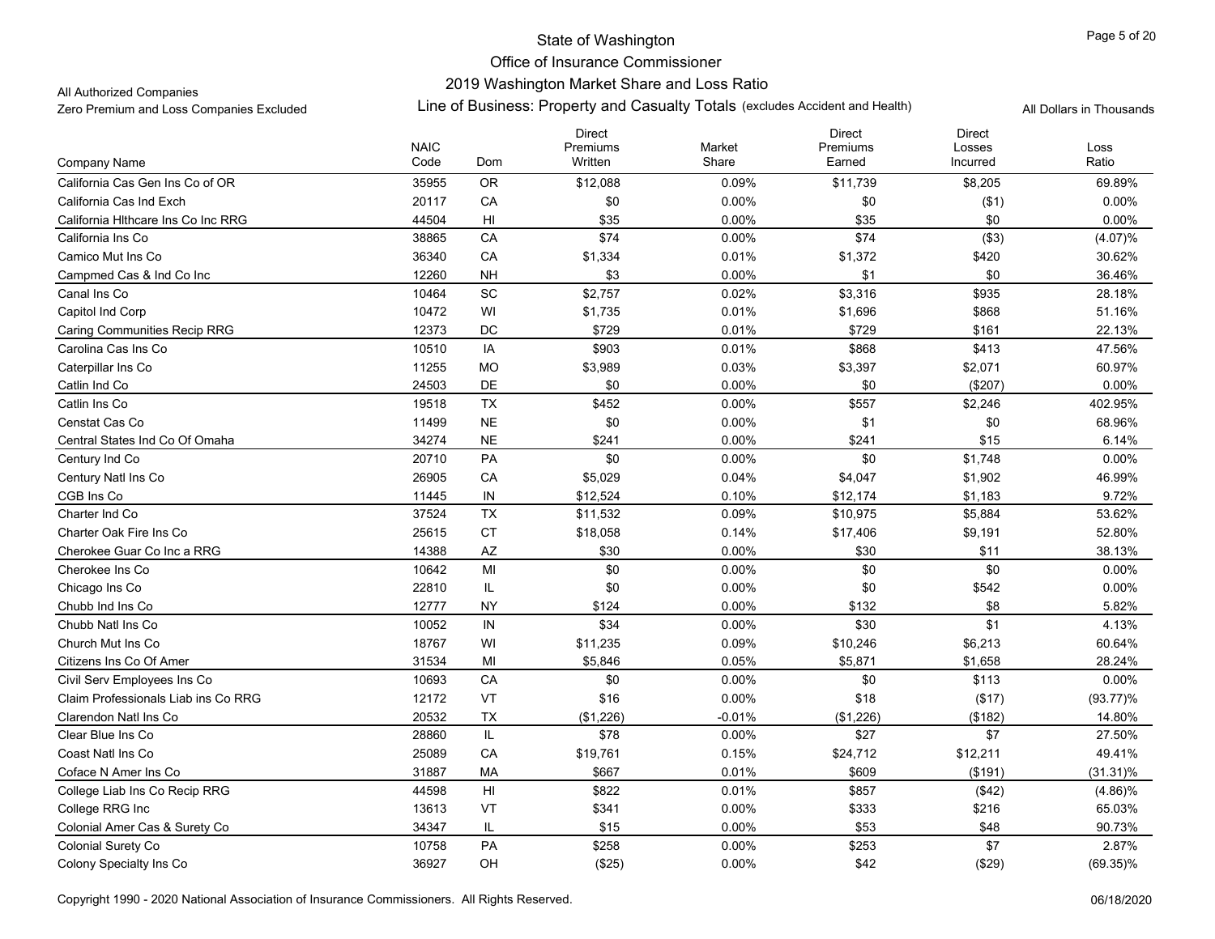# State of Washington
## Office of Insurance Commissioner
### 2019 Washington Market Share and Loss Ratio

All Authorized Companies
Zero Premium and Loss Companies Excluded

Line of Business: Property and Casualty Totals (excludes Accident and Health)

All Dollars in Thousands

| Company Name | NAIC Code | Dom | Direct Premiums Written | Market Share | Direct Premiums Earned | Direct Losses Incurred | Loss Ratio |
|---|---|---|---|---|---|---|---|
| California Cas Gen Ins Co of OR | 35955 | OR | $12,088 | 0.09% | $11,739 | $8,205 | 69.89% |
| California Cas Ind Exch | 20117 | CA | $0 | 0.00% | $0 | ($1) | 0.00% |
| California Hlthcare Ins Co Inc RRG | 44504 | HI | $35 | 0.00% | $35 | $0 | 0.00% |
| California Ins Co | 38865 | CA | $74 | 0.00% | $74 | ($3) | (4.07)% |
| Camico Mut Ins Co | 36340 | CA | $1,334 | 0.01% | $1,372 | $420 | 30.62% |
| Campmed Cas & Ind Co Inc | 12260 | NH | $3 | 0.00% | $1 | $0 | 36.46% |
| Canal Ins Co | 10464 | SC | $2,757 | 0.02% | $3,316 | $935 | 28.18% |
| Capitol Ind Corp | 10472 | WI | $1,735 | 0.01% | $1,696 | $868 | 51.16% |
| Caring Communities Recip RRG | 12373 | DC | $729 | 0.01% | $729 | $161 | 22.13% |
| Carolina Cas Ins Co | 10510 | IA | $903 | 0.01% | $868 | $413 | 47.56% |
| Caterpillar Ins Co | 11255 | MO | $3,989 | 0.03% | $3,397 | $2,071 | 60.97% |
| Catlin Ind Co | 24503 | DE | $0 | 0.00% | $0 | ($207) | 0.00% |
| Catlin Ins Co | 19518 | TX | $452 | 0.00% | $557 | $2,246 | 402.95% |
| Censtat Cas Co | 11499 | NE | $0 | 0.00% | $1 | $0 | 68.96% |
| Central States Ind Co Of Omaha | 34274 | NE | $241 | 0.00% | $241 | $15 | 6.14% |
| Century Ind Co | 20710 | PA | $0 | 0.00% | $0 | $1,748 | 0.00% |
| Century Natl Ins Co | 26905 | CA | $5,029 | 0.04% | $4,047 | $1,902 | 46.99% |
| CGB Ins Co | 11445 | IN | $12,524 | 0.10% | $12,174 | $1,183 | 9.72% |
| Charter Ind Co | 37524 | TX | $11,532 | 0.09% | $10,975 | $5,884 | 53.62% |
| Charter Oak Fire Ins Co | 25615 | CT | $18,058 | 0.14% | $17,406 | $9,191 | 52.80% |
| Cherokee Guar Co Inc a RRG | 14388 | AZ | $30 | 0.00% | $30 | $11 | 38.13% |
| Cherokee Ins Co | 10642 | MI | $0 | 0.00% | $0 | $0 | 0.00% |
| Chicago Ins Co | 22810 | IL | $0 | 0.00% | $0 | $542 | 0.00% |
| Chubb Ind Ins Co | 12777 | NY | $124 | 0.00% | $132 | $8 | 5.82% |
| Chubb Natl Ins Co | 10052 | IN | $34 | 0.00% | $30 | $1 | 4.13% |
| Church Mut Ins Co | 18767 | WI | $11,235 | 0.09% | $10,246 | $6,213 | 60.64% |
| Citizens Ins Co Of Amer | 31534 | MI | $5,846 | 0.05% | $5,871 | $1,658 | 28.24% |
| Civil Serv Employees Ins Co | 10693 | CA | $0 | 0.00% | $0 | $113 | 0.00% |
| Claim Professionals Liab ins Co RRG | 12172 | VT | $16 | 0.00% | $18 | ($17) | (93.77)% |
| Clarendon Natl Ins Co | 20532 | TX | ($1,226) | -0.01% | ($1,226) | ($182) | 14.80% |
| Clear Blue Ins Co | 28860 | IL | $78 | 0.00% | $27 | $7 | 27.50% |
| Coast Natl Ins Co | 25089 | CA | $19,761 | 0.15% | $24,712 | $12,211 | 49.41% |
| Coface N Amer Ins Co | 31887 | MA | $667 | 0.01% | $609 | ($191) | (31.31)% |
| College Liab Ins Co Recip RRG | 44598 | HI | $822 | 0.01% | $857 | ($42) | (4.86)% |
| College RRG Inc | 13613 | VT | $341 | 0.00% | $333 | $216 | 65.03% |
| Colonial Amer Cas & Surety Co | 34347 | IL | $15 | 0.00% | $53 | $48 | 90.73% |
| Colonial Surety Co | 10758 | PA | $258 | 0.00% | $253 | $7 | 2.87% |
| Colony Specialty Ins Co | 36927 | OH | ($25) | 0.00% | $42 | ($29) | (69.35)% |

Copyright 1990 - 2020 National Association of Insurance Commissioners. All Rights Reserved.

06/18/2020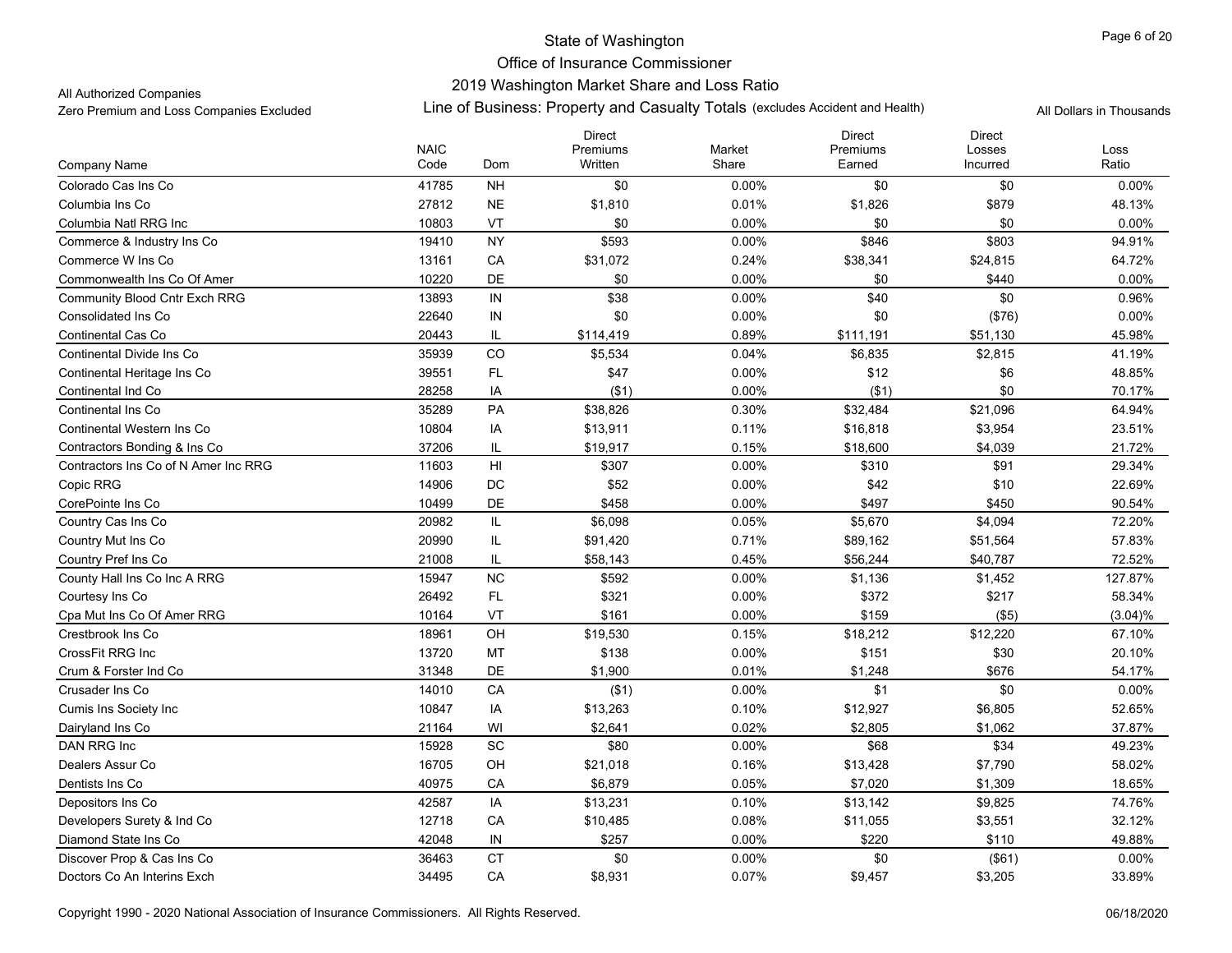State of Washington
Office of Insurance Commissioner
2019 Washington Market Share and Loss Ratio

All Authorized Companies
Zero Premium and Loss Companies Excluded

Line of Business: Property and Casualty Totals (excludes Accident and Health)

All Dollars in Thousands

| Company Name | NAIC Code | Dom | Direct Premiums Written | Market Share | Direct Premiums Earned | Direct Losses Incurred | Loss Ratio |
|---|---|---|---|---|---|---|---|
| Colorado Cas Ins Co | 41785 | NH | $0 | 0.00% | $0 | $0 | 0.00% |
| Columbia Ins Co | 27812 | NE | $1,810 | 0.01% | $1,826 | $879 | 48.13% |
| Columbia Natl RRG Inc | 10803 | VT | $0 | 0.00% | $0 | $0 | 0.00% |
| Commerce & Industry Ins Co | 19410 | NY | $593 | 0.00% | $846 | $803 | 94.91% |
| Commerce W Ins Co | 13161 | CA | $31,072 | 0.24% | $38,341 | $24,815 | 64.72% |
| Commonwealth Ins Co Of Amer | 10220 | DE | $0 | 0.00% | $0 | $440 | 0.00% |
| Community Blood Cntr Exch RRG | 13893 | IN | $38 | 0.00% | $40 | $0 | 0.96% |
| Consolidated Ins Co | 22640 | IN | $0 | 0.00% | $0 | ($76) | 0.00% |
| Continental Cas Co | 20443 | IL | $114,419 | 0.89% | $111,191 | $51,130 | 45.98% |
| Continental Divide Ins Co | 35939 | CO | $5,534 | 0.04% | $6,835 | $2,815 | 41.19% |
| Continental Heritage Ins Co | 39551 | FL | $47 | 0.00% | $12 | $6 | 48.85% |
| Continental Ind Co | 28258 | IA | ($1) | 0.00% | ($1) | $0 | 70.17% |
| Continental Ins Co | 35289 | PA | $38,826 | 0.30% | $32,484 | $21,096 | 64.94% |
| Continental Western Ins Co | 10804 | IA | $13,911 | 0.11% | $16,818 | $3,954 | 23.51% |
| Contractors Bonding & Ins Co | 37206 | IL | $19,917 | 0.15% | $18,600 | $4,039 | 21.72% |
| Contractors Ins Co of N Amer Inc RRG | 11603 | HI | $307 | 0.00% | $310 | $91 | 29.34% |
| Copic RRG | 14906 | DC | $52 | 0.00% | $42 | $10 | 22.69% |
| CorePointe Ins Co | 10499 | DE | $458 | 0.00% | $497 | $450 | 90.54% |
| Country Cas Ins Co | 20982 | IL | $6,098 | 0.05% | $5,670 | $4,094 | 72.20% |
| Country Mut Ins Co | 20990 | IL | $91,420 | 0.71% | $89,162 | $51,564 | 57.83% |
| Country Pref Ins Co | 21008 | IL | $58,143 | 0.45% | $56,244 | $40,787 | 72.52% |
| County Hall Ins Co Inc A RRG | 15947 | NC | $592 | 0.00% | $1,136 | $1,452 | 127.87% |
| Courtesy Ins Co | 26492 | FL | $321 | 0.00% | $372 | $217 | 58.34% |
| Cpa Mut Ins Co Of Amer RRG | 10164 | VT | $161 | 0.00% | $159 | ($5) | (3.04)% |
| Crestbrook Ins Co | 18961 | OH | $19,530 | 0.15% | $18,212 | $12,220 | 67.10% |
| CrossFit RRG Inc | 13720 | MT | $138 | 0.00% | $151 | $30 | 20.10% |
| Crum & Forster Ind Co | 31348 | DE | $1,900 | 0.01% | $1,248 | $676 | 54.17% |
| Crusader Ins Co | 14010 | CA | ($1) | 0.00% | $1 | $0 | 0.00% |
| Cumis Ins Society Inc | 10847 | IA | $13,263 | 0.10% | $12,927 | $6,805 | 52.65% |
| Dairyland Ins Co | 21164 | WI | $2,641 | 0.02% | $2,805 | $1,062 | 37.87% |
| DAN RRG Inc | 15928 | SC | $80 | 0.00% | $68 | $34 | 49.23% |
| Dealers Assur Co | 16705 | OH | $21,018 | 0.16% | $13,428 | $7,790 | 58.02% |
| Dentists Ins Co | 40975 | CA | $6,879 | 0.05% | $7,020 | $1,309 | 18.65% |
| Depositors Ins Co | 42587 | IA | $13,231 | 0.10% | $13,142 | $9,825 | 74.76% |
| Developers Surety & Ind Co | 12718 | CA | $10,485 | 0.08% | $11,055 | $3,551 | 32.12% |
| Diamond State Ins Co | 42048 | IN | $257 | 0.00% | $220 | $110 | 49.88% |
| Discover Prop & Cas Ins Co | 36463 | CT | $0 | 0.00% | $0 | ($61) | 0.00% |
| Doctors Co An Interins Exch | 34495 | CA | $8,931 | 0.07% | $9,457 | $3,205 | 33.89% |

Copyright 1990 - 2020 National Association of Insurance Commissioners. All Rights Reserved. 06/18/2020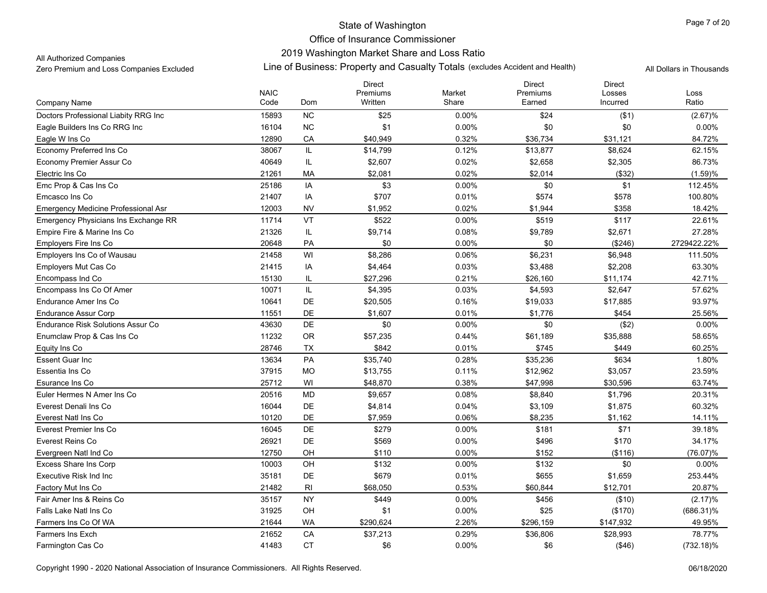State of Washington
Office of Insurance Commissioner
2019 Washington Market Share and Loss Ratio

All Authorized Companies
Zero Premium and Loss Companies Excluded

Line of Business: Property and Casualty Totals (excludes Accident and Health)

All Dollars in Thousands

| Company Name | NAIC Code | Dom | Direct Premiums Written | Market Share | Direct Premiums Earned | Direct Losses Incurred | Loss Ratio |
|---|---|---|---|---|---|---|---|
| Doctors Professional Liabity RRG Inc | 15893 | NC | $25 | 0.00% | $24 | ($1) | (2.67)% |
| Eagle Builders Ins Co RRG Inc | 16104 | NC | $1 | 0.00% | $0 | $0 | 0.00% |
| Eagle W Ins Co | 12890 | CA | $40,949 | 0.32% | $36,734 | $31,121 | 84.72% |
| Economy Preferred Ins Co | 38067 | IL | $14,799 | 0.12% | $13,877 | $8,624 | 62.15% |
| Economy Premier Assur Co | 40649 | IL | $2,607 | 0.02% | $2,658 | $2,305 | 86.73% |
| Electric Ins Co | 21261 | MA | $2,081 | 0.02% | $2,014 | ($32) | (1.59)% |
| Emc Prop & Cas Ins Co | 25186 | IA | $3 | 0.00% | $0 | $1 | 112.45% |
| Emcasco Ins Co | 21407 | IA | $707 | 0.01% | $574 | $578 | 100.80% |
| Emergency Medicine Professional Asr | 12003 | NV | $1,952 | 0.02% | $1,944 | $358 | 18.42% |
| Emergency Physicians Ins Exchange RR | 11714 | VT | $522 | 0.00% | $519 | $117 | 22.61% |
| Empire Fire & Marine Ins Co | 21326 | IL | $9,714 | 0.08% | $9,789 | $2,671 | 27.28% |
| Employers Fire Ins Co | 20648 | PA | $0 | 0.00% | $0 | ($246) | 2729422.22% |
| Employers Ins Co of Wausau | 21458 | WI | $8,286 | 0.06% | $6,231 | $6,948 | 111.50% |
| Employers Mut Cas Co | 21415 | IA | $4,464 | 0.03% | $3,488 | $2,208 | 63.30% |
| Encompass Ind Co | 15130 | IL | $27,296 | 0.21% | $26,160 | $11,174 | 42.71% |
| Encompass Ins Co Of Amer | 10071 | IL | $4,395 | 0.03% | $4,593 | $2,647 | 57.62% |
| Endurance Amer Ins Co | 10641 | DE | $20,505 | 0.16% | $19,033 | $17,885 | 93.97% |
| Endurance Assur Corp | 11551 | DE | $1,607 | 0.01% | $1,776 | $454 | 25.56% |
| Endurance Risk Solutions Assur Co | 43630 | DE | $0 | 0.00% | $0 | ($2) | 0.00% |
| Enumclaw Prop & Cas Ins Co | 11232 | OR | $57,235 | 0.44% | $61,189 | $35,888 | 58.65% |
| Equity Ins Co | 28746 | TX | $842 | 0.01% | $745 | $449 | 60.25% |
| Essent Guar Inc | 13634 | PA | $35,740 | 0.28% | $35,236 | $634 | 1.80% |
| Essentia Ins Co | 37915 | MO | $13,755 | 0.11% | $12,962 | $3,057 | 23.59% |
| Esurance Ins Co | 25712 | WI | $48,870 | 0.38% | $47,998 | $30,596 | 63.74% |
| Euler Hermes N Amer Ins Co | 20516 | MD | $9,657 | 0.08% | $8,840 | $1,796 | 20.31% |
| Everest Denali Ins Co | 16044 | DE | $4,814 | 0.04% | $3,109 | $1,875 | 60.32% |
| Everest Natl Ins Co | 10120 | DE | $7,959 | 0.06% | $8,235 | $1,162 | 14.11% |
| Everest Premier Ins Co | 16045 | DE | $279 | 0.00% | $181 | $71 | 39.18% |
| Everest Reins Co | 26921 | DE | $569 | 0.00% | $496 | $170 | 34.17% |
| Evergreen Natl Ind Co | 12750 | OH | $110 | 0.00% | $152 | ($116) | (76.07)% |
| Excess Share Ins Corp | 10003 | OH | $132 | 0.00% | $132 | $0 | 0.00% |
| Executive Risk Ind Inc | 35181 | DE | $679 | 0.01% | $655 | $1,659 | 253.44% |
| Factory Mut Ins Co | 21482 | RI | $68,050 | 0.53% | $60,844 | $12,701 | 20.87% |
| Fair Amer Ins & Reins Co | 35157 | NY | $449 | 0.00% | $456 | ($10) | (2.17)% |
| Falls Lake Natl Ins Co | 31925 | OH | $1 | 0.00% | $25 | ($170) | (686.31)% |
| Farmers Ins Co Of WA | 21644 | WA | $290,624 | 2.26% | $296,159 | $147,932 | 49.95% |
| Farmers Ins Exch | 21652 | CA | $37,213 | 0.29% | $36,806 | $28,993 | 78.77% |
| Farmington Cas Co | 41483 | CT | $6 | 0.00% | $6 | ($46) | (732.18)% |

Copyright 1990 - 2020 National Association of Insurance Commissioners. All Rights Reserved.

06/18/2020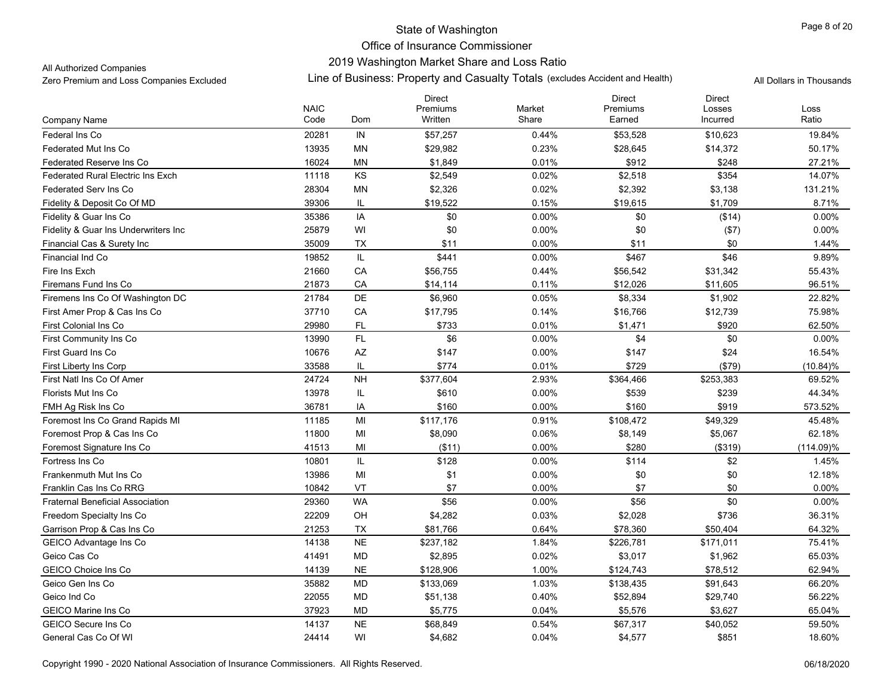# State of Washington

## Office of Insurance Commissioner

## 2019 Washington Market Share and Loss Ratio

All Authorized Companies

Zero Premium and Loss Companies Excluded

**Line of Business: Property and Casualty Totals** (excludes Accident and Health)

All Dollars in Thousands

| Company Name | NAIC Code | Dom | Direct Premiums Written | Market Share | Direct Premiums Earned | Direct Losses Incurred | Loss Ratio |
|---|---|---|---|---|---|---|---|
| Federal Ins Co | 20281 | IN | $57,257 | 0.44% | $53,528 | $10,623 | 19.84% |
| Federated Mut Ins Co | 13935 | MN | $29,982 | 0.23% | $28,645 | $14,372 | 50.17% |
| Federated Reserve Ins Co | 16024 | MN | $1,849 | 0.01% | $912 | $248 | 27.21% |
| Federated Rural Electric Ins Exch | 11118 | KS | $2,549 | 0.02% | $2,518 | $354 | 14.07% |
| Federated Serv Ins Co | 28304 | MN | $2,326 | 0.02% | $2,392 | $3,138 | 131.21% |
| Fidelity & Deposit Co Of MD | 39306 | IL | $19,522 | 0.15% | $19,615 | $1,709 | 8.71% |
| Fidelity & Guar Ins Co | 35386 | IA | $0 | 0.00% | $0 | ($14) | 0.00% |
| Fidelity & Guar Ins Underwriters Inc | 25879 | WI | $0 | 0.00% | $0 | ($7) | 0.00% |
| Financial Cas & Surety Inc | 35009 | TX | $11 | 0.00% | $11 | $0 | 1.44% |
| Financial Ind Co | 19852 | IL | $441 | 0.00% | $467 | $46 | 9.89% |
| Fire Ins Exch | 21660 | CA | $56,755 | 0.44% | $56,542 | $31,342 | 55.43% |
| Firemans Fund Ins Co | 21873 | CA | $14,114 | 0.11% | $12,026 | $11,605 | 96.51% |
| Firemens Ins Co Of Washington DC | 21784 | DE | $6,960 | 0.05% | $8,334 | $1,902 | 22.82% |
| First Amer Prop & Cas Ins Co | 37710 | CA | $17,795 | 0.14% | $16,766 | $12,739 | 75.98% |
| First Colonial Ins Co | 29980 | FL | $733 | 0.01% | $1,471 | $920 | 62.50% |
| First Community Ins Co | 13990 | FL | $6 | 0.00% | $4 | $0 | 0.00% |
| First Guard Ins Co | 10676 | AZ | $147 | 0.00% | $147 | $24 | 16.54% |
| First Liberty Ins Corp | 33588 | IL | $774 | 0.01% | $729 | ($79) | (10.84)% |
| First Natl Ins Co Of Amer | 24724 | NH | $377,604 | 2.93% | $364,466 | $253,383 | 69.52% |
| Florists Mut Ins Co | 13978 | IL | $610 | 0.00% | $539 | $239 | 44.34% |
| FMH Ag Risk Ins Co | 36781 | IA | $160 | 0.00% | $160 | $919 | 573.52% |
| Foremost Ins Co Grand Rapids MI | 11185 | MI | $117,176 | 0.91% | $108,472 | $49,329 | 45.48% |
| Foremost Prop & Cas Ins Co | 11800 | MI | $8,090 | 0.06% | $8,149 | $5,067 | 62.18% |
| Foremost Signature Ins Co | 41513 | MI | ($11) | 0.00% | $280 | ($319) | (114.09)% |
| Fortress Ins Co | 10801 | IL | $128 | 0.00% | $114 | $2 | 1.45% |
| Frankenmuth Mut Ins Co | 13986 | MI | $1 | 0.00% | $0 | $0 | 12.18% |
| Franklin Cas Ins Co RRG | 10842 | VT | $7 | 0.00% | $7 | $0 | 0.00% |
| Fraternal Beneficial Association | 29360 | WA | $56 | 0.00% | $56 | $0 | 0.00% |
| Freedom Specialty Ins Co | 22209 | OH | $4,282 | 0.03% | $2,028 | $736 | 36.31% |
| Garrison Prop & Cas Ins Co | 21253 | TX | $81,766 | 0.64% | $78,360 | $50,404 | 64.32% |
| GEICO Advantage Ins Co | 14138 | NE | $237,182 | 1.84% | $226,781 | $171,011 | 75.41% |
| Geico Cas Co | 41491 | MD | $2,895 | 0.02% | $3,017 | $1,962 | 65.03% |
| GEICO Choice Ins Co | 14139 | NE | $128,906 | 1.00% | $124,743 | $78,512 | 62.94% |
| Geico Gen Ins Co | 35882 | MD | $133,069 | 1.03% | $138,435 | $91,643 | 66.20% |
| Geico Ind Co | 22055 | MD | $51,138 | 0.40% | $52,894 | $29,740 | 56.22% |
| GEICO Marine Ins Co | 37923 | MD | $5,775 | 0.04% | $5,576 | $3,627 | 65.04% |
| GEICO Secure Ins Co | 14137 | NE | $68,849 | 0.54% | $67,317 | $40,052 | 59.50% |
| General Cas Co Of WI | 24414 | WI | $4,682 | 0.04% | $4,577 | $851 | 18.60% |

Copyright 1990 - 2020 National Association of Insurance Commissioners. All Rights Reserved.

06/18/2020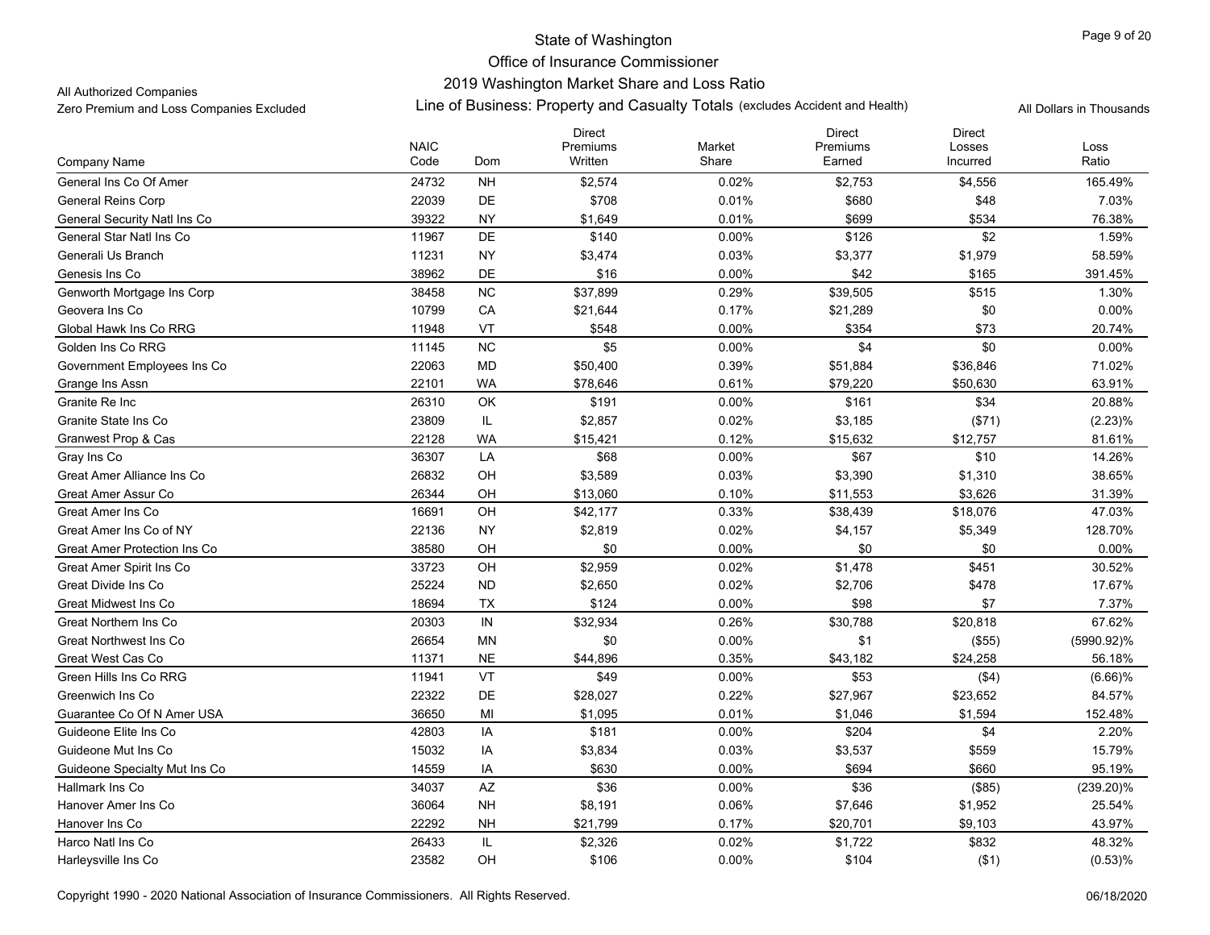# State of Washington
## Office of Insurance Commissioner
## 2019 Washington Market Share and Loss Ratio
### Line of Business: Property and Casualty Totals (excludes Accident and Health)

All Authorized Companies
Zero Premium and Loss Companies Excluded

All Dollars in Thousands

| Company Name | NAIC Code | Dom | Direct Premiums Written | Market Share | Direct Premiums Earned | Direct Losses Incurred | Loss Ratio |
|---|---|---|---|---|---|---|---|
| General Ins Co Of Amer | 24732 | NH | $2,574 | 0.02% | $2,753 | $4,556 | 165.49% |
| General Reins Corp | 22039 | DE | $708 | 0.01% | $680 | $48 | 7.03% |
| General Security Natl Ins Co | 39322 | NY | $1,649 | 0.01% | $699 | $534 | 76.38% |
| General Star Natl Ins Co | 11967 | DE | $140 | 0.00% | $126 | $2 | 1.59% |
| Generali Us Branch | 11231 | NY | $3,474 | 0.03% | $3,377 | $1,979 | 58.59% |
| Genesis Ins Co | 38962 | DE | $16 | 0.00% | $42 | $165 | 391.45% |
| Genworth Mortgage Ins Corp | 38458 | NC | $37,899 | 0.29% | $39,505 | $515 | 1.30% |
| Geovera Ins Co | 10799 | CA | $21,644 | 0.17% | $21,289 | $0 | 0.00% |
| Global Hawk Ins Co RRG | 11948 | VT | $548 | 0.00% | $354 | $73 | 20.74% |
| Golden Ins Co RRG | 11145 | NC | $5 | 0.00% | $4 | $0 | 0.00% |
| Government Employees Ins Co | 22063 | MD | $50,400 | 0.39% | $51,884 | $36,846 | 71.02% |
| Grange Ins Assn | 22101 | WA | $78,646 | 0.61% | $79,220 | $50,630 | 63.91% |
| Granite Re Inc | 26310 | OK | $191 | 0.00% | $161 | $34 | 20.88% |
| Granite State Ins Co | 23809 | IL | $2,857 | 0.02% | $3,185 | ($71) | (2.23)% |
| Granwest Prop & Cas | 22128 | WA | $15,421 | 0.12% | $15,632 | $12,757 | 81.61% |
| Gray Ins Co | 36307 | LA | $68 | 0.00% | $67 | $10 | 14.26% |
| Great Amer Alliance Ins Co | 26832 | OH | $3,589 | 0.03% | $3,390 | $1,310 | 38.65% |
| Great Amer Assur Co | 26344 | OH | $13,060 | 0.10% | $11,553 | $3,626 | 31.39% |
| Great Amer Ins Co | 16691 | OH | $42,177 | 0.33% | $38,439 | $18,076 | 47.03% |
| Great Amer Ins Co of NY | 22136 | NY | $2,819 | 0.02% | $4,157 | $5,349 | 128.70% |
| Great Amer Protection Ins Co | 38580 | OH | $0 | 0.00% | $0 | $0 | 0.00% |
| Great Amer Spirit Ins Co | 33723 | OH | $2,959 | 0.02% | $1,478 | $451 | 30.52% |
| Great Divide Ins Co | 25224 | ND | $2,650 | 0.02% | $2,706 | $478 | 17.67% |
| Great Midwest Ins Co | 18694 | TX | $124 | 0.00% | $98 | $7 | 7.37% |
| Great Northern Ins Co | 20303 | IN | $32,934 | 0.26% | $30,788 | $20,818 | 67.62% |
| Great Northwest Ins Co | 26654 | MN | $0 | 0.00% | $1 | ($55) | (5990.92)% |
| Great West Cas Co | 11371 | NE | $44,896 | 0.35% | $43,182 | $24,258 | 56.18% |
| Green Hills Ins Co RRG | 11941 | VT | $49 | 0.00% | $53 | ($4) | (6.66)% |
| Greenwich Ins Co | 22322 | DE | $28,027 | 0.22% | $27,967 | $23,652 | 84.57% |
| Guarantee Co Of N Amer USA | 36650 | MI | $1,095 | 0.01% | $1,046 | $1,594 | 152.48% |
| Guideone Elite Ins Co | 42803 | IA | $181 | 0.00% | $204 | $4 | 2.20% |
| Guideone Mut Ins Co | 15032 | IA | $3,834 | 0.03% | $3,537 | $559 | 15.79% |
| Guideone Specialty Mut Ins Co | 14559 | IA | $630 | 0.00% | $694 | $660 | 95.19% |
| Hallmark Ins Co | 34037 | AZ | $36 | 0.00% | $36 | ($85) | (239.20)% |
| Hanover Amer Ins Co | 36064 | NH | $8,191 | 0.06% | $7,646 | $1,952 | 25.54% |
| Hanover Ins Co | 22292 | NH | $21,799 | 0.17% | $20,701 | $9,103 | 43.97% |
| Harco Natl Ins Co | 26433 | IL | $2,326 | 0.02% | $1,722 | $832 | 48.32% |
| Harleysville Ins Co | 23582 | OH | $106 | 0.00% | $104 | ($1) | (0.53)% |

Copyright 1990 - 2020 National Association of Insurance Commissioners. All Rights Reserved. 06/18/2020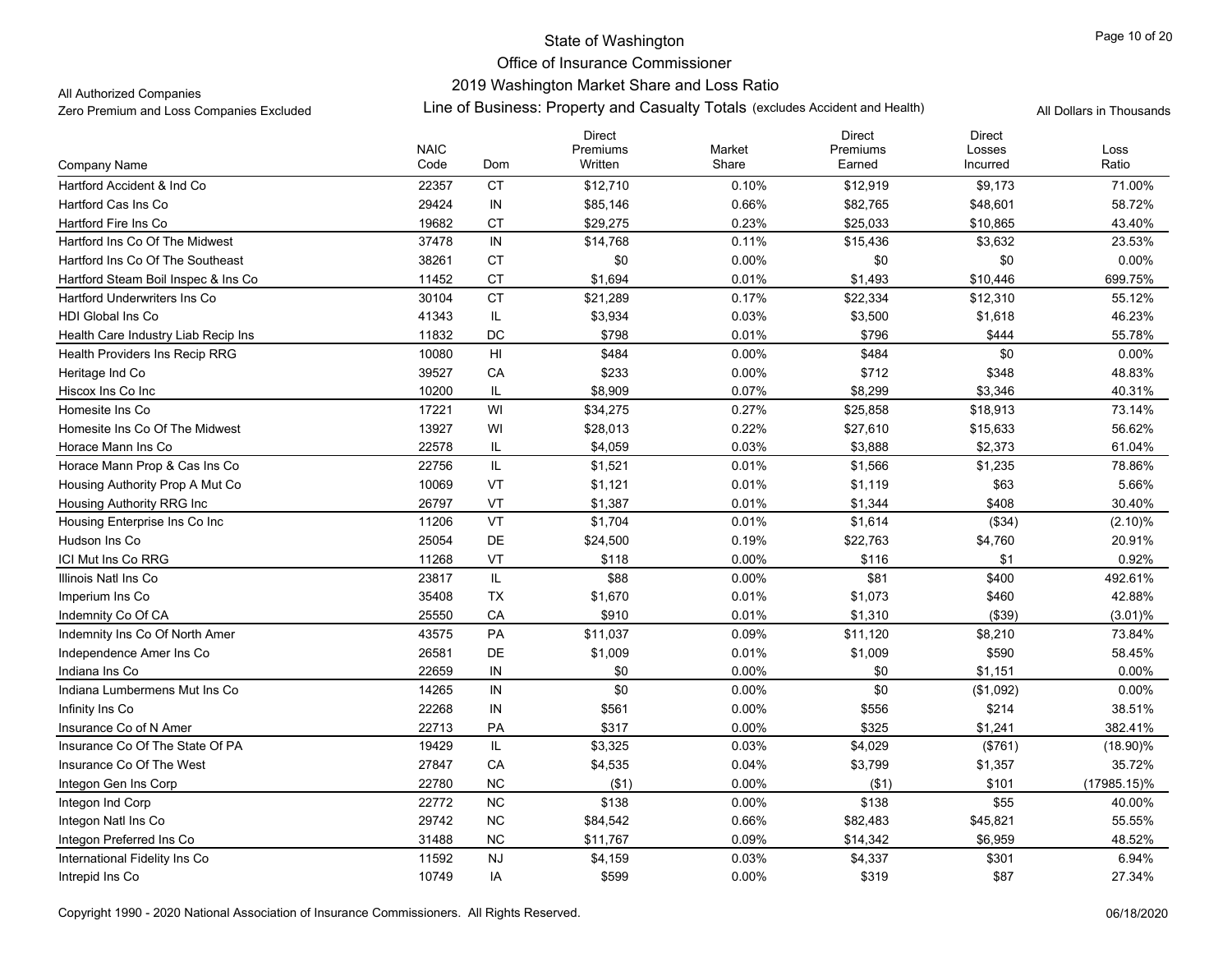State of Washington
Office of Insurance Commissioner
2019 Washington Market Share and Loss Ratio

All Authorized Companies
Zero Premium and Loss Companies Excluded

Line of Business: Property and Casualty Totals (excludes Accident and Health)

All Dollars in Thousands

| Company Name | NAIC Code | Dom | Direct Premiums Written | Market Share | Direct Premiums Earned | Direct Losses Incurred | Loss Ratio |
|---|---|---|---|---|---|---|---|
| Hartford Accident & Ind Co | 22357 | CT | $12,710 | 0.10% | $12,919 | $9,173 | 71.00% |
| Hartford Cas Ins Co | 29424 | IN | $85,146 | 0.66% | $82,765 | $48,601 | 58.72% |
| Hartford Fire Ins Co | 19682 | CT | $29,275 | 0.23% | $25,033 | $10,865 | 43.40% |
| Hartford Ins Co Of The Midwest | 37478 | IN | $14,768 | 0.11% | $15,436 | $3,632 | 23.53% |
| Hartford Ins Co Of The Southeast | 38261 | CT | $0 | 0.00% | $0 | $0 | 0.00% |
| Hartford Steam Boil Inspec & Ins Co | 11452 | CT | $1,694 | 0.01% | $1,493 | $10,446 | 699.75% |
| Hartford Underwriters Ins Co | 30104 | CT | $21,289 | 0.17% | $22,334 | $12,310 | 55.12% |
| HDI Global Ins Co | 41343 | IL | $3,934 | 0.03% | $3,500 | $1,618 | 46.23% |
| Health Care Industry Liab Recip Ins | 11832 | DC | $798 | 0.01% | $796 | $444 | 55.78% |
| Health Providers Ins Recip RRG | 10080 | HI | $484 | 0.00% | $484 | $0 | 0.00% |
| Heritage Ind Co | 39527 | CA | $233 | 0.00% | $712 | $348 | 48.83% |
| Hiscox Ins Co Inc | 10200 | IL | $8,909 | 0.07% | $8,299 | $3,346 | 40.31% |
| Homesite Ins Co | 17221 | WI | $34,275 | 0.27% | $25,858 | $18,913 | 73.14% |
| Homesite Ins Co Of The Midwest | 13927 | WI | $28,013 | 0.22% | $27,610 | $15,633 | 56.62% |
| Horace Mann Ins Co | 22578 | IL | $4,059 | 0.03% | $3,888 | $2,373 | 61.04% |
| Horace Mann Prop & Cas Ins Co | 22756 | IL | $1,521 | 0.01% | $1,566 | $1,235 | 78.86% |
| Housing Authority Prop A Mut Co | 10069 | VT | $1,121 | 0.01% | $1,119 | $63 | 5.66% |
| Housing Authority RRG Inc | 26797 | VT | $1,387 | 0.01% | $1,344 | $408 | 30.40% |
| Housing Enterprise Ins Co Inc | 11206 | VT | $1,704 | 0.01% | $1,614 | ($34) | (2.10)% |
| Hudson Ins Co | 25054 | DE | $24,500 | 0.19% | $22,763 | $4,760 | 20.91% |
| ICI Mut Ins Co RRG | 11268 | VT | $118 | 0.00% | $116 | $1 | 0.92% |
| Illinois Natl Ins Co | 23817 | IL | $88 | 0.00% | $81 | $400 | 492.61% |
| Imperium Ins Co | 35408 | TX | $1,670 | 0.01% | $1,073 | $460 | 42.88% |
| Indemnity Co Of CA | 25550 | CA | $910 | 0.01% | $1,310 | ($39) | (3.01)% |
| Indemnity Ins Co Of North Amer | 43575 | PA | $11,037 | 0.09% | $11,120 | $8,210 | 73.84% |
| Independence Amer Ins Co | 26581 | DE | $1,009 | 0.01% | $1,009 | $590 | 58.45% |
| Indiana Ins Co | 22659 | IN | $0 | 0.00% | $0 | $1,151 | 0.00% |
| Indiana Lumbermens Mut Ins Co | 14265 | IN | $0 | 0.00% | $0 | ($1,092) | 0.00% |
| Infinity Ins Co | 22268 | IN | $561 | 0.00% | $556 | $214 | 38.51% |
| Insurance Co of N Amer | 22713 | PA | $317 | 0.00% | $325 | $1,241 | 382.41% |
| Insurance Co Of The State Of PA | 19429 | IL | $3,325 | 0.03% | $4,029 | ($761) | (18.90)% |
| Insurance Co Of The West | 27847 | CA | $4,535 | 0.04% | $3,799 | $1,357 | 35.72% |
| Integon Gen Ins Corp | 22780 | NC | ($1) | 0.00% | ($1) | $101 | (17985.15)% |
| Integon Ind Corp | 22772 | NC | $138 | 0.00% | $138 | $55 | 40.00% |
| Integon Natl Ins Co | 29742 | NC | $84,542 | 0.66% | $82,483 | $45,821 | 55.55% |
| Integon Preferred Ins Co | 31488 | NC | $11,767 | 0.09% | $14,342 | $6,959 | 48.52% |
| International Fidelity Ins Co | 11592 | NJ | $4,159 | 0.03% | $4,337 | $301 | 6.94% |
| Intrepid Ins Co | 10749 | IA | $599 | 0.00% | $319 | $87 | 27.34% |

Copyright 1990 - 2020 National Association of Insurance Commissioners. All Rights Reserved.

06/18/2020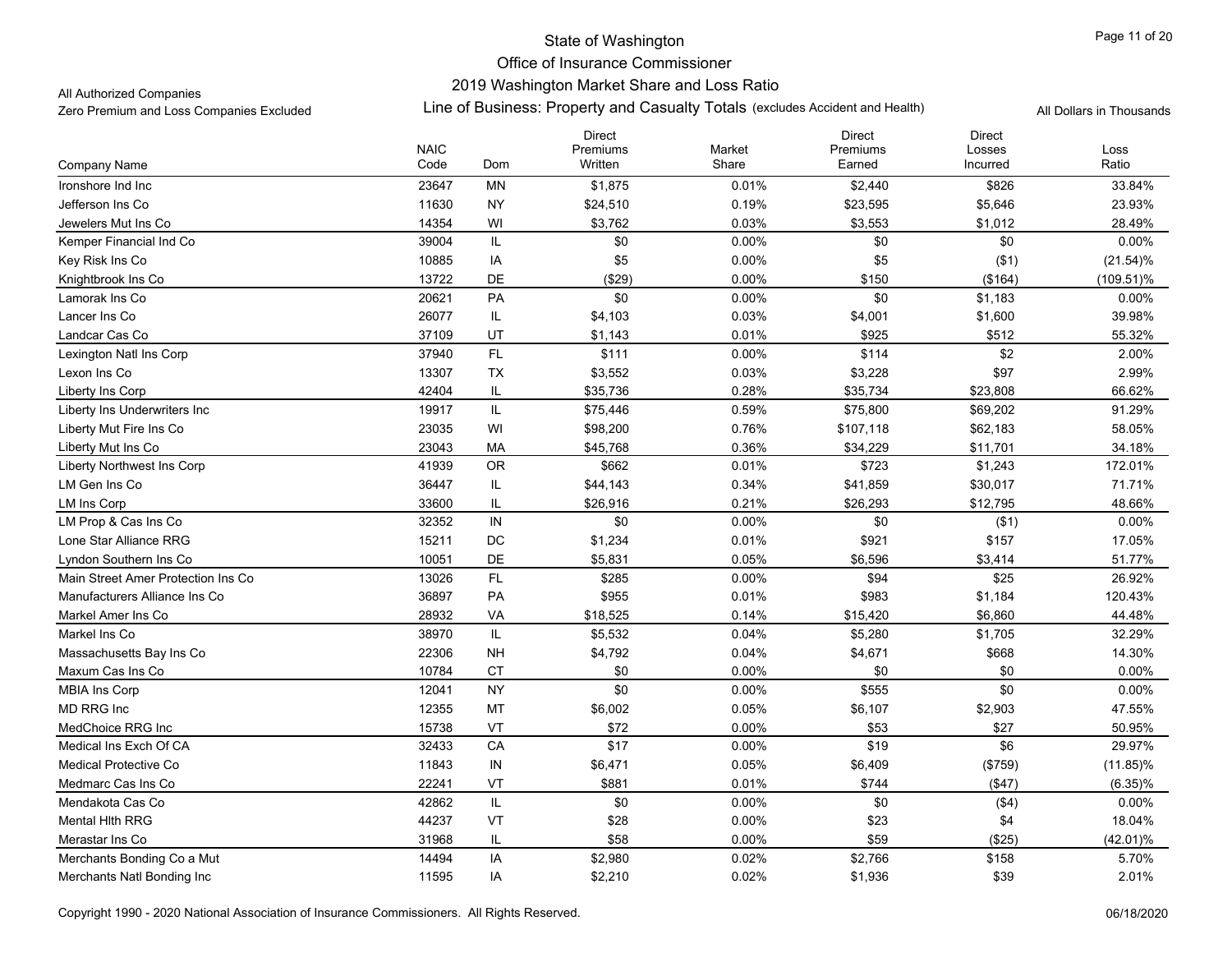State of Washington

Office of Insurance Commissioner

2019 Washington Market Share and Loss Ratio

All Authorized Companies

Zero Premium and Loss Companies Excluded

Line of Business: Property and Casualty Totals (excludes Accident and Health)

All Dollars in Thousands

| Company Name | NAIC Code | Dom | Direct Premiums Written | Market Share | Direct Premiums Earned | Direct Losses Incurred | Loss Ratio |
|---|---|---|---|---|---|---|---|
| Ironshore Ind Inc | 23647 | MN | $1,875 | 0.01% | $2,440 | $826 | 33.84% |
| Jefferson Ins Co | 11630 | NY | $24,510 | 0.19% | $23,595 | $5,646 | 23.93% |
| Jewelers Mut Ins Co | 14354 | WI | $3,762 | 0.03% | $3,553 | $1,012 | 28.49% |
| Kemper Financial Ind Co | 39004 | IL | $0 | 0.00% | $0 | $0 | 0.00% |
| Key Risk Ins Co | 10885 | IA | $5 | 0.00% | $5 | ($1) | (21.54)% |
| Knightbrook Ins Co | 13722 | DE | ($29) | 0.00% | $150 | ($164) | (109.51)% |
| Lamorak Ins Co | 20621 | PA | $0 | 0.00% | $0 | $1,183 | 0.00% |
| Lancer Ins Co | 26077 | IL | $4,103 | 0.03% | $4,001 | $1,600 | 39.98% |
| Landcar Cas Co | 37109 | UT | $1,143 | 0.01% | $925 | $512 | 55.32% |
| Lexington Natl Ins Corp | 37940 | FL | $111 | 0.00% | $114 | $2 | 2.00% |
| Lexon Ins Co | 13307 | TX | $3,552 | 0.03% | $3,228 | $97 | 2.99% |
| Liberty Ins Corp | 42404 | IL | $35,736 | 0.28% | $35,734 | $23,808 | 66.62% |
| Liberty Ins Underwriters Inc | 19917 | IL | $75,446 | 0.59% | $75,800 | $69,202 | 91.29% |
| Liberty Mut Fire Ins Co | 23035 | WI | $98,200 | 0.76% | $107,118 | $62,183 | 58.05% |
| Liberty Mut Ins Co | 23043 | MA | $45,768 | 0.36% | $34,229 | $11,701 | 34.18% |
| Liberty Northwest Ins Corp | 41939 | OR | $662 | 0.01% | $723 | $1,243 | 172.01% |
| LM Gen Ins Co | 36447 | IL | $44,143 | 0.34% | $41,859 | $30,017 | 71.71% |
| LM Ins Corp | 33600 | IL | $26,916 | 0.21% | $26,293 | $12,795 | 48.66% |
| LM Prop & Cas Ins Co | 32352 | IN | $0 | 0.00% | $0 | ($1) | 0.00% |
| Lone Star Alliance RRG | 15211 | DC | $1,234 | 0.01% | $921 | $157 | 17.05% |
| Lyndon Southern Ins Co | 10051 | DE | $5,831 | 0.05% | $6,596 | $3,414 | 51.77% |
| Main Street Amer Protection Ins Co | 13026 | FL | $285 | 0.00% | $94 | $25 | 26.92% |
| Manufacturers Alliance Ins Co | 36897 | PA | $955 | 0.01% | $983 | $1,184 | 120.43% |
| Markel Amer Ins Co | 28932 | VA | $18,525 | 0.14% | $15,420 | $6,860 | 44.48% |
| Markel Ins Co | 38970 | IL | $5,532 | 0.04% | $5,280 | $1,705 | 32.29% |
| Massachusetts Bay Ins Co | 22306 | NH | $4,792 | 0.04% | $4,671 | $668 | 14.30% |
| Maxum Cas Ins Co | 10784 | CT | $0 | 0.00% | $0 | $0 | 0.00% |
| MBIA Ins Corp | 12041 | NY | $0 | 0.00% | $555 | $0 | 0.00% |
| MD RRG Inc | 12355 | MT | $6,002 | 0.05% | $6,107 | $2,903 | 47.55% |
| MedChoice RRG Inc | 15738 | VT | $72 | 0.00% | $53 | $27 | 50.95% |
| Medical Ins Exch Of CA | 32433 | CA | $17 | 0.00% | $19 | $6 | 29.97% |
| Medical Protective Co | 11843 | IN | $6,471 | 0.05% | $6,409 | ($759) | (11.85)% |
| Medmarc Cas Ins Co | 22241 | VT | $881 | 0.01% | $744 | ($47) | (6.35)% |
| Mendakota Cas Co | 42862 | IL | $0 | 0.00% | $0 | ($4) | 0.00% |
| Mental Hlth RRG | 44237 | VT | $28 | 0.00% | $23 | $4 | 18.04% |
| Merastar Ins Co | 31968 | IL | $58 | 0.00% | $59 | ($25) | (42.01)% |
| Merchants Bonding Co a Mut | 14494 | IA | $2,980 | 0.02% | $2,766 | $158 | 5.70% |
| Merchants Natl Bonding Inc | 11595 | IA | $2,210 | 0.02% | $1,936 | $39 | 2.01% |

Copyright 1990 - 2020 National Association of Insurance Commissioners. All Rights Reserved.

06/18/2020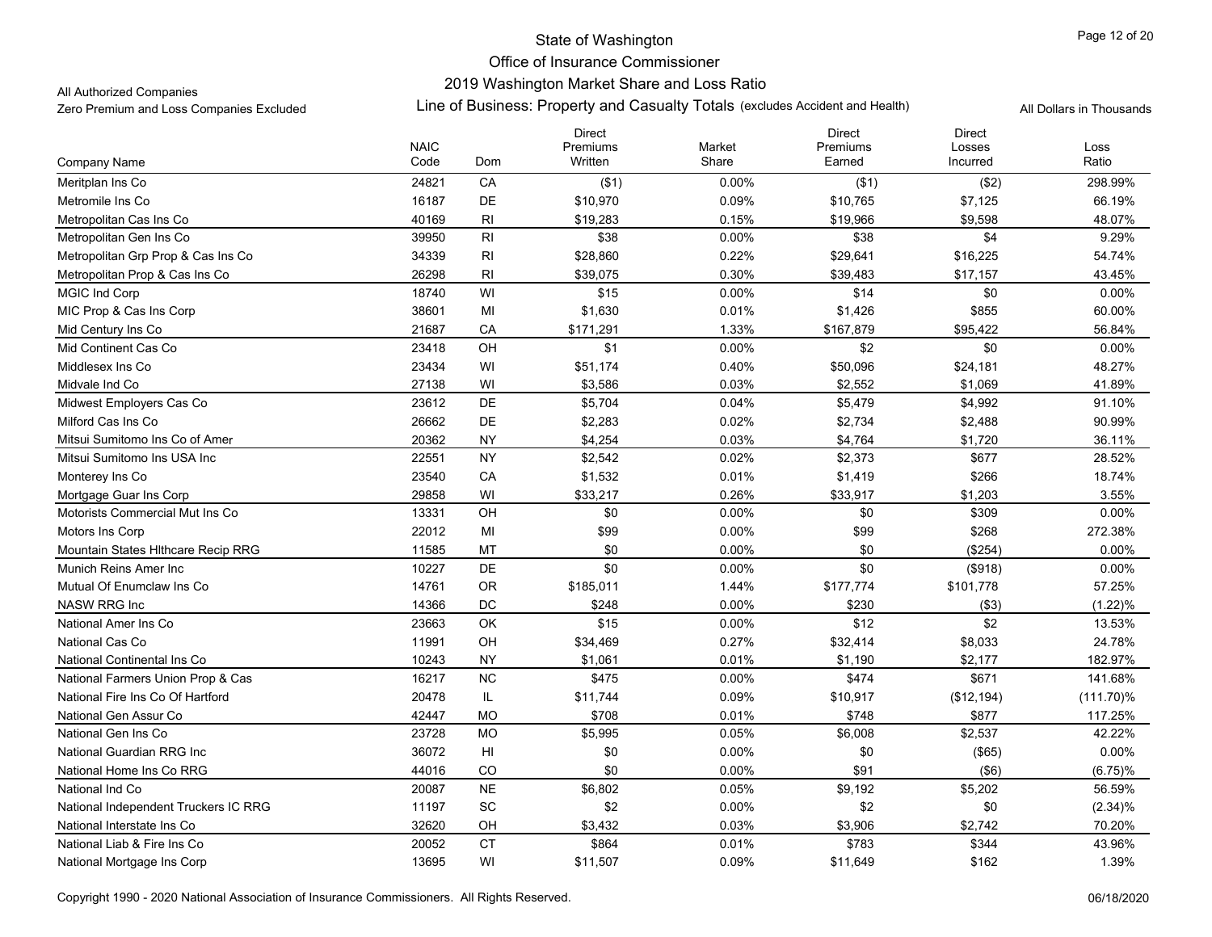# State of Washington
## Office of Insurance Commissioner
### 2019 Washington Market Share and Loss Ratio
### Line of Business: Property and Casualty Totals (excludes Accident and Health)

All Authorized Companies
Zero Premium and Loss Companies Excluded

All Dollars in Thousands

| Company Name | NAIC Code | Dom | Direct Premiums Written | Market Share | Direct Premiums Earned | Direct Losses Incurred | Loss Ratio |
|---|---|---|---|---|---|---|---|
| Meritplan Ins Co | 24821 | CA | ($1) | 0.00% | ($1) | ($2) | 298.99% |
| Metromile Ins Co | 16187 | DE | $10,970 | 0.09% | $10,765 | $7,125 | 66.19% |
| Metropolitan Cas Ins Co | 40169 | RI | $19,283 | 0.15% | $19,966 | $9,598 | 48.07% |
| Metropolitan Gen Ins Co | 39950 | RI | $38 | 0.00% | $38 | $4 | 9.29% |
| Metropolitan Grp Prop & Cas Ins Co | 34339 | RI | $28,860 | 0.22% | $29,641 | $16,225 | 54.74% |
| Metropolitan Prop & Cas Ins Co | 26298 | RI | $39,075 | 0.30% | $39,483 | $17,157 | 43.45% |
| MGIC Ind Corp | 18740 | WI | $15 | 0.00% | $14 | $0 | 0.00% |
| MIC Prop & Cas Ins Corp | 38601 | MI | $1,630 | 0.01% | $1,426 | $855 | 60.00% |
| Mid Century Ins Co | 21687 | CA | $171,291 | 1.33% | $167,879 | $95,422 | 56.84% |
| Mid Continent Cas Co | 23418 | OH | $1 | 0.00% | $2 | $0 | 0.00% |
| Middlesex Ins Co | 23434 | WI | $51,174 | 0.40% | $50,096 | $24,181 | 48.27% |
| Midvale Ind Co | 27138 | WI | $3,586 | 0.03% | $2,552 | $1,069 | 41.89% |
| Midwest Employers Cas Co | 23612 | DE | $5,704 | 0.04% | $5,479 | $4,992 | 91.10% |
| Milford Cas Ins Co | 26662 | DE | $2,283 | 0.02% | $2,734 | $2,488 | 90.99% |
| Mitsui Sumitomo Ins Co of Amer | 20362 | NY | $4,254 | 0.03% | $4,764 | $1,720 | 36.11% |
| Mitsui Sumitomo Ins USA Inc | 22551 | NY | $2,542 | 0.02% | $2,373 | $677 | 28.52% |
| Monterey Ins Co | 23540 | CA | $1,532 | 0.01% | $1,419 | $266 | 18.74% |
| Mortgage Guar Ins Corp | 29858 | WI | $33,217 | 0.26% | $33,917 | $1,203 | 3.55% |
| Motorists Commercial Mut Ins Co | 13331 | OH | $0 | 0.00% | $0 | $309 | 0.00% |
| Motors Ins Corp | 22012 | MI | $99 | 0.00% | $99 | $268 | 272.38% |
| Mountain States Hlthcare Recip RRG | 11585 | MT | $0 | 0.00% | $0 | ($254) | 0.00% |
| Munich Reins Amer Inc | 10227 | DE | $0 | 0.00% | $0 | ($918) | 0.00% |
| Mutual Of Enumclaw Ins Co | 14761 | OR | $185,011 | 1.44% | $177,774 | $101,778 | 57.25% |
| NASW RRG Inc | 14366 | DC | $248 | 0.00% | $230 | ($3) | (1.22)% |
| National Amer Ins Co | 23663 | OK | $15 | 0.00% | $12 | $2 | 13.53% |
| National Cas Co | 11991 | OH | $34,469 | 0.27% | $32,414 | $8,033 | 24.78% |
| National Continental Ins Co | 10243 | NY | $1,061 | 0.01% | $1,190 | $2,177 | 182.97% |
| National Farmers Union Prop & Cas | 16217 | NC | $475 | 0.00% | $474 | $671 | 141.68% |
| National Fire Ins Co Of Hartford | 20478 | IL | $11,744 | 0.09% | $10,917 | ($12,194) | (111.70)% |
| National Gen Assur Co | 42447 | MO | $708 | 0.01% | $748 | $877 | 117.25% |
| National Gen Ins Co | 23728 | MO | $5,995 | 0.05% | $6,008 | $2,537 | 42.22% |
| National Guardian RRG Inc | 36072 | HI | $0 | 0.00% | $0 | ($65) | 0.00% |
| National Home Ins Co RRG | 44016 | CO | $0 | 0.00% | $91 | ($6) | (6.75)% |
| National Ind Co | 20087 | NE | $6,802 | 0.05% | $9,192 | $5,202 | 56.59% |
| National Independent Truckers IC RRG | 11197 | SC | $2 | 0.00% | $2 | $0 | (2.34)% |
| National Interstate Ins Co | 32620 | OH | $3,432 | 0.03% | $3,906 | $2,742 | 70.20% |
| National Liab & Fire Ins Co | 20052 | CT | $864 | 0.01% | $783 | $344 | 43.96% |
| National Mortgage Ins Corp | 13695 | WI | $11,507 | 0.09% | $11,649 | $162 | 1.39% |

Copyright 1990 - 2020 National Association of Insurance Commissioners. All Rights Reserved.

06/18/2020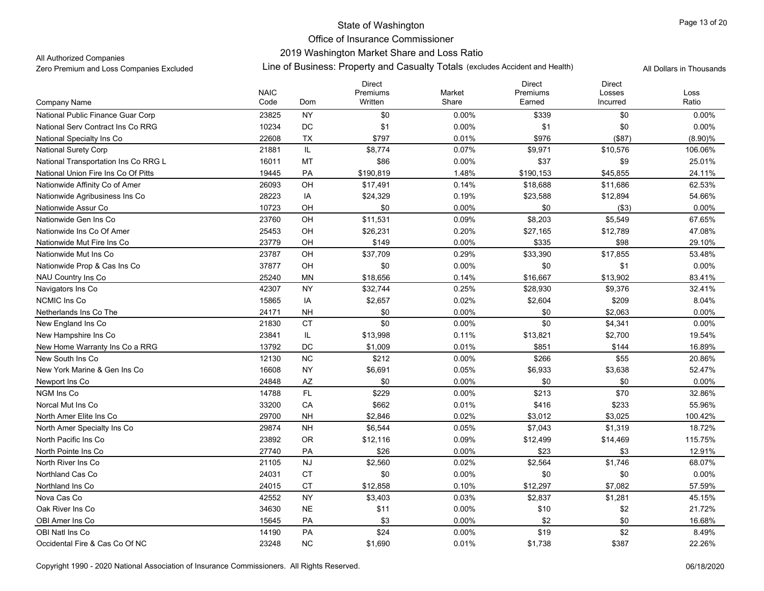State of Washington
Office of Insurance Commissioner
2019 Washington Market Share and Loss Ratio

All Authorized Companies
Zero Premium and Loss Companies Excluded

Line of Business: Property and Casualty Totals (excludes Accident and Health)

All Dollars in Thousands

| Company Name | NAIC Code | Dom | Direct Premiums Written | Market Share | Direct Premiums Earned | Direct Losses Incurred | Loss Ratio |
|---|---|---|---|---|---|---|---|
| National Public Finance Guar Corp | 23825 | NY | $0 | 0.00% | $339 | $0 | 0.00% |
| National Serv Contract Ins Co RRG | 10234 | DC | $1 | 0.00% | $1 | $0 | 0.00% |
| National Specialty Ins Co | 22608 | TX | $797 | 0.01% | $976 | ($87) | (8.90)% |
| National Surety Corp | 21881 | IL | $8,774 | 0.07% | $9,971 | $10,576 | 106.06% |
| National Transportation Ins Co RRG L | 16011 | MT | $86 | 0.00% | $37 | $9 | 25.01% |
| National Union Fire Ins Co Of Pitts | 19445 | PA | $190,819 | 1.48% | $190,153 | $45,855 | 24.11% |
| Nationwide Affinity Co of Amer | 26093 | OH | $17,491 | 0.14% | $18,688 | $11,686 | 62.53% |
| Nationwide Agribusiness Ins Co | 28223 | IA | $24,329 | 0.19% | $23,588 | $12,894 | 54.66% |
| Nationwide Assur Co | 10723 | OH | $0 | 0.00% | $0 | ($3) | 0.00% |
| Nationwide Gen Ins Co | 23760 | OH | $11,531 | 0.09% | $8,203 | $5,549 | 67.65% |
| Nationwide Ins Co Of Amer | 25453 | OH | $26,231 | 0.20% | $27,165 | $12,789 | 47.08% |
| Nationwide Mut Fire Ins Co | 23779 | OH | $149 | 0.00% | $335 | $98 | 29.10% |
| Nationwide Mut Ins Co | 23787 | OH | $37,709 | 0.29% | $33,390 | $17,855 | 53.48% |
| Nationwide Prop & Cas Ins Co | 37877 | OH | $0 | 0.00% | $0 | $1 | 0.00% |
| NAU Country Ins Co | 25240 | MN | $18,656 | 0.14% | $16,667 | $13,902 | 83.41% |
| Navigators Ins Co | 42307 | NY | $32,744 | 0.25% | $28,930 | $9,376 | 32.41% |
| NCMIC Ins Co | 15865 | IA | $2,657 | 0.02% | $2,604 | $209 | 8.04% |
| Netherlands Ins Co The | 24171 | NH | $0 | 0.00% | $0 | $2,063 | 0.00% |
| New England Ins Co | 21830 | CT | $0 | 0.00% | $0 | $4,341 | 0.00% |
| New Hampshire Ins Co | 23841 | IL | $13,998 | 0.11% | $13,821 | $2,700 | 19.54% |
| New Home Warranty Ins Co a RRG | 13792 | DC | $1,009 | 0.01% | $851 | $144 | 16.89% |
| New South Ins Co | 12130 | NC | $212 | 0.00% | $266 | $55 | 20.86% |
| New York Marine & Gen Ins Co | 16608 | NY | $6,691 | 0.05% | $6,933 | $3,638 | 52.47% |
| Newport Ins Co | 24848 | AZ | $0 | 0.00% | $0 | $0 | 0.00% |
| NGM Ins Co | 14788 | FL | $229 | 0.00% | $213 | $70 | 32.86% |
| Norcal Mut Ins Co | 33200 | CA | $662 | 0.01% | $416 | $233 | 55.96% |
| North Amer Elite Ins Co | 29700 | NH | $2,846 | 0.02% | $3,012 | $3,025 | 100.42% |
| North Amer Specialty Ins Co | 29874 | NH | $6,544 | 0.05% | $7,043 | $1,319 | 18.72% |
| North Pacific Ins Co | 23892 | OR | $12,116 | 0.09% | $12,499 | $14,469 | 115.75% |
| North Pointe Ins Co | 27740 | PA | $26 | 0.00% | $23 | $3 | 12.91% |
| North River Ins Co | 21105 | NJ | $2,560 | 0.02% | $2,564 | $1,746 | 68.07% |
| Northland Cas Co | 24031 | CT | $0 | 0.00% | $0 | $0 | 0.00% |
| Northland Ins Co | 24015 | CT | $12,858 | 0.10% | $12,297 | $7,082 | 57.59% |
| Nova Cas Co | 42552 | NY | $3,403 | 0.03% | $2,837 | $1,281 | 45.15% |
| Oak River Ins Co | 34630 | NE | $11 | 0.00% | $10 | $2 | 21.72% |
| OBI Amer Ins Co | 15645 | PA | $3 | 0.00% | $2 | $0 | 16.68% |
| OBI Natl Ins Co | 14190 | PA | $24 | 0.00% | $19 | $2 | 8.49% |
| Occidental Fire & Cas Co Of NC | 23248 | NC | $1,690 | 0.01% | $1,738 | $387 | 22.26% |

Copyright 1990 - 2020 National Association of Insurance Commissioners. All Rights Reserved.

06/18/2020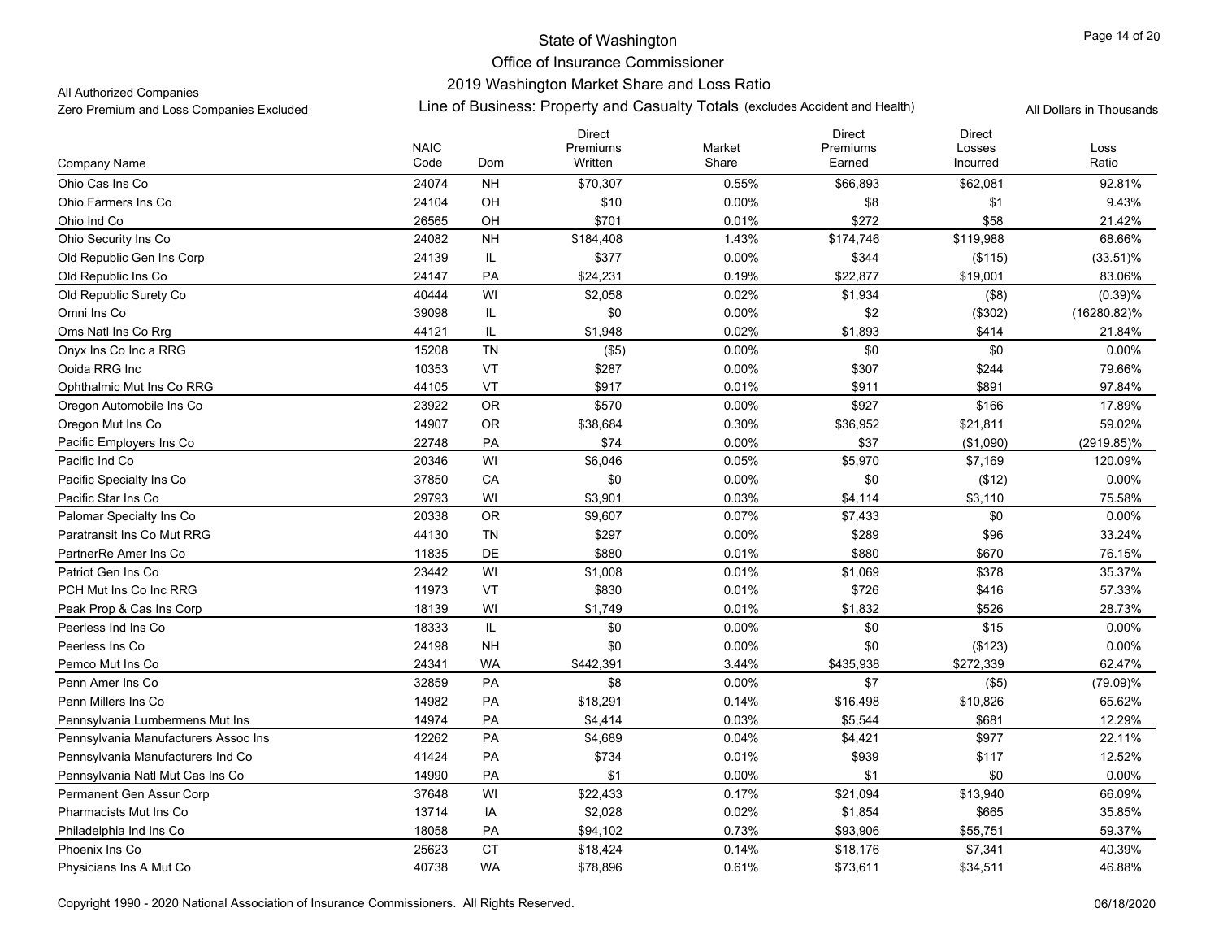All Authorized Companies
Zero Premium and Loss Companies Excluded

# State of Washington
## Office of Insurance Commissioner
## 2019 Washington Market Share and Loss Ratio
### Line of Business: Property and Casualty Totals (excludes Accident and Health)

All Dollars in Thousands

| Company Name | NAIC Code | Dom | Direct Premiums Written | Market Share | Direct Premiums Earned | Direct Losses Incurred | Loss Ratio |
|---|---|---|---|---|---|---|---|
| Ohio Cas Ins Co | 24074 | NH | $70,307 | 0.55% | $66,893 | $62,081 | 92.81% |
| Ohio Farmers Ins Co | 24104 | OH | $10 | 0.00% | $8 | $1 | 9.43% |
| Ohio Ind Co | 26565 | OH | $701 | 0.01% | $272 | $58 | 21.42% |
| Ohio Security Ins Co | 24082 | NH | $184,408 | 1.43% | $174,746 | $119,988 | 68.66% |
| Old Republic Gen Ins Corp | 24139 | IL | $377 | 0.00% | $344 | ($115) | (33.51)% |
| Old Republic Ins Co | 24147 | PA | $24,231 | 0.19% | $22,877 | $19,001 | 83.06% |
| Old Republic Surety Co | 40444 | WI | $2,058 | 0.02% | $1,934 | ($8) | (0.39)% |
| Omni Ins Co | 39098 | IL | $0 | 0.00% | $2 | ($302) | (16280.82)% |
| Oms Natl Ins Co Rrg | 44121 | IL | $1,948 | 0.02% | $1,893 | $414 | 21.84% |
| Onyx Ins Co Inc a RRG | 15208 | TN | ($5) | 0.00% | $0 | $0 | 0.00% |
| Ooida RRG Inc | 10353 | VT | $287 | 0.00% | $307 | $244 | 79.66% |
| Ophthalmic Mut Ins Co RRG | 44105 | VT | $917 | 0.01% | $911 | $891 | 97.84% |
| Oregon Automobile Ins Co | 23922 | OR | $570 | 0.00% | $927 | $166 | 17.89% |
| Oregon Mut Ins Co | 14907 | OR | $38,684 | 0.30% | $36,952 | $21,811 | 59.02% |
| Pacific Employers Ins Co | 22748 | PA | $74 | 0.00% | $37 | ($1,090) | (2919.85)% |
| Pacific Ind Co | 20346 | WI | $6,046 | 0.05% | $5,970 | $7,169 | 120.09% |
| Pacific Specialty Ins Co | 37850 | CA | $0 | 0.00% | $0 | ($12) | 0.00% |
| Pacific Star Ins Co | 29793 | WI | $3,901 | 0.03% | $4,114 | $3,110 | 75.58% |
| Palomar Specialty Ins Co | 20338 | OR | $9,607 | 0.07% | $7,433 | $0 | 0.00% |
| Paratransit Ins Co Mut RRG | 44130 | TN | $297 | 0.00% | $289 | $96 | 33.24% |
| PartnerRe Amer Ins Co | 11835 | DE | $880 | 0.01% | $880 | $670 | 76.15% |
| Patriot Gen Ins Co | 23442 | WI | $1,008 | 0.01% | $1,069 | $378 | 35.37% |
| PCH Mut Ins Co Inc RRG | 11973 | VT | $830 | 0.01% | $726 | $416 | 57.33% |
| Peak Prop & Cas Ins Corp | 18139 | WI | $1,749 | 0.01% | $1,832 | $526 | 28.73% |
| Peerless Ind Ins Co | 18333 | IL | $0 | 0.00% | $0 | $15 | 0.00% |
| Peerless Ins Co | 24198 | NH | $0 | 0.00% | $0 | ($123) | 0.00% |
| Pemco Mut Ins Co | 24341 | WA | $442,391 | 3.44% | $435,938 | $272,339 | 62.47% |
| Penn Amer Ins Co | 32859 | PA | $8 | 0.00% | $7 | ($5) | (79.09)% |
| Penn Millers Ins Co | 14982 | PA | $18,291 | 0.14% | $16,498 | $10,826 | 65.62% |
| Pennsylvania Lumbermens Mut Ins | 14974 | PA | $4,414 | 0.03% | $5,544 | $681 | 12.29% |
| Pennsylvania Manufacturers Assoc Ins | 12262 | PA | $4,689 | 0.04% | $4,421 | $977 | 22.11% |
| Pennsylvania Manufacturers Ind Co | 41424 | PA | $734 | 0.01% | $939 | $117 | 12.52% |
| Pennsylvania Natl Mut Cas Ins Co | 14990 | PA | $1 | 0.00% | $1 | $0 | 0.00% |
| Permanent Gen Assur Corp | 37648 | WI | $22,433 | 0.17% | $21,094 | $13,940 | 66.09% |
| Pharmacists Mut Ins Co | 13714 | IA | $2,028 | 0.02% | $1,854 | $665 | 35.85% |
| Philadelphia Ind Ins Co | 18058 | PA | $94,102 | 0.73% | $93,906 | $55,751 | 59.37% |
| Phoenix Ins Co | 25623 | CT | $18,424 | 0.14% | $18,176 | $7,341 | 40.39% |
| Physicians Ins A Mut Co | 40738 | WA | $78,896 | 0.61% | $73,611 | $34,511 | 46.88% |

Copyright 1990 - 2020 National Association of Insurance Commissioners. All Rights Reserved.

06/18/2020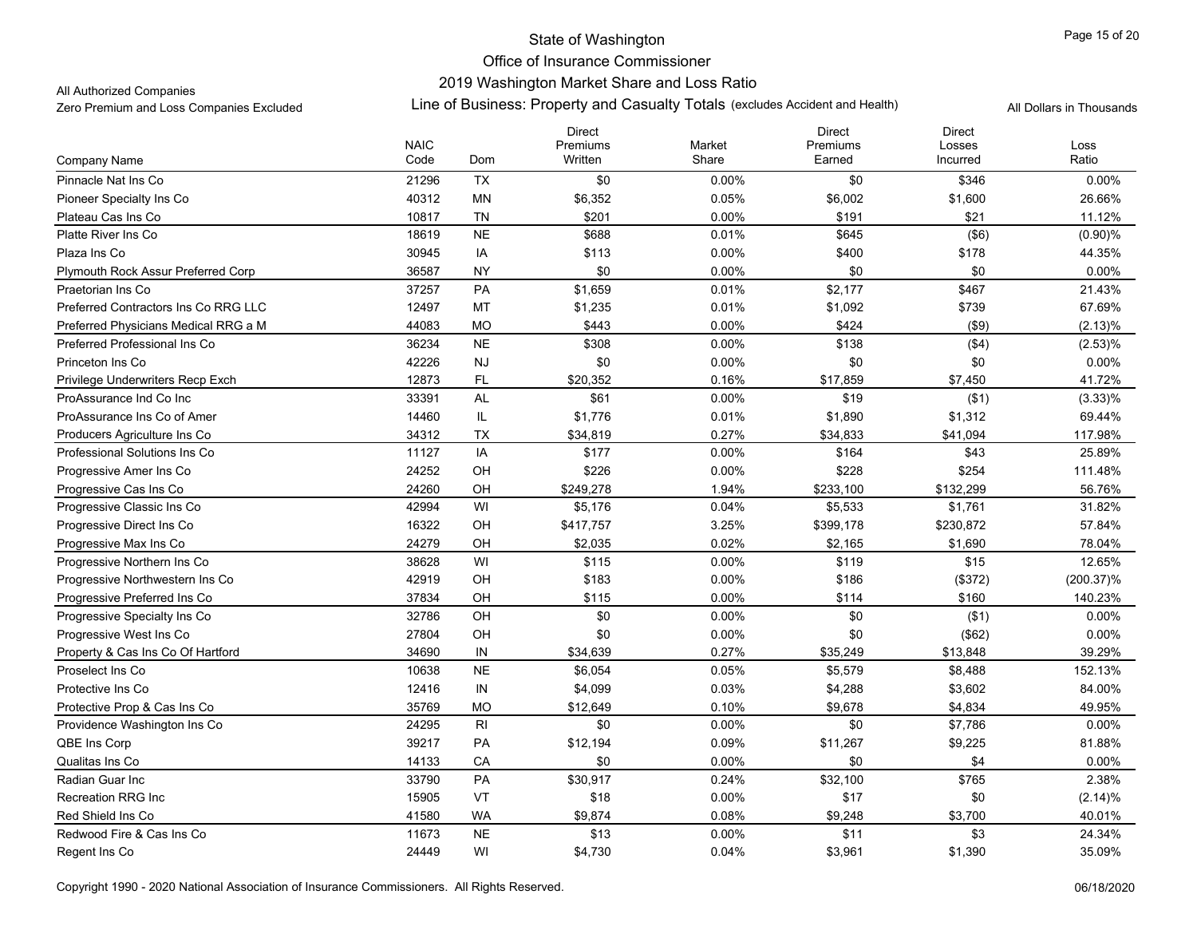# State of Washington

## Office of Insurance Commissioner

### 2019 Washington Market Share and Loss Ratio

All Authorized Companies

Zero Premium and Loss Companies Excluded

Line of Business: Property and Casualty Totals (excludes Accident and Health)

All Dollars in Thousands

| Company Name | NAIC Code | Dom | Direct Premiums Written | Market Share | Direct Premiums Earned | Direct Losses Incurred | Loss Ratio |
|---|---|---|---|---|---|---|---|
| Pinnacle Nat Ins Co | 21296 | TX | $0 | 0.00% | $0 | $346 | 0.00% |
| Pioneer Specialty Ins Co | 40312 | MN | $6,352 | 0.05% | $6,002 | $1,600 | 26.66% |
| Plateau Cas Ins Co | 10817 | TN | $201 | 0.00% | $191 | $21 | 11.12% |
| Platte River Ins Co | 18619 | NE | $688 | 0.01% | $645 | ($6) | (0.90)% |
| Plaza Ins Co | 30945 | IA | $113 | 0.00% | $400 | $178 | 44.35% |
| Plymouth Rock Assur Preferred Corp | 36587 | NY | $0 | 0.00% | $0 | $0 | 0.00% |
| Praetorian Ins Co | 37257 | PA | $1,659 | 0.01% | $2,177 | $467 | 21.43% |
| Preferred Contractors Ins Co RRG LLC | 12497 | MT | $1,235 | 0.01% | $1,092 | $739 | 67.69% |
| Preferred Physicians Medical RRG a M | 44083 | MO | $443 | 0.00% | $424 | ($9) | (2.13)% |
| Preferred Professional Ins Co | 36234 | NE | $308 | 0.00% | $138 | ($4) | (2.53)% |
| Princeton Ins Co | 42226 | NJ | $0 | 0.00% | $0 | $0 | 0.00% |
| Privilege Underwriters Recp Exch | 12873 | FL | $20,352 | 0.16% | $17,859 | $7,450 | 41.72% |
| ProAssurance Ind Co Inc | 33391 | AL | $61 | 0.00% | $19 | ($1) | (3.33)% |
| ProAssurance Ins Co of Amer | 14460 | IL | $1,776 | 0.01% | $1,890 | $1,312 | 69.44% |
| Producers Agriculture Ins Co | 34312 | TX | $34,819 | 0.27% | $34,833 | $41,094 | 117.98% |
| Professional Solutions Ins Co | 11127 | IA | $177 | 0.00% | $164 | $43 | 25.89% |
| Progressive Amer Ins Co | 24252 | OH | $226 | 0.00% | $228 | $254 | 111.48% |
| Progressive Cas Ins Co | 24260 | OH | $249,278 | 1.94% | $233,100 | $132,299 | 56.76% |
| Progressive Classic Ins Co | 42994 | WI | $5,176 | 0.04% | $5,533 | $1,761 | 31.82% |
| Progressive Direct Ins Co | 16322 | OH | $417,757 | 3.25% | $399,178 | $230,872 | 57.84% |
| Progressive Max Ins Co | 24279 | OH | $2,035 | 0.02% | $2,165 | $1,690 | 78.04% |
| Progressive Northern Ins Co | 38628 | WI | $115 | 0.00% | $119 | $15 | 12.65% |
| Progressive Northwestern Ins Co | 42919 | OH | $183 | 0.00% | $186 | ($372) | (200.37)% |
| Progressive Preferred Ins Co | 37834 | OH | $115 | 0.00% | $114 | $160 | 140.23% |
| Progressive Specialty Ins Co | 32786 | OH | $0 | 0.00% | $0 | ($1) | 0.00% |
| Progressive West Ins Co | 27804 | OH | $0 | 0.00% | $0 | ($62) | 0.00% |
| Property & Cas Ins Co Of Hartford | 34690 | IN | $34,639 | 0.27% | $35,249 | $13,848 | 39.29% |
| Proselect Ins Co | 10638 | NE | $6,054 | 0.05% | $5,579 | $8,488 | 152.13% |
| Protective Ins Co | 12416 | IN | $4,099 | 0.03% | $4,288 | $3,602 | 84.00% |
| Protective Prop & Cas Ins Co | 35769 | MO | $12,649 | 0.10% | $9,678 | $4,834 | 49.95% |
| Providence Washington Ins Co | 24295 | RI | $0 | 0.00% | $0 | $7,786 | 0.00% |
| QBE Ins Corp | 39217 | PA | $12,194 | 0.09% | $11,267 | $9,225 | 81.88% |
| Qualitas Ins Co | 14133 | CA | $0 | 0.00% | $0 | $4 | 0.00% |
| Radian Guar Inc | 33790 | PA | $30,917 | 0.24% | $32,100 | $765 | 2.38% |
| Recreation RRG Inc | 15905 | VT | $18 | 0.00% | $17 | $0 | (2.14)% |
| Red Shield Ins Co | 41580 | WA | $9,874 | 0.08% | $9,248 | $3,700 | 40.01% |
| Redwood Fire & Cas Ins Co | 11673 | NE | $13 | 0.00% | $11 | $3 | 24.34% |
| Regent Ins Co | 24449 | WI | $4,730 | 0.04% | $3,961 | $1,390 | 35.09% |

Copyright 1990 - 2020 National Association of Insurance Commissioners. All Rights Reserved.

06/18/2020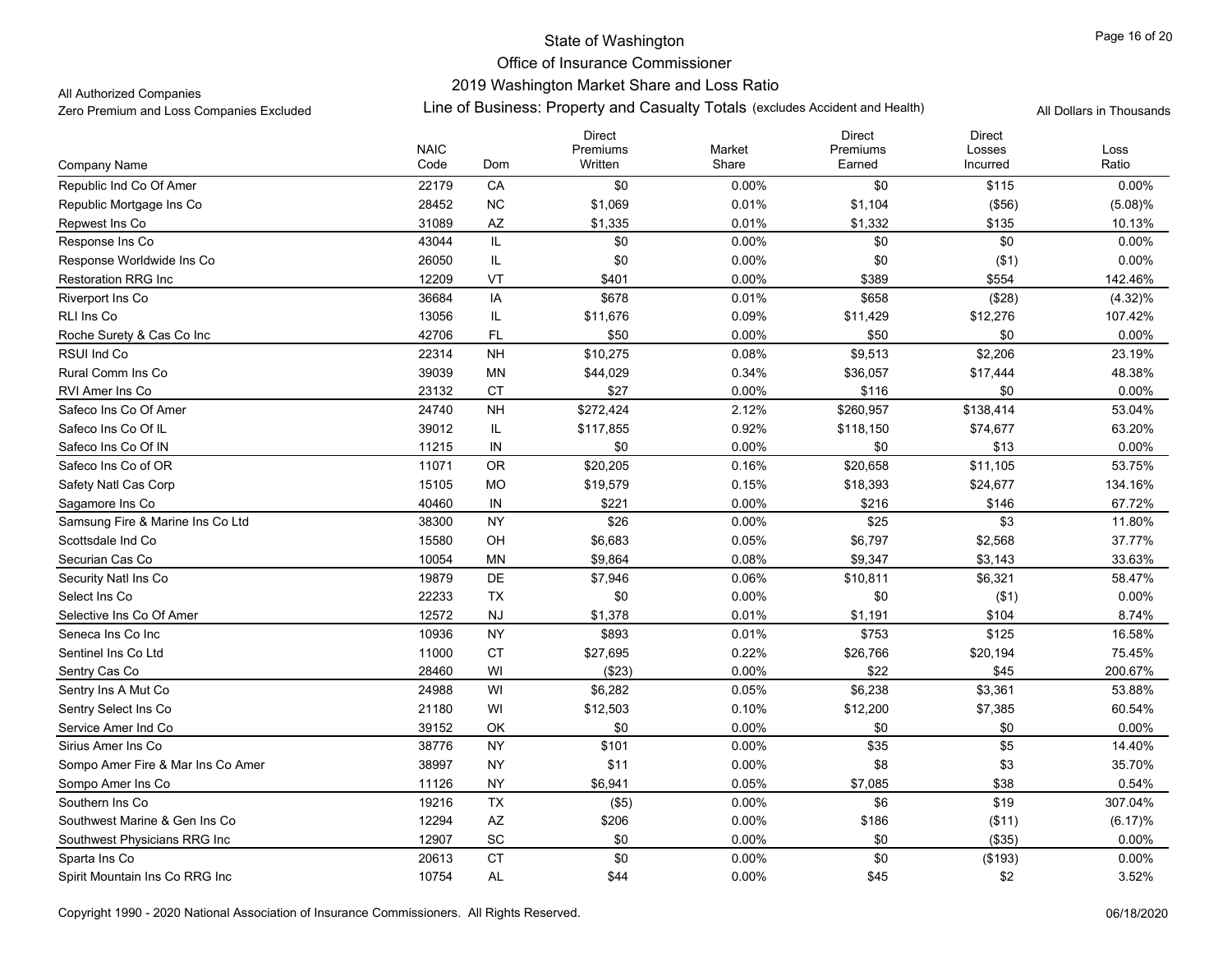State of Washington

Office of Insurance Commissioner

2019 Washington Market Share and Loss Ratio

All Authorized Companies

Zero Premium and Loss Companies Excluded

Line of Business: Property and Casualty Totals (excludes Accident and Health)

All Dollars in Thousands

| Company Name | NAIC Code | Dom | Direct Premiums Written | Market Share | Direct Premiums Earned | Direct Losses Incurred | Loss Ratio |
|---|---|---|---|---|---|---|---|
| Republic Ind Co Of Amer | 22179 | CA | $0 | 0.00% | $0 | $115 | 0.00% |
| Republic Mortgage Ins Co | 28452 | NC | $1,069 | 0.01% | $1,104 | ($56) | (5.08)% |
| Repwest Ins Co | 31089 | AZ | $1,335 | 0.01% | $1,332 | $135 | 10.13% |
| Response Ins Co | 43044 | IL | $0 | 0.00% | $0 | $0 | 0.00% |
| Response Worldwide Ins Co | 26050 | IL | $0 | 0.00% | $0 | ($1) | 0.00% |
| Restoration RRG Inc | 12209 | VT | $401 | 0.00% | $389 | $554 | 142.46% |
| Riverport Ins Co | 36684 | IA | $678 | 0.01% | $658 | ($28) | (4.32)% |
| RLI Ins Co | 13056 | IL | $11,676 | 0.09% | $11,429 | $12,276 | 107.42% |
| Roche Surety & Cas Co Inc | 42706 | FL | $50 | 0.00% | $50 | $0 | 0.00% |
| RSUI Ind Co | 22314 | NH | $10,275 | 0.08% | $9,513 | $2,206 | 23.19% |
| Rural Comm Ins Co | 39039 | MN | $44,029 | 0.34% | $36,057 | $17,444 | 48.38% |
| RVI Amer Ins Co | 23132 | CT | $27 | 0.00% | $116 | $0 | 0.00% |
| Safeco Ins Co Of Amer | 24740 | NH | $272,424 | 2.12% | $260,957 | $138,414 | 53.04% |
| Safeco Ins Co Of IL | 39012 | IL | $117,855 | 0.92% | $118,150 | $74,677 | 63.20% |
| Safeco Ins Co Of IN | 11215 | IN | $0 | 0.00% | $0 | $13 | 0.00% |
| Safeco Ins Co of OR | 11071 | OR | $20,205 | 0.16% | $20,658 | $11,105 | 53.75% |
| Safety Natl Cas Corp | 15105 | MO | $19,579 | 0.15% | $18,393 | $24,677 | 134.16% |
| Sagamore Ins Co | 40460 | IN | $221 | 0.00% | $216 | $146 | 67.72% |
| Samsung Fire & Marine Ins Co Ltd | 38300 | NY | $26 | 0.00% | $25 | $3 | 11.80% |
| Scottsdale Ind Co | 15580 | OH | $6,683 | 0.05% | $6,797 | $2,568 | 37.77% |
| Securian Cas Co | 10054 | MN | $9,864 | 0.08% | $9,347 | $3,143 | 33.63% |
| Security Natl Ins Co | 19879 | DE | $7,946 | 0.06% | $10,811 | $6,321 | 58.47% |
| Select Ins Co | 22233 | TX | $0 | 0.00% | $0 | ($1) | 0.00% |
| Selective Ins Co Of Amer | 12572 | NJ | $1,378 | 0.01% | $1,191 | $104 | 8.74% |
| Seneca Ins Co Inc | 10936 | NY | $893 | 0.01% | $753 | $125 | 16.58% |
| Sentinel Ins Co Ltd | 11000 | CT | $27,695 | 0.22% | $26,766 | $20,194 | 75.45% |
| Sentry Cas Co | 28460 | WI | ($23) | 0.00% | $22 | $45 | 200.67% |
| Sentry Ins A Mut Co | 24988 | WI | $6,282 | 0.05% | $6,238 | $3,361 | 53.88% |
| Sentry Select Ins Co | 21180 | WI | $12,503 | 0.10% | $12,200 | $7,385 | 60.54% |
| Service Amer Ind Co | 39152 | OK | $0 | 0.00% | $0 | $0 | 0.00% |
| Sirius Amer Ins Co | 38776 | NY | $101 | 0.00% | $35 | $5 | 14.40% |
| Sompo Amer Fire & Mar Ins Co Amer | 38997 | NY | $11 | 0.00% | $8 | $3 | 35.70% |
| Sompo Amer Ins Co | 11126 | NY | $6,941 | 0.05% | $7,085 | $38 | 0.54% |
| Southern Ins Co | 19216 | TX | ($5) | 0.00% | $6 | $19 | 307.04% |
| Southwest Marine & Gen Ins Co | 12294 | AZ | $206 | 0.00% | $186 | ($11) | (6.17)% |
| Southwest Physicians RRG Inc | 12907 | SC | $0 | 0.00% | $0 | ($35) | 0.00% |
| Sparta Ins Co | 20613 | CT | $0 | 0.00% | $0 | ($193) | 0.00% |
| Spirit Mountain Ins Co RRG Inc | 10754 | AL | $44 | 0.00% | $45 | $2 | 3.52% |

Copyright 1990 - 2020 National Association of Insurance Commissioners. All Rights Reserved.

06/18/2020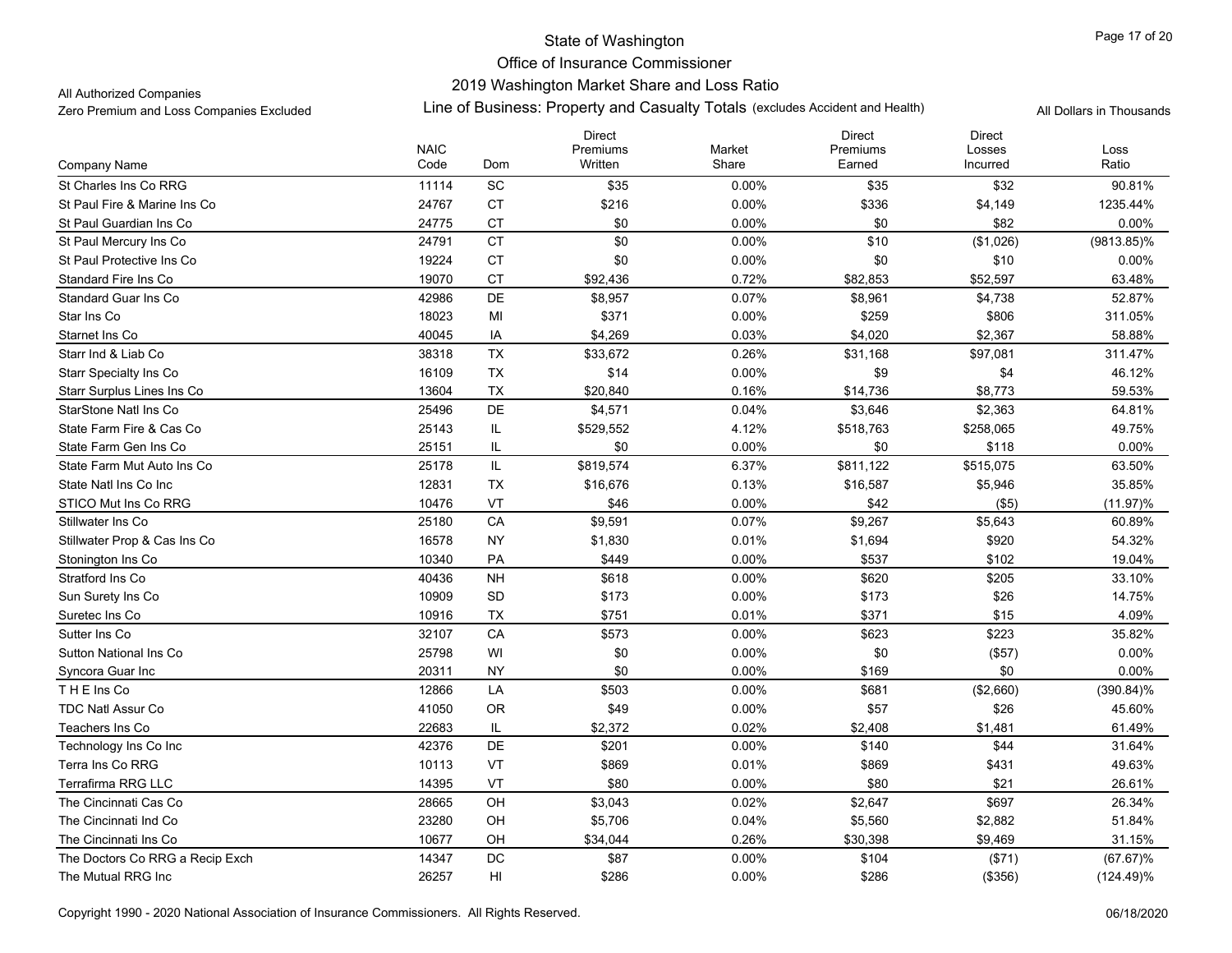# State of Washington

## Office of Insurance Commissioner

### 2019 Washington Market Share and Loss Ratio

All Authorized Companies

Zero Premium and Loss Companies Excluded

Line of Business: Property and Casualty Totals (excludes Accident and Health)

All Dollars in Thousands

| Company Name | NAIC Code | Dom | Direct Premiums Written | Market Share | Direct Premiums Earned | Direct Losses Incurred | Loss Ratio |
|---|---|---|---|---|---|---|---|
| St Charles Ins Co RRG | 11114 | SC | $35 | 0.00% | $35 | $32 | 90.81% |
| St Paul Fire & Marine Ins Co | 24767 | CT | $216 | 0.00% | $336 | $4,149 | 1235.44% |
| St Paul Guardian Ins Co | 24775 | CT | $0 | 0.00% | $0 | $82 | 0.00% |
| St Paul Mercury Ins Co | 24791 | CT | $0 | 0.00% | $10 | ($1,026) | (9813.85)% |
| St Paul Protective Ins Co | 19224 | CT | $0 | 0.00% | $0 | $10 | 0.00% |
| Standard Fire Ins Co | 19070 | CT | $92,436 | 0.72% | $82,853 | $52,597 | 63.48% |
| Standard Guar Ins Co | 42986 | DE | $8,957 | 0.07% | $8,961 | $4,738 | 52.87% |
| Star Ins Co | 18023 | MI | $371 | 0.00% | $259 | $806 | 311.05% |
| Starnet Ins Co | 40045 | IA | $4,269 | 0.03% | $4,020 | $2,367 | 58.88% |
| Starr Ind & Liab Co | 38318 | TX | $33,672 | 0.26% | $31,168 | $97,081 | 311.47% |
| Starr Specialty Ins Co | 16109 | TX | $14 | 0.00% | $9 | $4 | 46.12% |
| Starr Surplus Lines Ins Co | 13604 | TX | $20,840 | 0.16% | $14,736 | $8,773 | 59.53% |
| StarStone Natl Ins Co | 25496 | DE | $4,571 | 0.04% | $3,646 | $2,363 | 64.81% |
| State Farm Fire & Cas Co | 25143 | IL | $529,552 | 4.12% | $518,763 | $258,065 | 49.75% |
| State Farm Gen Ins Co | 25151 | IL | $0 | 0.00% | $0 | $118 | 0.00% |
| State Farm Mut Auto Ins Co | 25178 | IL | $819,574 | 6.37% | $811,122 | $515,075 | 63.50% |
| State Natl Ins Co Inc | 12831 | TX | $16,676 | 0.13% | $16,587 | $5,946 | 35.85% |
| STICO Mut Ins Co RRG | 10476 | VT | $46 | 0.00% | $42 | ($5) | (11.97)% |
| Stillwater Ins Co | 25180 | CA | $9,591 | 0.07% | $9,267 | $5,643 | 60.89% |
| Stillwater Prop & Cas Ins Co | 16578 | NY | $1,830 | 0.01% | $1,694 | $920 | 54.32% |
| Stonington Ins Co | 10340 | PA | $449 | 0.00% | $537 | $102 | 19.04% |
| Stratford Ins Co | 40436 | NH | $618 | 0.00% | $620 | $205 | 33.10% |
| Sun Surety Ins Co | 10909 | SD | $173 | 0.00% | $173 | $26 | 14.75% |
| Suretec Ins Co | 10916 | TX | $751 | 0.01% | $371 | $15 | 4.09% |
| Sutter Ins Co | 32107 | CA | $573 | 0.00% | $623 | $223 | 35.82% |
| Sutton National Ins Co | 25798 | WI | $0 | 0.00% | $0 | ($57) | 0.00% |
| Syncora Guar Inc | 20311 | NY | $0 | 0.00% | $169 | $0 | 0.00% |
| T H E Ins Co | 12866 | LA | $503 | 0.00% | $681 | ($2,660) | (390.84)% |
| TDC Natl Assur Co | 41050 | OR | $49 | 0.00% | $57 | $26 | 45.60% |
| Teachers Ins Co | 22683 | IL | $2,372 | 0.02% | $2,408 | $1,481 | 61.49% |
| Technology Ins Co Inc | 42376 | DE | $201 | 0.00% | $140 | $44 | 31.64% |
| Terra Ins Co RRG | 10113 | VT | $869 | 0.01% | $869 | $431 | 49.63% |
| Terrafirma RRG LLC | 14395 | VT | $80 | 0.00% | $80 | $21 | 26.61% |
| The Cincinnati Cas Co | 28665 | OH | $3,043 | 0.02% | $2,647 | $697 | 26.34% |
| The Cincinnati Ind Co | 23280 | OH | $5,706 | 0.04% | $5,560 | $2,882 | 51.84% |
| The Cincinnati Ins Co | 10677 | OH | $34,044 | 0.26% | $30,398 | $9,469 | 31.15% |
| The Doctors Co RRG a Recip Exch | 14347 | DC | $87 | 0.00% | $104 | ($71) | (67.67)% |
| The Mutual RRG Inc | 26257 | HI | $286 | 0.00% | $286 | ($356) | (124.49)% |

Copyright 1990 - 2020 National Association of Insurance Commissioners. All Rights Reserved.

06/18/2020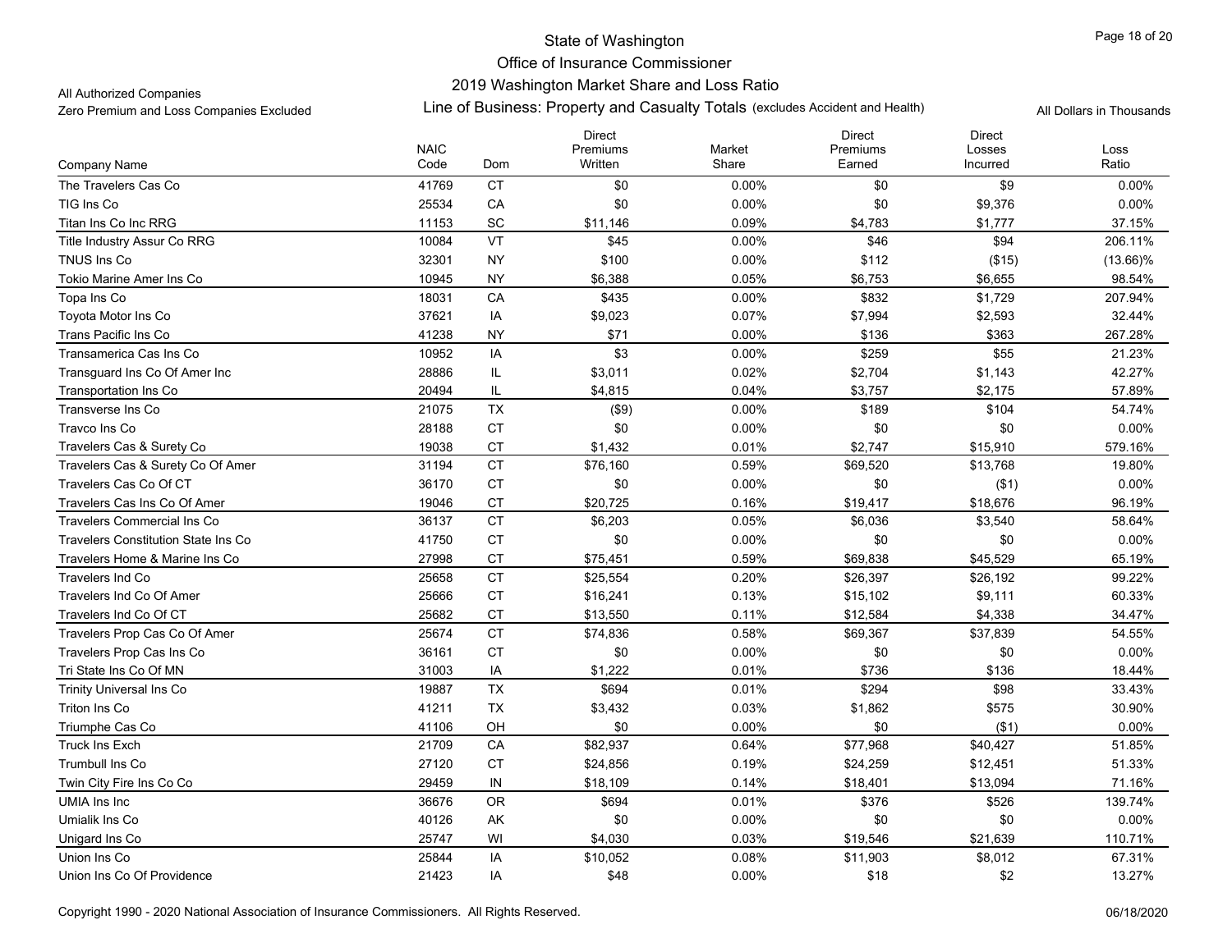# State of Washington
## Office of Insurance Commissioner
### 2019 Washington Market Share and Loss Ratio
### Line of Business: Property and Casualty Totals (excludes Accident and Health)

All Authorized Companies
Zero Premium and Loss Companies Excluded

All Dollars in Thousands

| Company Name | NAIC Code | Dom | Direct Premiums Written | Market Share | Direct Premiums Earned | Direct Losses Incurred | Loss Ratio |
|---|---|---|---|---|---|---|---|
| The Travelers Cas Co | 41769 | CT | $0 | 0.00% | $0 | $9 | 0.00% |
| TIG Ins Co | 25534 | CA | $0 | 0.00% | $0 | $9,376 | 0.00% |
| Titan Ins Co Inc RRG | 11153 | SC | $11,146 | 0.09% | $4,783 | $1,777 | 37.15% |
| Title Industry Assur Co RRG | 10084 | VT | $45 | 0.00% | $46 | $94 | 206.11% |
| TNUS Ins Co | 32301 | NY | $100 | 0.00% | $112 | ($15) | (13.66)% |
| Tokio Marine Amer Ins Co | 10945 | NY | $6,388 | 0.05% | $6,753 | $6,655 | 98.54% |
| Topa Ins Co | 18031 | CA | $435 | 0.00% | $832 | $1,729 | 207.94% |
| Toyota Motor Ins Co | 37621 | IA | $9,023 | 0.07% | $7,994 | $2,593 | 32.44% |
| Trans Pacific Ins Co | 41238 | NY | $71 | 0.00% | $136 | $363 | 267.28% |
| Transamerica Cas Ins Co | 10952 | IA | $3 | 0.00% | $259 | $55 | 21.23% |
| Transguard Ins Co Of Amer Inc | 28886 | IL | $3,011 | 0.02% | $2,704 | $1,143 | 42.27% |
| Transportation Ins Co | 20494 | IL | $4,815 | 0.04% | $3,757 | $2,175 | 57.89% |
| Transverse Ins Co | 21075 | TX | ($9) | 0.00% | $189 | $104 | 54.74% |
| Travco Ins Co | 28188 | CT | $0 | 0.00% | $0 | $0 | 0.00% |
| Travelers Cas & Surety Co | 19038 | CT | $1,432 | 0.01% | $2,747 | $15,910 | 579.16% |
| Travelers Cas & Surety Co Of Amer | 31194 | CT | $76,160 | 0.59% | $69,520 | $13,768 | 19.80% |
| Travelers Cas Co Of CT | 36170 | CT | $0 | 0.00% | $0 | ($1) | 0.00% |
| Travelers Cas Ins Co Of Amer | 19046 | CT | $20,725 | 0.16% | $19,417 | $18,676 | 96.19% |
| Travelers Commercial Ins Co | 36137 | CT | $6,203 | 0.05% | $6,036 | $3,540 | 58.64% |
| Travelers Constitution State Ins Co | 41750 | CT | $0 | 0.00% | $0 | $0 | 0.00% |
| Travelers Home & Marine Ins Co | 27998 | CT | $75,451 | 0.59% | $69,838 | $45,529 | 65.19% |
| Travelers Ind Co | 25658 | CT | $25,554 | 0.20% | $26,397 | $26,192 | 99.22% |
| Travelers Ind Co Of Amer | 25666 | CT | $16,241 | 0.13% | $15,102 | $9,111 | 60.33% |
| Travelers Ind Co Of CT | 25682 | CT | $13,550 | 0.11% | $12,584 | $4,338 | 34.47% |
| Travelers Prop Cas Co Of Amer | 25674 | CT | $74,836 | 0.58% | $69,367 | $37,839 | 54.55% |
| Travelers Prop Cas Ins Co | 36161 | CT | $0 | 0.00% | $0 | $0 | 0.00% |
| Tri State Ins Co Of MN | 31003 | IA | $1,222 | 0.01% | $736 | $136 | 18.44% |
| Trinity Universal Ins Co | 19887 | TX | $694 | 0.01% | $294 | $98 | 33.43% |
| Triton Ins Co | 41211 | TX | $3,432 | 0.03% | $1,862 | $575 | 30.90% |
| Triumphe Cas Co | 41106 | OH | $0 | 0.00% | $0 | ($1) | 0.00% |
| Truck Ins Exch | 21709 | CA | $82,937 | 0.64% | $77,968 | $40,427 | 51.85% |
| Trumbull Ins Co | 27120 | CT | $24,856 | 0.19% | $24,259 | $12,451 | 51.33% |
| Twin City Fire Ins Co Co | 29459 | IN | $18,109 | 0.14% | $18,401 | $13,094 | 71.16% |
| UMIA Ins Inc | 36676 | OR | $694 | 0.01% | $376 | $526 | 139.74% |
| Umialik Ins Co | 40126 | AK | $0 | 0.00% | $0 | $0 | 0.00% |
| Unigard Ins Co | 25747 | WI | $4,030 | 0.03% | $19,546 | $21,639 | 110.71% |
| Union Ins Co | 25844 | IA | $10,052 | 0.08% | $11,903 | $8,012 | 67.31% |
| Union Ins Co Of Providence | 21423 | IA | $48 | 0.00% | $18 | $2 | 13.27% |

Copyright 1990 - 2020 National Association of Insurance Commissioners. All Rights Reserved.

06/18/2020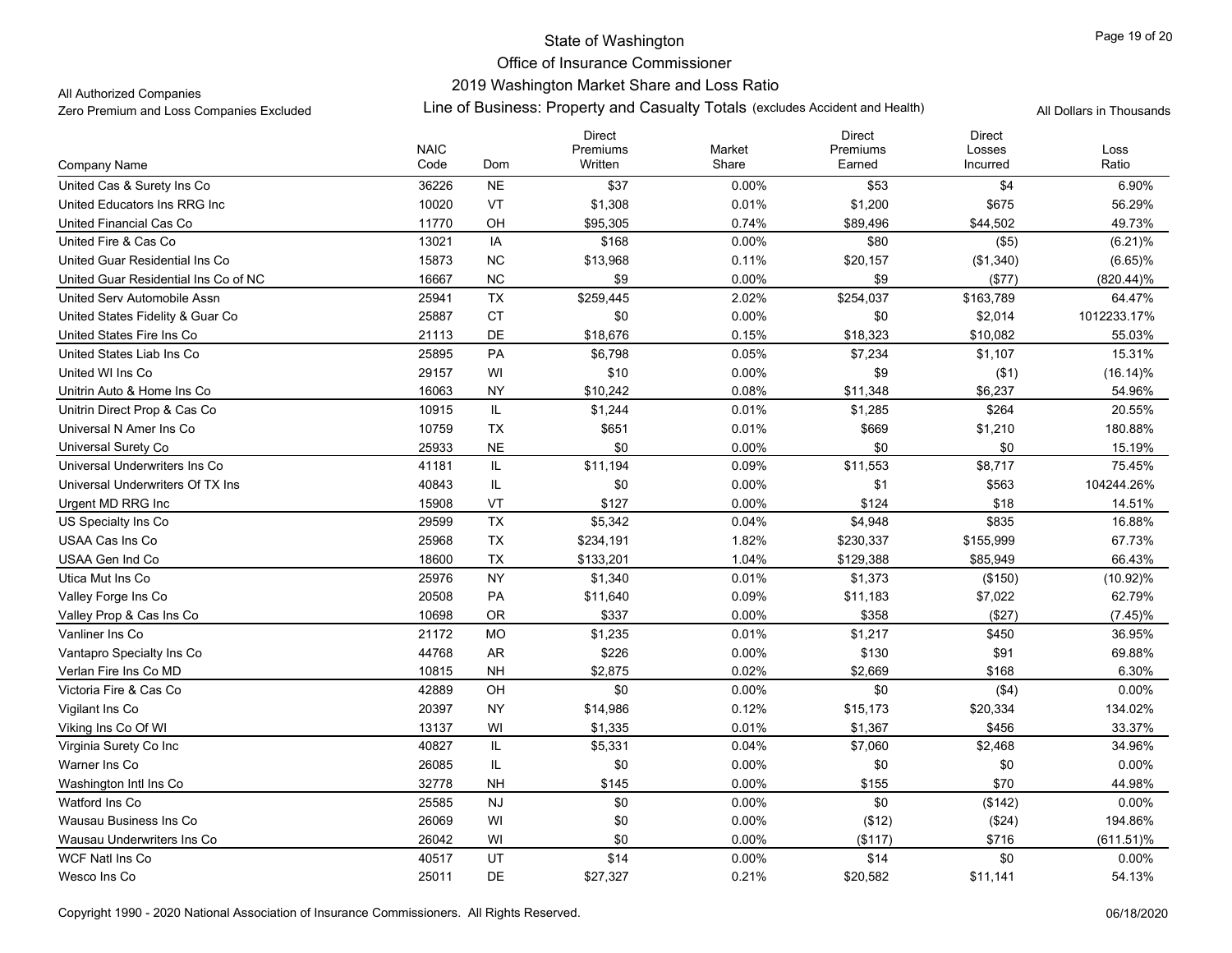State of Washington
Office of Insurance Commissioner
2019 Washington Market Share and Loss Ratio
Line of Business: Property and Casualty Totals (excludes Accident and Health)

All Authorized Companies
Zero Premium and Loss Companies Excluded

All Dollars in Thousands

| Company Name | NAIC Code | Dom | Direct Premiums Written | Market Share | Direct Premiums Earned | Direct Losses Incurred | Loss Ratio |
|---|---|---|---|---|---|---|---|
| United Cas & Surety Ins Co | 36226 | NE | $37 | 0.00% | $53 | $4 | 6.90% |
| United Educators Ins RRG Inc | 10020 | VT | $1,308 | 0.01% | $1,200 | $675 | 56.29% |
| United Financial Cas Co | 11770 | OH | $95,305 | 0.74% | $89,496 | $44,502 | 49.73% |
| United Fire & Cas Co | 13021 | IA | $168 | 0.00% | $80 | ($5) | (6.21)% |
| United Guar Residential Ins Co | 15873 | NC | $13,968 | 0.11% | $20,157 | ($1,340) | (6.65)% |
| United Guar Residential Ins Co of NC | 16667 | NC | $9 | 0.00% | $9 | ($77) | (820.44)% |
| United Serv Automobile Assn | 25941 | TX | $259,445 | 2.02% | $254,037 | $163,789 | 64.47% |
| United States Fidelity & Guar Co | 25887 | CT | $0 | 0.00% | $0 | $2,014 | 1012233.17% |
| United States Fire Ins Co | 21113 | DE | $18,676 | 0.15% | $18,323 | $10,082 | 55.03% |
| United States Liab Ins Co | 25895 | PA | $6,798 | 0.05% | $7,234 | $1,107 | 15.31% |
| United WI Ins Co | 29157 | WI | $10 | 0.00% | $9 | ($1) | (16.14)% |
| Unitrin Auto & Home Ins Co | 16063 | NY | $10,242 | 0.08% | $11,348 | $6,237 | 54.96% |
| Unitrin Direct Prop & Cas Co | 10915 | IL | $1,244 | 0.01% | $1,285 | $264 | 20.55% |
| Universal N Amer Ins Co | 10759 | TX | $651 | 0.01% | $669 | $1,210 | 180.88% |
| Universal Surety Co | 25933 | NE | $0 | 0.00% | $0 | $0 | 15.19% |
| Universal Underwriters Ins Co | 41181 | IL | $11,194 | 0.09% | $11,553 | $8,717 | 75.45% |
| Universal Underwriters Of TX Ins | 40843 | IL | $0 | 0.00% | $1 | $563 | 104244.26% |
| Urgent MD RRG Inc | 15908 | VT | $127 | 0.00% | $124 | $18 | 14.51% |
| US Specialty Ins Co | 29599 | TX | $5,342 | 0.04% | $4,948 | $835 | 16.88% |
| USAA Cas Ins Co | 25968 | TX | $234,191 | 1.82% | $230,337 | $155,999 | 67.73% |
| USAA Gen Ind Co | 18600 | TX | $133,201 | 1.04% | $129,388 | $85,949 | 66.43% |
| Utica Mut Ins Co | 25976 | NY | $1,340 | 0.01% | $1,373 | ($150) | (10.92)% |
| Valley Forge Ins Co | 20508 | PA | $11,640 | 0.09% | $11,183 | $7,022 | 62.79% |
| Valley Prop & Cas Ins Co | 10698 | OR | $337 | 0.00% | $358 | ($27) | (7.45)% |
| Vanliner Ins Co | 21172 | MO | $1,235 | 0.01% | $1,217 | $450 | 36.95% |
| Vantapro Specialty Ins Co | 44768 | AR | $226 | 0.00% | $130 | $91 | 69.88% |
| Verlan Fire Ins Co MD | 10815 | NH | $2,875 | 0.02% | $2,669 | $168 | 6.30% |
| Victoria Fire & Cas Co | 42889 | OH | $0 | 0.00% | $0 | ($4) | 0.00% |
| Vigilant Ins Co | 20397 | NY | $14,986 | 0.12% | $15,173 | $20,334 | 134.02% |
| Viking Ins Co Of WI | 13137 | WI | $1,335 | 0.01% | $1,367 | $456 | 33.37% |
| Virginia Surety Co Inc | 40827 | IL | $5,331 | 0.04% | $7,060 | $2,468 | 34.96% |
| Warner Ins Co | 26085 | IL | $0 | 0.00% | $0 | $0 | 0.00% |
| Washington Intl Ins Co | 32778 | NH | $145 | 0.00% | $155 | $70 | 44.98% |
| Watford Ins Co | 25585 | NJ | $0 | 0.00% | $0 | ($142) | 0.00% |
| Wausau Business Ins Co | 26069 | WI | $0 | 0.00% | ($12) | ($24) | 194.86% |
| Wausau Underwriters Ins Co | 26042 | WI | $0 | 0.00% | ($117) | $716 | (611.51)% |
| WCF Natl Ins Co | 40517 | UT | $14 | 0.00% | $14 | $0 | 0.00% |
| Wesco Ins Co | 25011 | DE | $27,327 | 0.21% | $20,582 | $11,141 | 54.13% |

Copyright 1990 - 2020 National Association of Insurance Commissioners. All Rights Reserved.

06/18/2020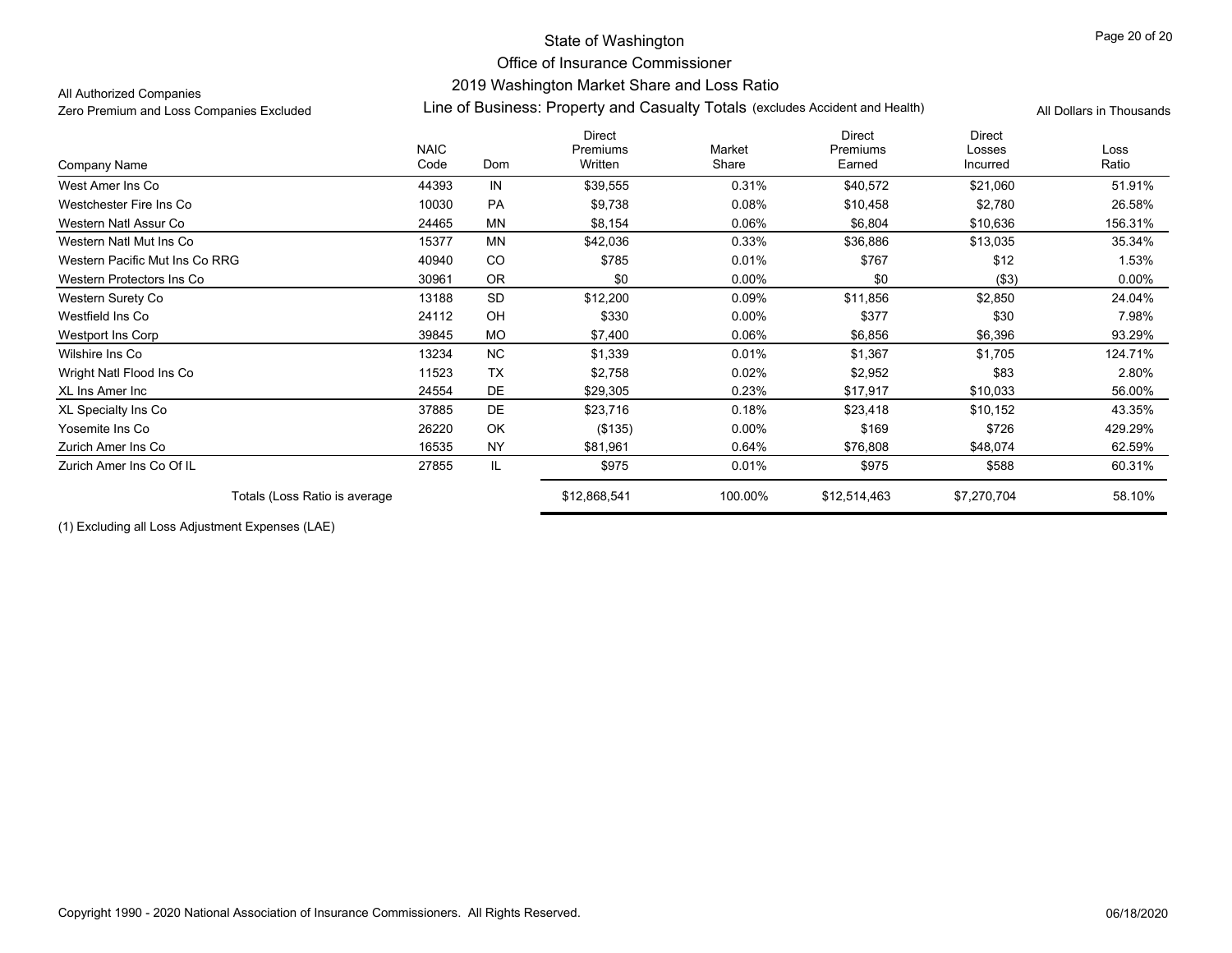State of Washington

Office of Insurance Commissioner

2019 Washington Market Share and Loss Ratio

All Authorized Companies

Zero Premium and Loss Companies Excluded

Line of Business: Property and Casualty Totals (excludes Accident and Health)

All Dollars in Thousands

| Company Name | NAIC Code | Dom | Direct Premiums Written | Market Share | Direct Premiums Earned | Direct Losses Incurred | Loss Ratio |
|---|---|---|---|---|---|---|---|
| West Amer Ins Co | 44393 | IN | $39,555 | 0.31% | $40,572 | $21,060 | 51.91% |
| Westchester Fire Ins Co | 10030 | PA | $9,738 | 0.08% | $10,458 | $2,780 | 26.58% |
| Western Natl Assur Co | 24465 | MN | $8,154 | 0.06% | $6,804 | $10,636 | 156.31% |
| Western Natl Mut Ins Co | 15377 | MN | $42,036 | 0.33% | $36,886 | $13,035 | 35.34% |
| Western Pacific Mut Ins Co RRG | 40940 | CO | $785 | 0.01% | $767 | $12 | 1.53% |
| Western Protectors Ins Co | 30961 | OR | $0 | 0.00% | $0 | ($3) | 0.00% |
| Western Surety Co | 13188 | SD | $12,200 | 0.09% | $11,856 | $2,850 | 24.04% |
| Westfield Ins Co | 24112 | OH | $330 | 0.00% | $377 | $30 | 7.98% |
| Westport Ins Corp | 39845 | MO | $7,400 | 0.06% | $6,856 | $6,396 | 93.29% |
| Wilshire Ins Co | 13234 | NC | $1,339 | 0.01% | $1,367 | $1,705 | 124.71% |
| Wright Natl Flood Ins Co | 11523 | TX | $2,758 | 0.02% | $2,952 | $83 | 2.80% |
| XL Ins Amer Inc | 24554 | DE | $29,305 | 0.23% | $17,917 | $10,033 | 56.00% |
| XL Specialty Ins Co | 37885 | DE | $23,716 | 0.18% | $23,418 | $10,152 | 43.35% |
| Yosemite Ins Co | 26220 | OK | ($135) | 0.00% | $169 | $726 | 429.29% |
| Zurich Amer Ins Co | 16535 | NY | $81,961 | 0.64% | $76,808 | $48,074 | 62.59% |
| Zurich Amer Ins Co Of IL | 27855 | IL | $975 | 0.01% | $975 | $588 | 60.31% |
| Totals (Loss Ratio is average | | | $12,868,541 | 100.00% | $12,514,463 | $7,270,704 | 58.10% |

(1) Excluding all Loss Adjustment Expenses (LAE)

Copyright 1990 - 2020 National Association of Insurance Commissioners. All Rights Reserved.

06/18/2020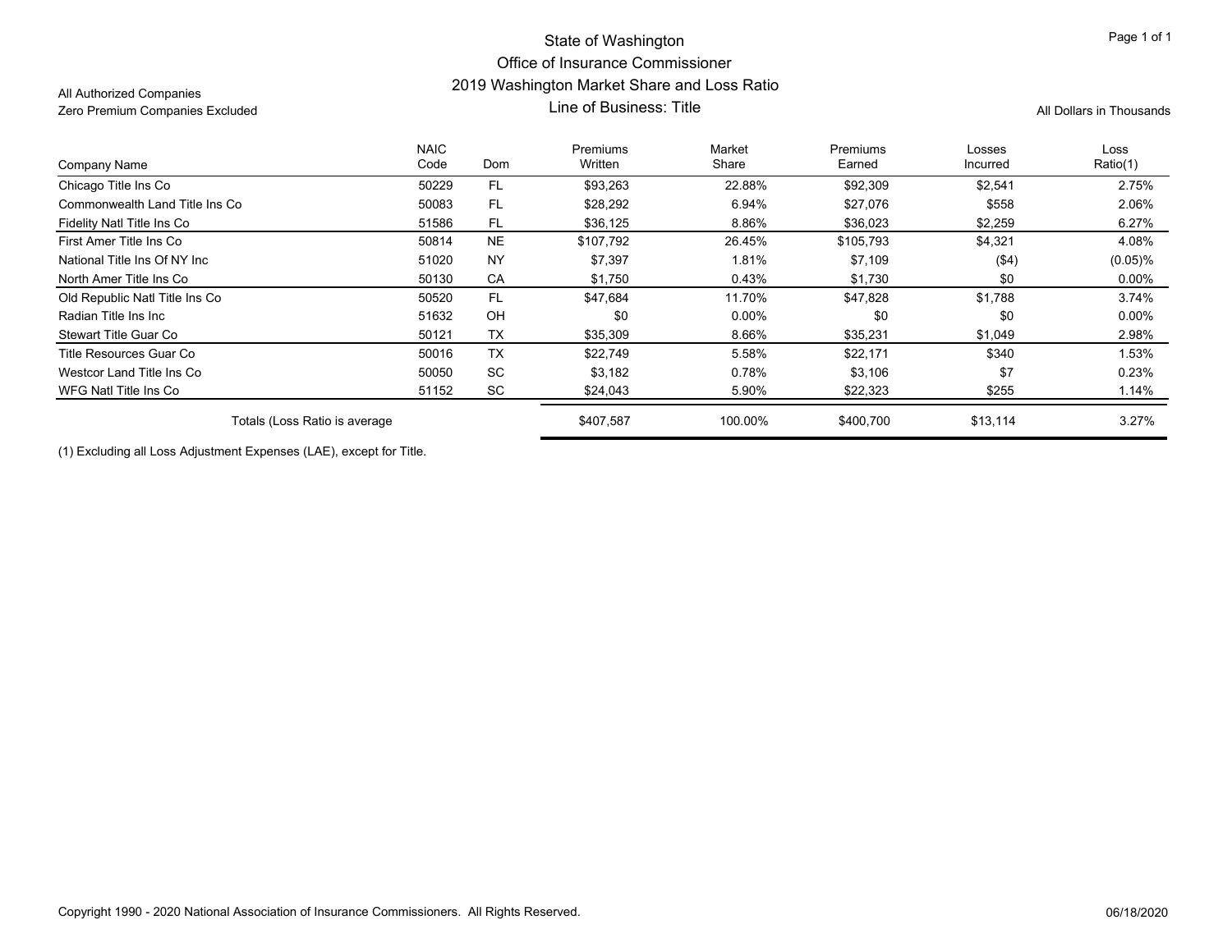# State of Washington
## Office of Insurance Commissioner
## 2019 Washington Market Share and Loss Ratio
## Line of Business: Title

All Authorized Companies
Zero Premium Companies Excluded

All Dollars in Thousands

| Company Name | NAIC Code | Dom | Premiums Written | Market Share | Premiums Earned | Losses Incurred | Loss Ratio(1) |
|---|---|---|---|---|---|---|---|
| Chicago Title Ins Co | 50229 | FL | $93,263 | 22.88% | $92,309 | $2,541 | 2.75% |
| Commonwealth Land Title Ins Co | 50083 | FL | $28,292 | 6.94% | $27,076 | $558 | 2.06% |
| Fidelity Natl Title Ins Co | 51586 | FL | $36,125 | 8.86% | $36,023 | $2,259 | 6.27% |
| First Amer Title Ins Co | 50814 | NE | $107,792 | 26.45% | $105,793 | $4,321 | 4.08% |
| National Title Ins Of NY Inc | 51020 | NY | $7,397 | 1.81% | $7,109 | ($4) | (0.05)% |
| North Amer Title Ins Co | 50130 | CA | $1,750 | 0.43% | $1,730 | $0 | 0.00% |
| Old Republic Natl Title Ins Co | 50520 | FL | $47,684 | 11.70% | $47,828 | $1,788 | 3.74% |
| Radian Title Ins Inc | 51632 | OH | $0 | 0.00% | $0 | $0 | 0.00% |
| Stewart Title Guar Co | 50121 | TX | $35,309 | 8.66% | $35,231 | $1,049 | 2.98% |
| Title Resources Guar Co | 50016 | TX | $22,749 | 5.58% | $22,171 | $340 | 1.53% |
| Westcor Land Title Ins Co | 50050 | SC | $3,182 | 0.78% | $3,106 | $7 | 0.23% |
| WFG Natl Title Ins Co | 51152 | SC | $24,043 | 5.90% | $22,323 | $255 | 1.14% |
| Totals (Loss Ratio is average | | | $407,587 | 100.00% | $400,700 | $13,114 | 3.27% |

(1) Excluding all Loss Adjustment Expenses (LAE), except for Title.

Copyright 1990 - 2020 National Association of Insurance Commissioners. All Rights Reserved.

06/18/2020